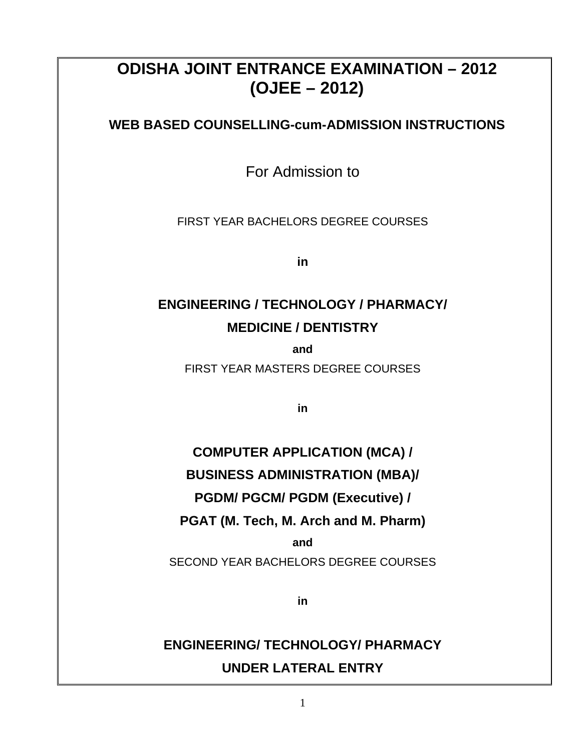# ODISHA JOINT ENTRANCE EXAMINATION – 2012
# (OJEE – 2012)

## WEB BASED COUNSELLING-cum-ADMISSION INSTRUCTIONS

For Admission to

FIRST YEAR BACHELORS DEGREE COURSES

**in**

**ENGINEERING / TECHNOLOGY / PHARMACY/**

**MEDICINE / DENTISTRY**

**and**

FIRST YEAR MASTERS DEGREE COURSES

**in**

**COMPUTER APPLICATION (MCA) /**

**BUSINESS ADMINISTRATION (MBA)/**

**PGDM/ PGCM/ PGDM (Executive) /**

**PGAT (M. Tech, M. Arch and M. Pharm)**

**and**

SECOND YEAR BACHELORS DEGREE COURSES

**in**

**ENGINEERING/ TECHNOLOGY/ PHARMACY**

**UNDER LATERAL ENTRY**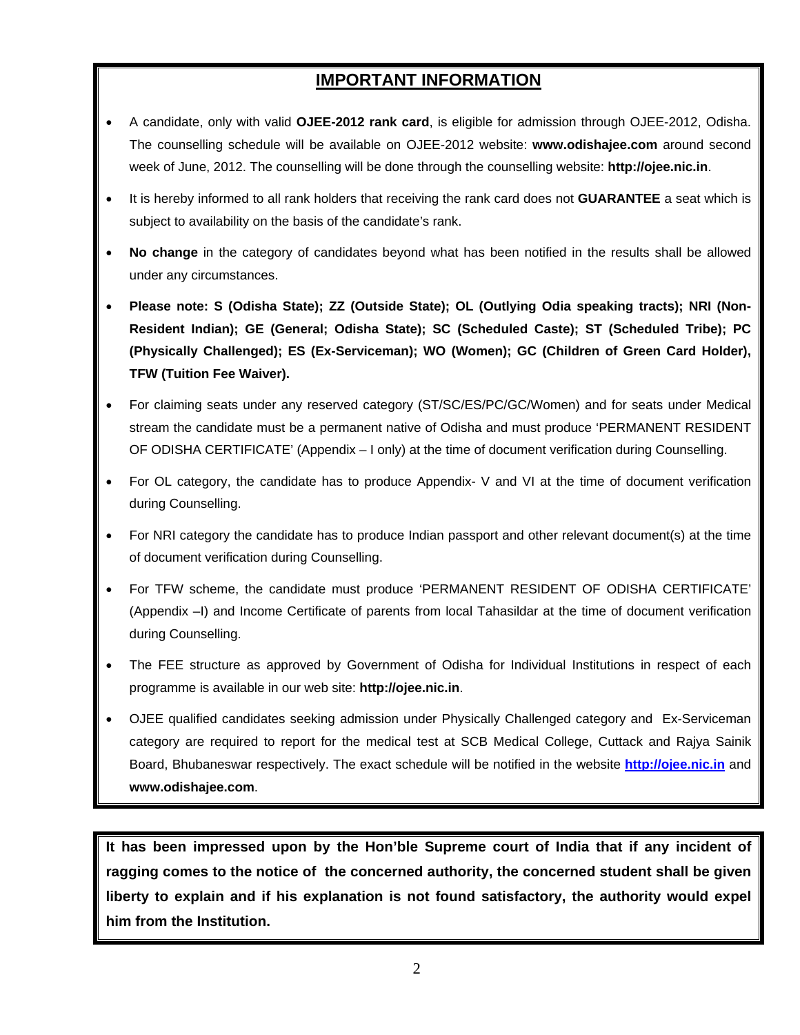## IMPORTANT INFORMATION

- A candidate, only with valid **OJEE-2012 rank card**, is eligible for admission through OJEE-2012, Odisha. The counselling schedule will be available on OJEE-2012 website: **www.odishajee.com** around second week of June, 2012. The counselling will be done through the counselling website: **http://ojee.nic.in**.
- It is hereby informed to all rank holders that receiving the rank card does not **GUARANTEE** a seat which is subject to availability on the basis of the candidate's rank.
- **No change** in the category of candidates beyond what has been notified in the results shall be allowed under any circumstances.
- **Please note: S (Odisha State); ZZ (Outside State); OL (Outlying Odia speaking tracts); NRI (Non-Resident Indian); GE (General; Odisha State); SC (Scheduled Caste); ST (Scheduled Tribe); PC (Physically Challenged); ES (Ex-Serviceman); WO (Women); GC (Children of Green Card Holder), TFW (Tuition Fee Waiver).**
- For claiming seats under any reserved category (ST/SC/ES/PC/GC/Women) and for seats under Medical stream the candidate must be a permanent native of Odisha and must produce 'PERMANENT RESIDENT OF ODISHA CERTIFICATE' (Appendix – I only) at the time of document verification during Counselling.
- For OL category, the candidate has to produce Appendix- V and VI at the time of document verification during Counselling.
- For NRI category the candidate has to produce Indian passport and other relevant document(s) at the time of document verification during Counselling.
- For TFW scheme, the candidate must produce 'PERMANENT RESIDENT OF ODISHA CERTIFICATE' (Appendix –I) and Income Certificate of parents from local Tahasildar at the time of document verification during Counselling.
- The FEE structure as approved by Government of Odisha for Individual Institutions in respect of each programme is available in our web site: **http://ojee.nic.in**.
- OJEE qualified candidates seeking admission under Physically Challenged category and Ex-Serviceman category are required to report for the medical test at SCB Medical College, Cuttack and Rajya Sainik Board, Bhubaneswar respectively. The exact schedule will be notified in the website **http://ojee.nic.in** and **www.odishajee.com**.

**It has been impressed upon by the Hon'ble Supreme court of India that if any incident of ragging comes to the notice of the concerned authority, the concerned student shall be given liberty to explain and if his explanation is not found satisfactory, the authority would expel him from the Institution.**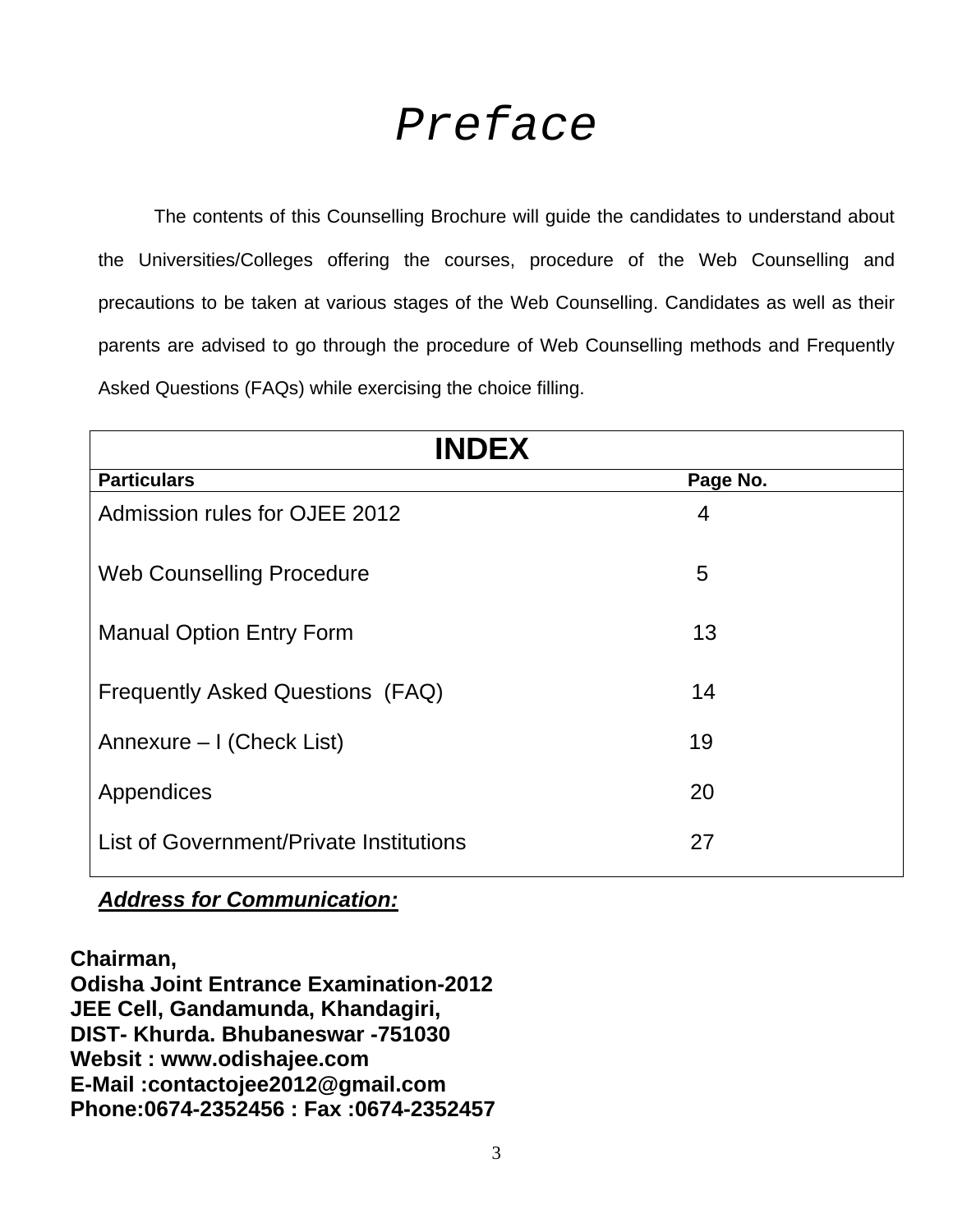# Preface

The contents of this Counselling Brochure will guide the candidates to understand about the Universities/Colleges offering the courses, procedure of the Web Counselling and precautions to be taken at various stages of the Web Counselling. Candidates as well as their parents are advised to go through the procedure of Web Counselling methods and Frequently Asked Questions (FAQs) while exercising the choice filling.

| INDEX | |
|---|---|
| **Particulars** | **Page No.** |
| Admission rules for OJEE 2012 | 4 |
| Web Counselling Procedure | 5 |
| Manual Option Entry Form | 13 |
| Frequently Asked Questions (FAQ) | 14 |
| Annexure – I (Check List) | 19 |
| Appendices | 20 |
| List of Government/Private Institutions | 27 |

***Address for Communication:***

**Chairman,**
**Odisha Joint Entrance Examination-2012**
**JEE Cell, Gandamunda, Khandagiri,**
**DIST- Khurda. Bhubaneswar -751030**
**Websit : www.odishajee.com**
**E-Mail :contactojee2012@gmail.com**
**Phone:0674-2352456 : Fax :0674-2352457**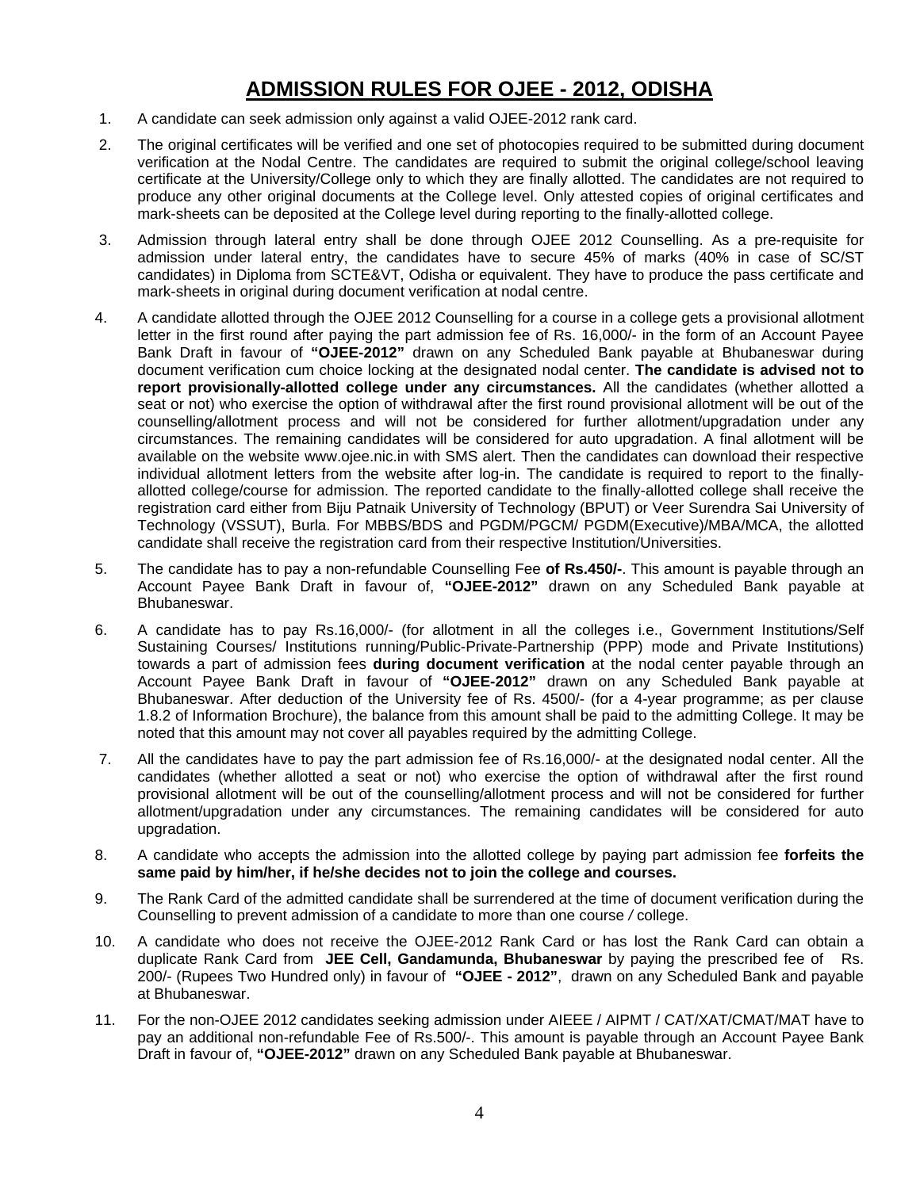# ADMISSION RULES FOR OJEE - 2012, ODISHA

1. A candidate can seek admission only against a valid OJEE-2012 rank card.
2. The original certificates will be verified and one set of photocopies required to be submitted during document verification at the Nodal Centre. The candidates are required to submit the original college/school leaving certificate at the University/College only to which they are finally allotted. The candidates are not required to produce any other original documents at the College level. Only attested copies of original certificates and mark-sheets can be deposited at the College level during reporting to the finally-allotted college.
3. Admission through lateral entry shall be done through OJEE 2012 Counselling. As a pre-requisite for admission under lateral entry, the candidates have to secure 45% of marks (40% in case of SC/ST candidates) in Diploma from SCTE&VT, Odisha or equivalent. They have to produce the pass certificate and mark-sheets in original during document verification at nodal centre.
4. A candidate allotted through the OJEE 2012 Counselling for a course in a college gets a provisional allotment letter in the first round after paying the part admission fee of Rs. 16,000/- in the form of an Account Payee Bank Draft in favour of **"OJEE-2012"** drawn on any Scheduled Bank payable at Bhubaneswar during document verification cum choice locking at the designated nodal center. **The candidate is advised not to report provisionally-allotted college under any circumstances.** All the candidates (whether allotted a seat or not) who exercise the option of withdrawal after the first round provisional allotment will be out of the counselling/allotment process and will not be considered for further allotment/upgradation under any circumstances. The remaining candidates will be considered for auto upgradation. A final allotment will be available on the website www.ojee.nic.in with SMS alert. Then the candidates can download their respective individual allotment letters from the website after log-in. The candidate is required to report to the finally-allotted college/course for admission. The reported candidate to the finally-allotted college shall receive the registration card either from Biju Patnaik University of Technology (BPUT) or Veer Surendra Sai University of Technology (VSSUT), Burla. For MBBS/BDS and PGDM/PGCM/ PGDM(Executive)/MBA/MCA, the allotted candidate shall receive the registration card from their respective Institution/Universities.
5. The candidate has to pay a non-refundable Counselling Fee **of Rs.450/-**. This amount is payable through an Account Payee Bank Draft in favour of, **"OJEE-2012"** drawn on any Scheduled Bank payable at Bhubaneswar.
6. A candidate has to pay Rs.16,000/- (for allotment in all the colleges i.e., Government Institutions/Self Sustaining Courses/ Institutions running/Public-Private-Partnership (PPP) mode and Private Institutions) towards a part of admission fees **during document verification** at the nodal center payable through an Account Payee Bank Draft in favour of **"OJEE-2012"** drawn on any Scheduled Bank payable at Bhubaneswar. After deduction of the University fee of Rs. 4500/- (for a 4-year programme; as per clause 1.8.2 of Information Brochure), the balance from this amount shall be paid to the admitting College. It may be noted that this amount may not cover all payables required by the admitting College.
7. All the candidates have to pay the part admission fee of Rs.16,000/- at the designated nodal center. All the candidates (whether allotted a seat or not) who exercise the option of withdrawal after the first round provisional allotment will be out of the counselling/allotment process and will not be considered for further allotment/upgradation under any circumstances. The remaining candidates will be considered for auto upgradation.
8. A candidate who accepts the admission into the allotted college by paying part admission fee **forfeits the same paid by him/her, if he/she decides not to join the college and courses.**
9. The Rank Card of the admitted candidate shall be surrendered at the time of document verification during the Counselling to prevent admission of a candidate to more than one course / college.
10. A candidate who does not receive the OJEE-2012 Rank Card or has lost the Rank Card can obtain a duplicate Rank Card from **JEE Cell, Gandamunda, Bhubaneswar** by paying the prescribed fee of Rs. 200/- (Rupees Two Hundred only) in favour of **"OJEE - 2012"**, drawn on any Scheduled Bank and payable at Bhubaneswar.
11. For the non-OJEE 2012 candidates seeking admission under AIEEE / AIPMT / CAT/XAT/CMAT/MAT have to pay an additional non-refundable Fee of Rs.500/-. This amount is payable through an Account Payee Bank Draft in favour of, **"OJEE-2012"** drawn on any Scheduled Bank payable at Bhubaneswar.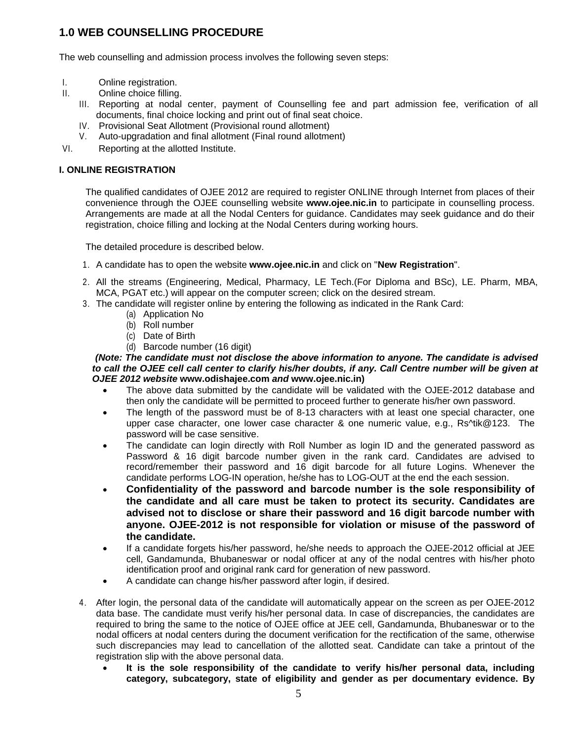## 1.0 WEB COUNSELLING PROCEDURE

The web counselling and admission process involves the following seven steps:

I. Online registration.
II. Online choice filling.
III. Reporting at nodal center, payment of Counselling fee and part admission fee, verification of all documents, final choice locking and print out of final seat choice.
IV. Provisional Seat Allotment (Provisional round allotment)
V. Auto-upgradation and final allotment (Final round allotment)
VI. Reporting at the allotted Institute.

### I. ONLINE REGISTRATION

The qualified candidates of OJEE 2012 are required to register ONLINE through Internet from places of their convenience through the OJEE counselling website **www.ojee.nic.in** to participate in counselling process. Arrangements are made at all the Nodal Centers for guidance. Candidates may seek guidance and do their registration, choice filling and locking at the Nodal Centers during working hours.

The detailed procedure is described below.

1. A candidate has to open the website **www.ojee.nic.in** and click on "**New Registration**".
2. All the streams (Engineering, Medical, Pharmacy, LE Tech.(For Diploma and BSc), LE. Pharm, MBA, MCA, PGAT etc.) will appear on the computer screen; click on the desired stream.
3. The candidate will register online by entering the following as indicated in the Rank Card:
   (a) Application No
   (b) Roll number
   (c) Date of Birth
   (d) Barcode number (16 digit)

   ***(Note: The candidate must not disclose the above information to anyone. The candidate is advised to call the OJEE cell call center to clarify his/her doubts, if any. Call Centre number will be given at OJEE 2012 website* www.odishajee.com *and* www.ojee.nic.in)**

   - The above data submitted by the candidate will be validated with the OJEE-2012 database and then only the candidate will be permitted to proceed further to generate his/her own password.
   - The length of the password must be of 8-13 characters with at least one special character, one upper case character, one lower case character & one numeric value, e.g., Rs^tik@123. The password will be case sensitive.
   - The candidate can login directly with Roll Number as login ID and the generated password as Password & 16 digit barcode number given in the rank card. Candidates are advised to record/remember their password and 16 digit barcode for all future Logins. Whenever the candidate performs LOG-IN operation, he/she has to LOG-OUT at the end the each session.
   - **Confidentiality of the password and barcode number is the sole responsibility of the candidate and all care must be taken to protect its security. Candidates are advised not to disclose or share their password and 16 digit barcode number with anyone. OJEE-2012 is not responsible for violation or misuse of the password of the candidate.**
   - If a candidate forgets his/her password, he/she needs to approach the OJEE-2012 official at JEE cell, Gandamunda, Bhubaneswar or nodal officer at any of the nodal centres with his/her photo identification proof and original rank card for generation of new password.
   - A candidate can change his/her password after login, if desired.

4. After login, the personal data of the candidate will automatically appear on the screen as per OJEE-2012 data base. The candidate must verify his/her personal data. In case of discrepancies, the candidates are required to bring the same to the notice of OJEE office at JEE cell, Gandamunda, Bhubaneswar or to the nodal officers at nodal centers during the document verification for the rectification of the same, otherwise such discrepancies may lead to cancellation of the allotted seat. Candidate can take a printout of the registration slip with the above personal data.
   - **It is the sole responsibility of the candidate to verify his/her personal data, including category, subcategory, state of eligibility and gender as per documentary evidence. By**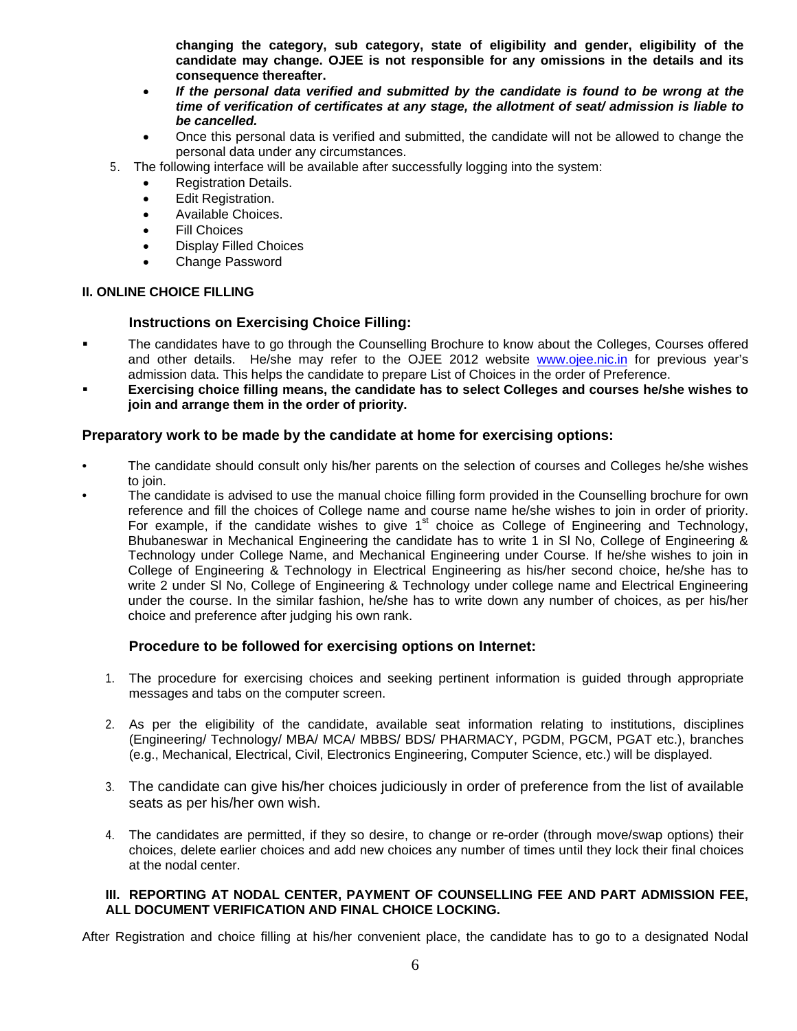**changing the category, sub category, state of eligibility and gender, eligibility of the candidate may change. OJEE is not responsible for any omissions in the details and its consequence thereafter.**

- ***If the personal data verified and submitted by the candidate is found to be wrong at the time of verification of certificates at any stage, the allotment of seat/ admission is liable to be cancelled.***
- Once this personal data is verified and submitted, the candidate will not be allowed to change the personal data under any circumstances.

5. The following interface will be available after successfully logging into the system:
   - Registration Details.
   - Edit Registration.
   - Available Choices.
   - Fill Choices
   - Display Filled Choices
   - Change Password

**II. ONLINE CHOICE FILLING**

### Instructions on Exercising Choice Filling:

- The candidates have to go through the Counselling Brochure to know about the Colleges, Courses offered and other details. He/she may refer to the OJEE 2012 website www.ojee.nic.in for previous year's admission data. This helps the candidate to prepare List of Choices in the order of Preference.
- **Exercising choice filling means, the candidate has to select Colleges and courses he/she wishes to join and arrange them in the order of priority.**

### Preparatory work to be made by the candidate at home for exercising options:

- The candidate should consult only his/her parents on the selection of courses and Colleges he/she wishes to join.
- The candidate is advised to use the manual choice filling form provided in the Counselling brochure for own reference and fill the choices of College name and course name he/she wishes to join in order of priority. For example, if the candidate wishes to give 1st choice as College of Engineering and Technology, Bhubaneswar in Mechanical Engineering the candidate has to write 1 in Sl No, College of Engineering & Technology under College Name, and Mechanical Engineering under Course. If he/she wishes to join in College of Engineering & Technology in Electrical Engineering as his/her second choice, he/she has to write 2 under Sl No, College of Engineering & Technology under college name and Electrical Engineering under the course. In the similar fashion, he/she has to write down any number of choices, as per his/her choice and preference after judging his own rank.

### Procedure to be followed for exercising options on Internet:

1. The procedure for exercising choices and seeking pertinent information is guided through appropriate messages and tabs on the computer screen.

2. As per the eligibility of the candidate, available seat information relating to institutions, disciplines (Engineering/ Technology/ MBA/ MCA/ MBBS/ BDS/ PHARMACY, PGDM, PGCM, PGAT etc.), branches (e.g., Mechanical, Electrical, Civil, Electronics Engineering, Computer Science, etc.) will be displayed.

3. The candidate can give his/her choices judiciously in order of preference from the list of available seats as per his/her own wish.

4. The candidates are permitted, if they so desire, to change or re-order (through move/swap options) their choices, delete earlier choices and add new choices any number of times until they lock their final choices at the nodal center.

**III. REPORTING AT NODAL CENTER, PAYMENT OF COUNSELLING FEE AND PART ADMISSION FEE, ALL DOCUMENT VERIFICATION AND FINAL CHOICE LOCKING.**

After Registration and choice filling at his/her convenient place, the candidate has to go to a designated Nodal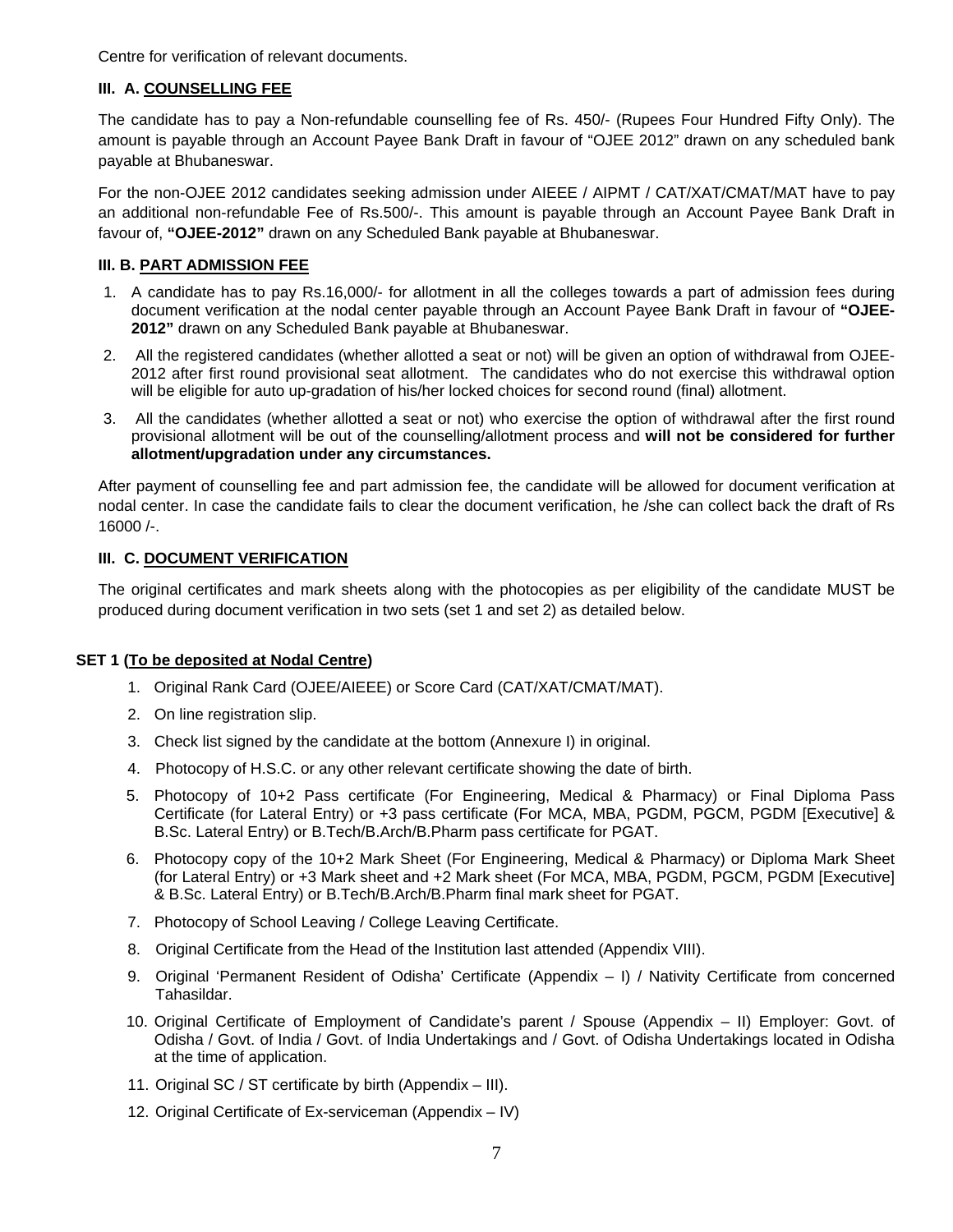Centre for verification of relevant documents.

### III. A. COUNSELLING FEE

The candidate has to pay a Non-refundable counselling fee of Rs. 450/- (Rupees Four Hundred Fifty Only). The amount is payable through an Account Payee Bank Draft in favour of "OJEE 2012" drawn on any scheduled bank payable at Bhubaneswar.

For the non-OJEE 2012 candidates seeking admission under AIEEE / AIPMT / CAT/XAT/CMAT/MAT have to pay an additional non-refundable Fee of Rs.500/-. This amount is payable through an Account Payee Bank Draft in favour of, **"OJEE-2012"** drawn on any Scheduled Bank payable at Bhubaneswar.

### III. B. PART ADMISSION FEE

1. A candidate has to pay Rs.16,000/- for allotment in all the colleges towards a part of admission fees during document verification at the nodal center payable through an Account Payee Bank Draft in favour of **"OJEE-2012"** drawn on any Scheduled Bank payable at Bhubaneswar.
2. All the registered candidates (whether allotted a seat or not) will be given an option of withdrawal from OJEE-2012 after first round provisional seat allotment. The candidates who do not exercise this withdrawal option will be eligible for auto up-gradation of his/her locked choices for second round (final) allotment.
3. All the candidates (whether allotted a seat or not) who exercise the option of withdrawal after the first round provisional allotment will be out of the counselling/allotment process and **will not be considered for further allotment/upgradation under any circumstances.**

After payment of counselling fee and part admission fee, the candidate will be allowed for document verification at nodal center. In case the candidate fails to clear the document verification, he /she can collect back the draft of Rs 16000 /-.

### III. C. DOCUMENT VERIFICATION

The original certificates and mark sheets along with the photocopies as per eligibility of the candidate MUST be produced during document verification in two sets (set 1 and set 2) as detailed below.

**SET 1 (To be deposited at Nodal Centre)**

1. Original Rank Card (OJEE/AIEEE) or Score Card (CAT/XAT/CMAT/MAT).
2. On line registration slip.
3. Check list signed by the candidate at the bottom (Annexure I) in original.
4. Photocopy of H.S.C. or any other relevant certificate showing the date of birth.
5. Photocopy of 10+2 Pass certificate (For Engineering, Medical & Pharmacy) or Final Diploma Pass Certificate (for Lateral Entry) or +3 pass certificate (For MCA, MBA, PGDM, PGCM, PGDM [Executive] & B.Sc. Lateral Entry) or B.Tech/B.Arch/B.Pharm pass certificate for PGAT.
6. Photocopy copy of the 10+2 Mark Sheet (For Engineering, Medical & Pharmacy) or Diploma Mark Sheet (for Lateral Entry) or +3 Mark sheet and +2 Mark sheet (For MCA, MBA, PGDM, PGCM, PGDM [Executive] & B.Sc. Lateral Entry) or B.Tech/B.Arch/B.Pharm final mark sheet for PGAT.
7. Photocopy of School Leaving / College Leaving Certificate.
8. Original Certificate from the Head of the Institution last attended (Appendix VIII).
9. Original 'Permanent Resident of Odisha' Certificate (Appendix – I) / Nativity Certificate from concerned Tahasildar.
10. Original Certificate of Employment of Candidate's parent / Spouse (Appendix – II) Employer: Govt. of Odisha / Govt. of India / Govt. of India Undertakings and / Govt. of Odisha Undertakings located in Odisha at the time of application.
11. Original SC / ST certificate by birth (Appendix – III).
12. Original Certificate of Ex-serviceman (Appendix – IV)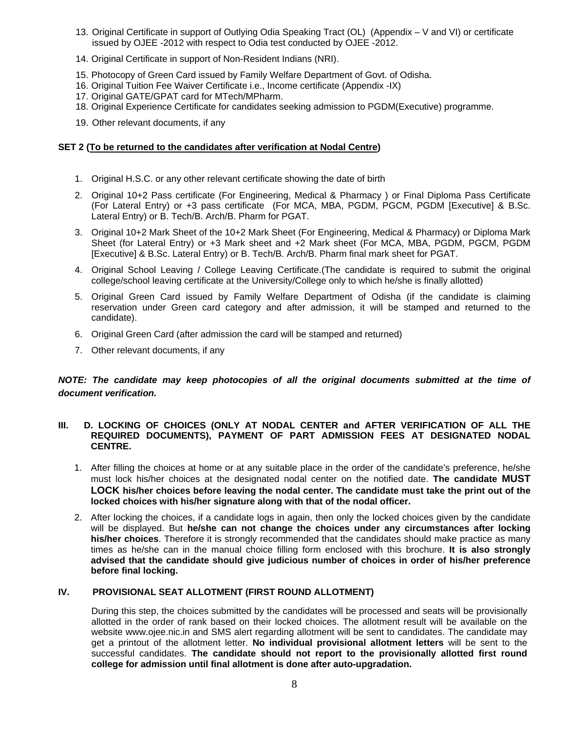13. Original Certificate in support of Outlying Odia Speaking Tract (OL) (Appendix – V and VI) or certificate issued by OJEE -2012 with respect to Odia test conducted by OJEE -2012.
14. Original Certificate in support of Non-Resident Indians (NRI).
15. Photocopy of Green Card issued by Family Welfare Department of Govt. of Odisha.
16. Original Tuition Fee Waiver Certificate i.e., Income certificate (Appendix -IX)
17. Original GATE/GPAT card for MTech/MPharm.
18. Original Experience Certificate for candidates seeking admission to PGDM(Executive) programme.
19. Other relevant documents, if any

**SET 2 (<u>To be returned to the candidates after verification at Nodal Centre</u>)**

1. Original H.S.C. or any other relevant certificate showing the date of birth
2. Original 10+2 Pass certificate (For Engineering, Medical & Pharmacy ) or Final Diploma Pass Certificate (For Lateral Entry) or +3 pass certificate (For MCA, MBA, PGDM, PGCM, PGDM [Executive] & B.Sc. Lateral Entry) or B. Tech/B. Arch/B. Pharm for PGAT.
3. Original 10+2 Mark Sheet of the 10+2 Mark Sheet (For Engineering, Medical & Pharmacy) or Diploma Mark Sheet (for Lateral Entry) or +3 Mark sheet and +2 Mark sheet (For MCA, MBA, PGDM, PGCM, PGDM [Executive] & B.Sc. Lateral Entry) or B. Tech/B. Arch/B. Pharm final mark sheet for PGAT.
4. Original School Leaving / College Leaving Certificate.(The candidate is required to submit the original college/school leaving certificate at the University/College only to which he/she is finally allotted)
5. Original Green Card issued by Family Welfare Department of Odisha (if the candidate is claiming reservation under Green card category and after admission, it will be stamped and returned to the candidate).
6. Original Green Card (after admission the card will be stamped and returned)
7. Other relevant documents, if any

***NOTE: The candidate may keep photocopies of all the original documents submitted at the time of document verification.***

**III. D. LOCKING OF CHOICES (ONLY AT NODAL CENTER and AFTER VERIFICATION OF ALL THE REQUIRED DOCUMENTS), PAYMENT OF PART ADMISSION FEES AT DESIGNATED NODAL CENTRE.**

1. After filling the choices at home or at any suitable place in the order of the candidate's preference, he/she must lock his/her choices at the designated nodal center on the notified date. **The candidate MUST LOCK his/her choices before leaving the nodal center. The candidate must take the print out of the locked choices with his/her signature along with that of the nodal officer.**
2. After locking the choices, if a candidate logs in again, then only the locked choices given by the candidate will be displayed. But **he/she can not change the choices under any circumstances after locking his/her choices**. Therefore it is strongly recommended that the candidates should make practice as many times as he/she can in the manual choice filling form enclosed with this brochure. **It is also strongly advised that the candidate should give judicious number of choices in order of his/her preference before final locking.**

**IV. PROVISIONAL SEAT ALLOTMENT (FIRST ROUND ALLOTMENT)**

During this step, the choices submitted by the candidates will be processed and seats will be provisionally allotted in the order of rank based on their locked choices. The allotment result will be available on the website www.ojee.nic.in and SMS alert regarding allotment will be sent to candidates. The candidate may get a printout of the allotment letter. **No individual provisional allotment letters** will be sent to the successful candidates. **The candidate should not report to the provisionally allotted first round college for admission until final allotment is done after auto-upgradation.**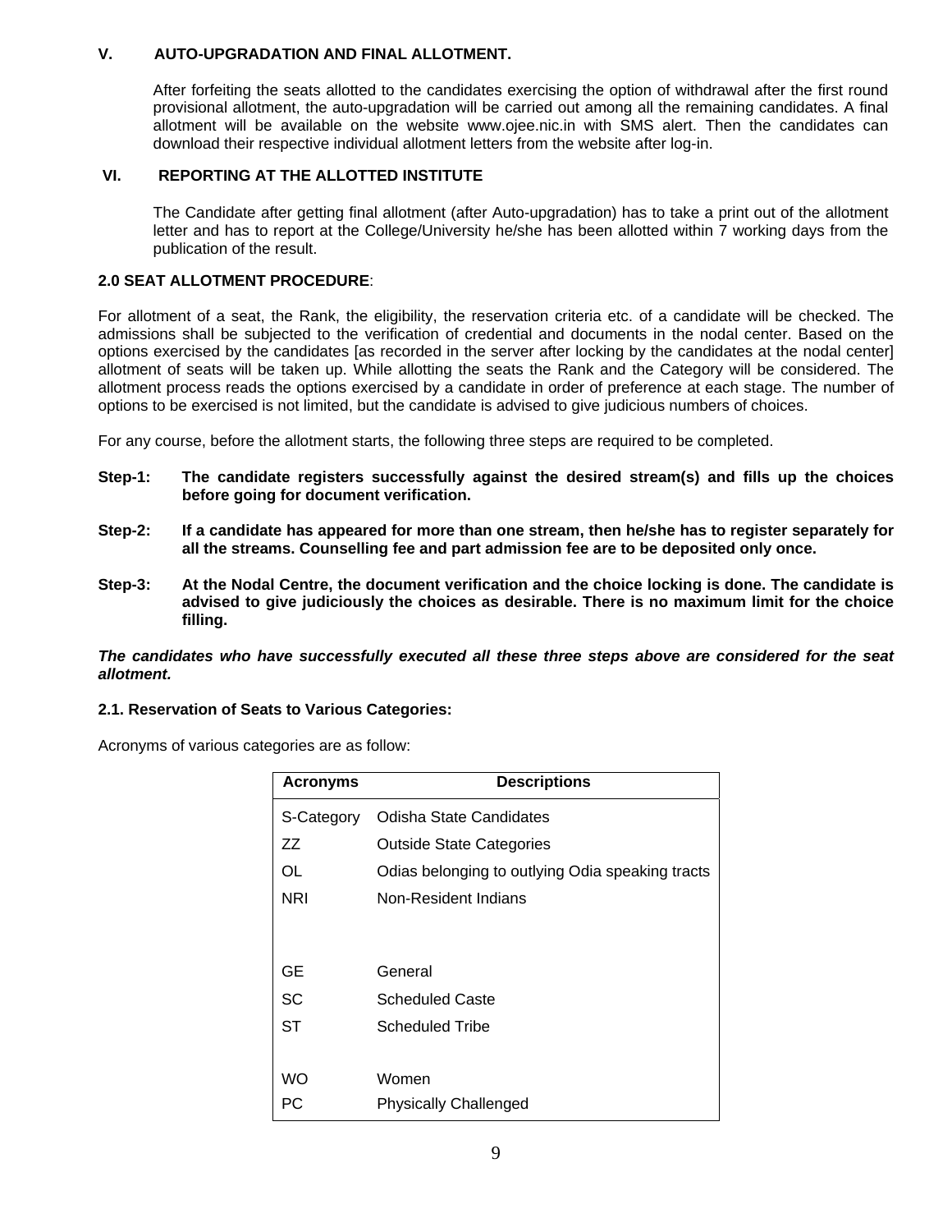### V. AUTO-UPGRADATION AND FINAL ALLOTMENT.

After forfeiting the seats allotted to the candidates exercising the option of withdrawal after the first round provisional allotment, the auto-upgradation will be carried out among all the remaining candidates. A final allotment will be available on the website www.ojee.nic.in with SMS alert. Then the candidates can download their respective individual allotment letters from the website after log-in.

### VI. REPORTING AT THE ALLOTTED INSTITUTE

The Candidate after getting final allotment (after Auto-upgradation) has to take a print out of the allotment letter and has to report at the College/University he/she has been allotted within 7 working days from the publication of the result.

## 2.0 SEAT ALLOTMENT PROCEDURE:

For allotment of a seat, the Rank, the eligibility, the reservation criteria etc. of a candidate will be checked. The admissions shall be subjected to the verification of credential and documents in the nodal center. Based on the options exercised by the candidates [as recorded in the server after locking by the candidates at the nodal center] allotment of seats will be taken up. While allotting the seats the Rank and the Category will be considered. The allotment process reads the options exercised by a candidate in order of preference at each stage. The number of options to be exercised is not limited, but the candidate is advised to give judicious numbers of choices.

For any course, before the allotment starts, the following three steps are required to be completed.

**Step-1: The candidate registers successfully against the desired stream(s) and fills up the choices before going for document verification.**

**Step-2: If a candidate has appeared for more than one stream, then he/she has to register separately for all the streams. Counselling fee and part admission fee are to be deposited only once.**

**Step-3: At the Nodal Centre, the document verification and the choice locking is done. The candidate is advised to give judiciously the choices as desirable. There is no maximum limit for the choice filling.**

***The candidates who have successfully executed all these three steps above are considered for the seat allotment.***

### 2.1. Reservation of Seats to Various Categories:

Acronyms of various categories are as follow:

| Acronyms | Descriptions |
|---|---|
| S-Category | Odisha State Candidates |
| ZZ | Outside State Categories |
| OL | Odias belonging to outlying Odia speaking tracts |
| NRI | Non-Resident Indians |
| GE | General |
| SC | Scheduled Caste |
| ST | Scheduled Tribe |
| WO | Women |
| PC | Physically Challenged |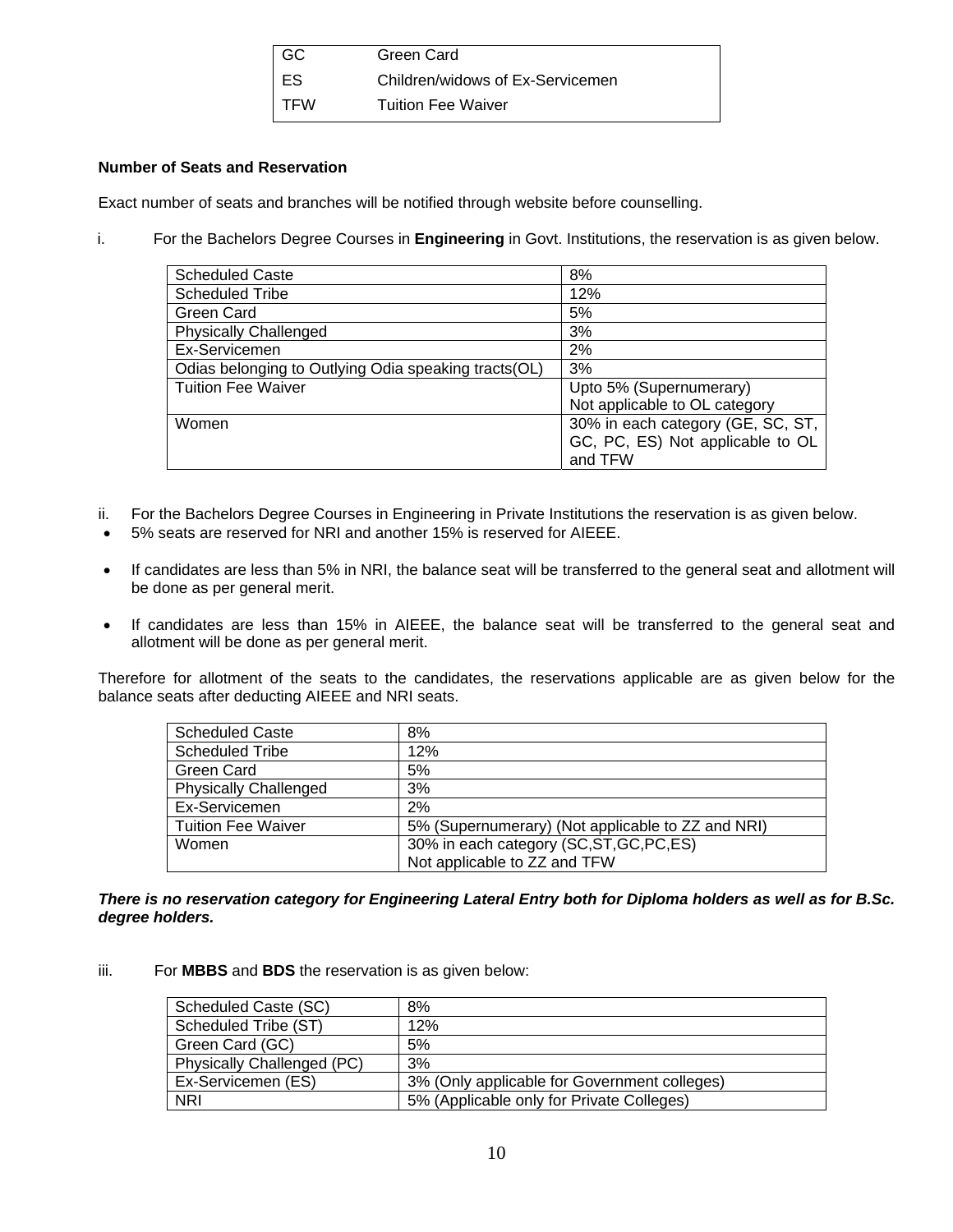| GC | Green Card |
|---|---|
| ES | Children/widows of Ex-Servicemen |
| TFW | Tuition Fee Waiver |

**Number of Seats and Reservation**

Exact number of seats and branches will be notified through website before counselling.

i. For the Bachelors Degree Courses in **Engineering** in Govt. Institutions, the reservation is as given below.

| Scheduled Caste | 8% |
|---|---|
| Scheduled Tribe | 12% |
| Green Card | 5% |
| Physically Challenged | 3% |
| Ex-Servicemen | 2% |
| Odias belonging to Outlying Odia speaking tracts(OL) | 3% |
| Tuition Fee Waiver | Upto 5% (Supernumerary) Not applicable to OL category |
| Women | 30% in each category (GE, SC, ST, GC, PC, ES) Not applicable to OL and TFW |

ii. For the Bachelors Degree Courses in Engineering in Private Institutions the reservation is as given below.

- 5% seats are reserved for NRI and another 15% is reserved for AIEEE.
- If candidates are less than 5% in NRI, the balance seat will be transferred to the general seat and allotment will be done as per general merit.
- If candidates are less than 15% in AIEEE, the balance seat will be transferred to the general seat and allotment will be done as per general merit.

Therefore for allotment of the seats to the candidates, the reservations applicable are as given below for the balance seats after deducting AIEEE and NRI seats.

| Scheduled Caste | 8% |
|---|---|
| Scheduled Tribe | 12% |
| Green Card | 5% |
| Physically Challenged | 3% |
| Ex-Servicemen | 2% |
| Tuition Fee Waiver | 5% (Supernumerary) (Not applicable to ZZ and NRI) |
| Women | 30% in each category (SC,ST,GC,PC,ES) Not applicable to ZZ and TFW |

***There is no reservation category for Engineering Lateral Entry both for Diploma holders as well as for B.Sc. degree holders.***

iii. For **MBBS** and **BDS** the reservation is as given below:

| Scheduled Caste (SC) | 8% |
|---|---|
| Scheduled Tribe (ST) | 12% |
| Green Card (GC) | 5% |
| Physically Challenged (PC) | 3% |
| Ex-Servicemen (ES) | 3% (Only applicable for Government colleges) |
| NRI | 5% (Applicable only for Private Colleges) |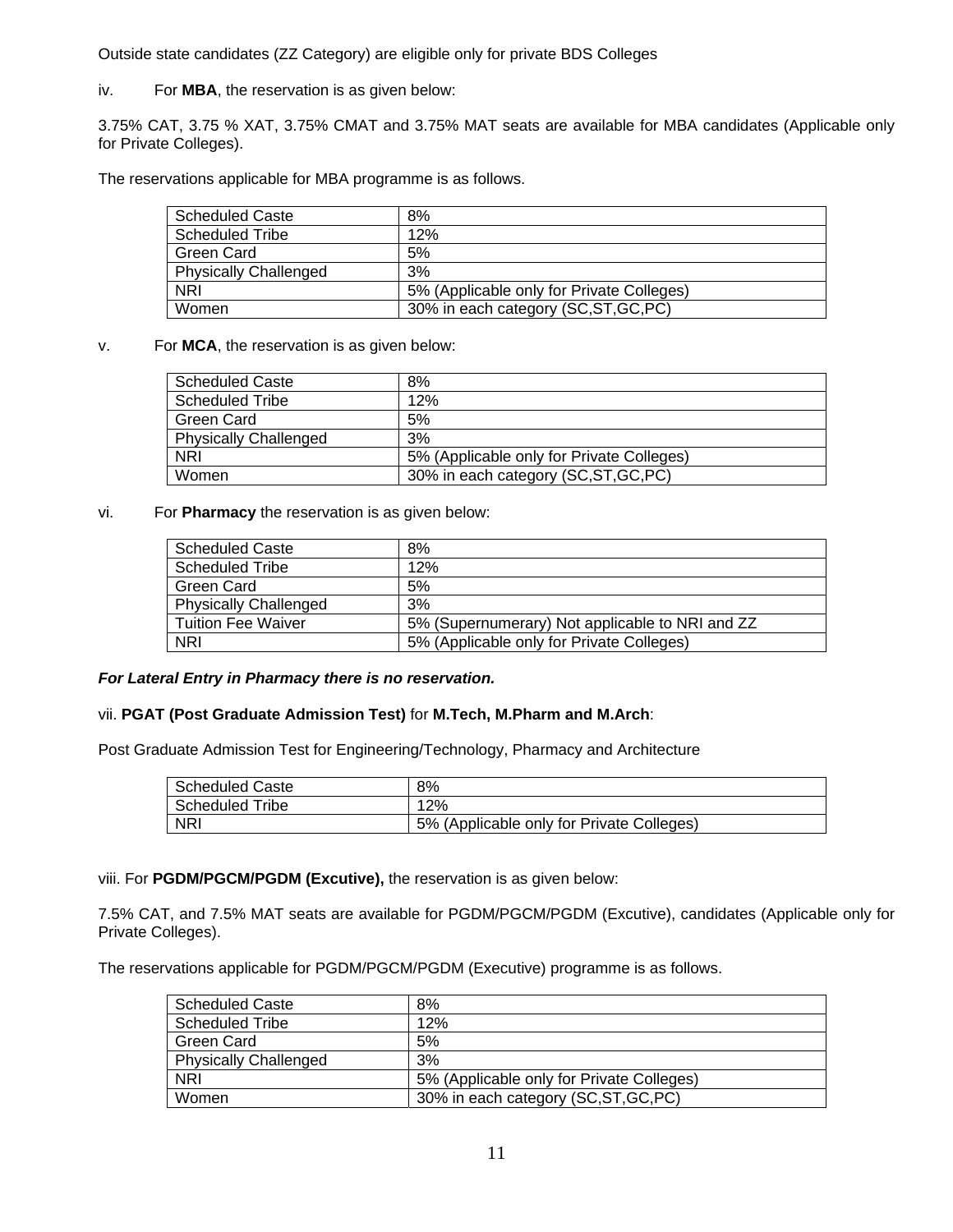Outside state candidates (ZZ Category) are eligible only for private BDS Colleges

iv. For **MBA**, the reservation is as given below:

3.75% CAT, 3.75 % XAT, 3.75% CMAT and 3.75% MAT seats are available for MBA candidates (Applicable only for Private Colleges).

The reservations applicable for MBA programme is as follows.

| Scheduled Caste | 8% |
|---|---|
| Scheduled Tribe | 12% |
| Green Card | 5% |
| Physically Challenged | 3% |
| NRI | 5% (Applicable only for Private Colleges) |
| Women | 30% in each category (SC,ST,GC,PC) |

v. For **MCA**, the reservation is as given below:

| Scheduled Caste | 8% |
|---|---|
| Scheduled Tribe | 12% |
| Green Card | 5% |
| Physically Challenged | 3% |
| NRI | 5% (Applicable only for Private Colleges) |
| Women | 30% in each category (SC,ST,GC,PC) |

vi. For **Pharmacy** the reservation is as given below:

| Scheduled Caste | 8% |
|---|---|
| Scheduled Tribe | 12% |
| Green Card | 5% |
| Physically Challenged | 3% |
| Tuition Fee Waiver | 5% (Supernumerary) Not applicable to NRI and ZZ |
| NRI | 5% (Applicable only for Private Colleges) |

***For Lateral Entry in Pharmacy there is no reservation.***

vii. **PGAT (Post Graduate Admission Test)** for **M.Tech, M.Pharm and M.Arch**:

Post Graduate Admission Test for Engineering/Technology, Pharmacy and Architecture

| Scheduled Caste | 8% |
|---|---|
| Scheduled Tribe | 12% |
| NRI | 5% (Applicable only for Private Colleges) |

viii. For **PGDM/PGCM/PGDM (Excutive),** the reservation is as given below:

7.5% CAT, and 7.5% MAT seats are available for PGDM/PGCM/PGDM (Excutive), candidates (Applicable only for Private Colleges).

The reservations applicable for PGDM/PGCM/PGDM (Executive) programme is as follows.

| Scheduled Caste | 8% |
|---|---|
| Scheduled Tribe | 12% |
| Green Card | 5% |
| Physically Challenged | 3% |
| NRI | 5% (Applicable only for Private Colleges) |
| Women | 30% in each category (SC,ST,GC,PC) |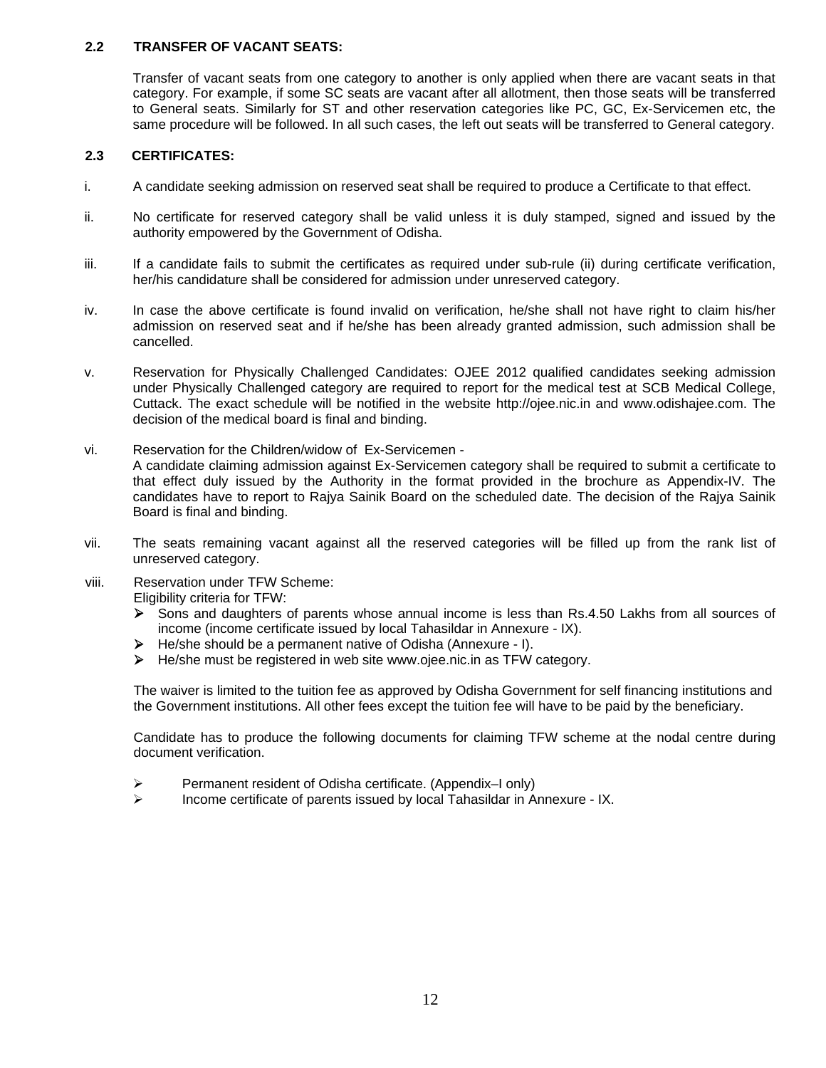### 2.2 TRANSFER OF VACANT SEATS:

Transfer of vacant seats from one category to another is only applied when there are vacant seats in that category. For example, if some SC seats are vacant after all allotment, then those seats will be transferred to General seats. Similarly for ST and other reservation categories like PC, GC, Ex-Servicemen etc, the same procedure will be followed. In all such cases, the left out seats will be transferred to General category.

### 2.3 CERTIFICATES:

i. A candidate seeking admission on reserved seat shall be required to produce a Certificate to that effect.

ii. No certificate for reserved category shall be valid unless it is duly stamped, signed and issued by the authority empowered by the Government of Odisha.

iii. If a candidate fails to submit the certificates as required under sub-rule (ii) during certificate verification, her/his candidature shall be considered for admission under unreserved category.

iv. In case the above certificate is found invalid on verification, he/she shall not have right to claim his/her admission on reserved seat and if he/she has been already granted admission, such admission shall be cancelled.

v. Reservation for Physically Challenged Candidates: OJEE 2012 qualified candidates seeking admission under Physically Challenged category are required to report for the medical test at SCB Medical College, Cuttack. The exact schedule will be notified in the website http://ojee.nic.in and www.odishajee.com. The decision of the medical board is final and binding.

vi. Reservation for the Children/widow of Ex-Servicemen -
A candidate claiming admission against Ex-Servicemen category shall be required to submit a certificate to that effect duly issued by the Authority in the format provided in the brochure as Appendix-IV. The candidates have to report to Rajya Sainik Board on the scheduled date. The decision of the Rajya Sainik Board is final and binding.

vii. The seats remaining vacant against all the reserved categories will be filled up from the rank list of unreserved category.

viii. Reservation under TFW Scheme:
Eligibility criteria for TFW:

- Sons and daughters of parents whose annual income is less than Rs.4.50 Lakhs from all sources of income (income certificate issued by local Tahasildar in Annexure - IX).
- He/she should be a permanent native of Odisha (Annexure - I).
- He/she must be registered in web site www.ojee.nic.in as TFW category.

The waiver is limited to the tuition fee as approved by Odisha Government for self financing institutions and the Government institutions. All other fees except the tuition fee will have to be paid by the beneficiary.

Candidate has to produce the following documents for claiming TFW scheme at the nodal centre during document verification.

- Permanent resident of Odisha certificate. (Appendix–I only)
- Income certificate of parents issued by local Tahasildar in Annexure - IX.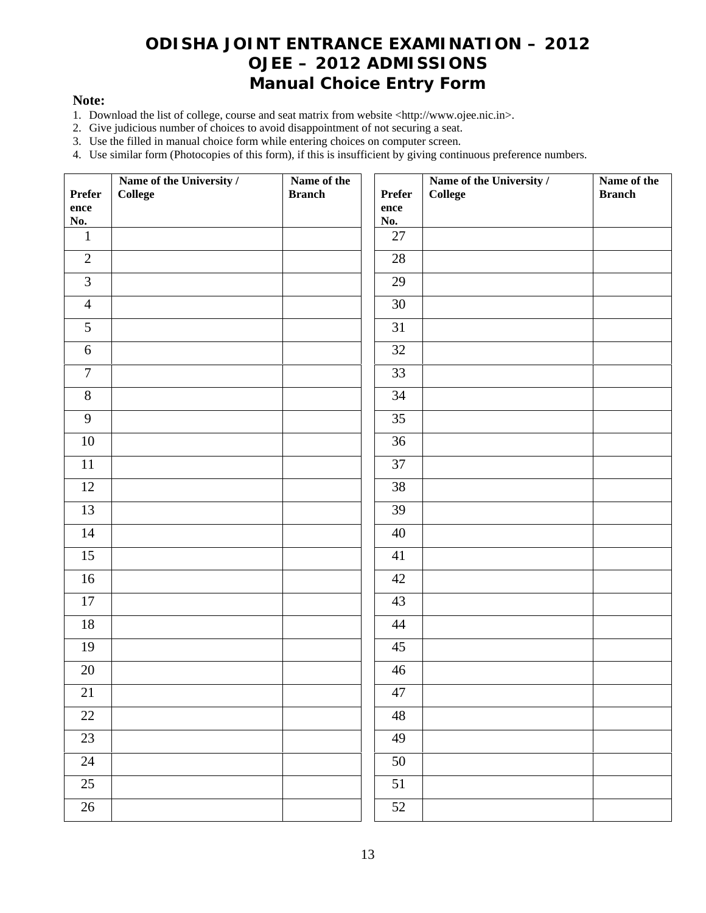# ODISHA JOINT ENTRANCE EXAMINATION – 2012
# OJEE – 2012 ADMISSIONS
# Manual Choice Entry Form

**Note:**

1. Download the list of college, course and seat matrix from website <http://www.ojee.nic.in>.
2. Give judicious number of choices to avoid disappointment of not securing a seat.
3. Use the filled in manual choice form while entering choices on computer screen.
4. Use similar form (Photocopies of this form), if this is insufficient by giving continuous preference numbers.

| Preference No. | Name of the University / College | Name of the Branch |
|---|---|---|
| 1 | | |
| 2 | | |
| 3 | | |
| 4 | | |
| 5 | | |
| 6 | | |
| 7 | | |
| 8 | | |
| 9 | | |
| 10 | | |
| 11 | | |
| 12 | | |
| 13 | | |
| 14 | | |
| 15 | | |
| 16 | | |
| 17 | | |
| 18 | | |
| 19 | | |
| 20 | | |
| 21 | | |
| 22 | | |
| 23 | | |
| 24 | | |
| 25 | | |
| 26 | | |

| Preference No. | Name of the University / College | Name of the Branch |
|---|---|---|
| 27 | | |
| 28 | | |
| 29 | | |
| 30 | | |
| 31 | | |
| 32 | | |
| 33 | | |
| 34 | | |
| 35 | | |
| 36 | | |
| 37 | | |
| 38 | | |
| 39 | | |
| 40 | | |
| 41 | | |
| 42 | | |
| 43 | | |
| 44 | | |
| 45 | | |
| 46 | | |
| 47 | | |
| 48 | | |
| 49 | | |
| 50 | | |
| 51 | | |
| 52 | | |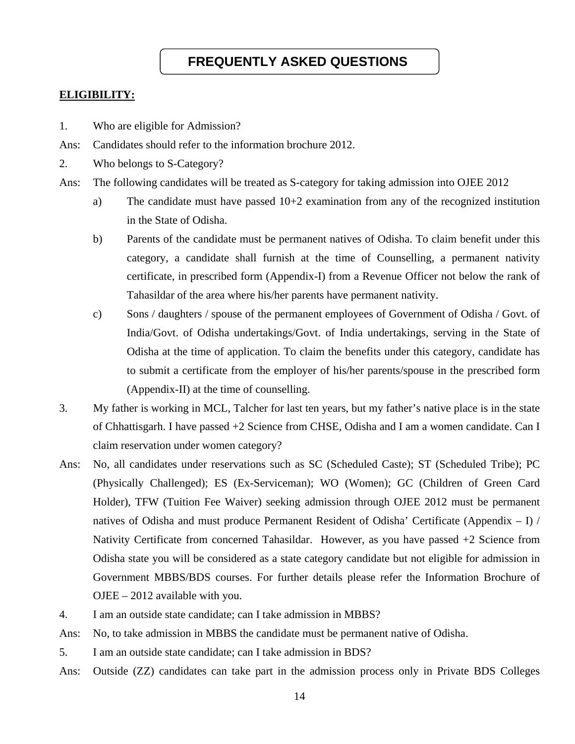# FREQUENTLY ASKED QUESTIONS

**ELIGIBILITY:**

1. Who are eligible for Admission?

Ans: Candidates should refer to the information brochure 2012.

2. Who belongs to S-Category?

Ans: The following candidates will be treated as S-category for taking admission into OJEE 2012

a) The candidate must have passed 10+2 examination from any of the recognized institution in the State of Odisha.

b) Parents of the candidate must be permanent natives of Odisha. To claim benefit under this category, a candidate shall furnish at the time of Counselling, a permanent nativity certificate, in prescribed form (Appendix-I) from a Revenue Officer not below the rank of Tahasildar of the area where his/her parents have permanent nativity.

c) Sons / daughters / spouse of the permanent employees of Government of Odisha / Govt. of India/Govt. of Odisha undertakings/Govt. of India undertakings, serving in the State of Odisha at the time of application. To claim the benefits under this category, candidate has to submit a certificate from the employer of his/her parents/spouse in the prescribed form (Appendix-II) at the time of counselling.

3. My father is working in MCL, Talcher for last ten years, but my father's native place is in the state of Chhattisgarh. I have passed +2 Science from CHSE, Odisha and I am a women candidate. Can I claim reservation under women category?

Ans: No, all candidates under reservations such as SC (Scheduled Caste); ST (Scheduled Tribe); PC (Physically Challenged); ES (Ex-Serviceman); WO (Women); GC (Children of Green Card Holder), TFW (Tuition Fee Waiver) seeking admission through OJEE 2012 must be permanent natives of Odisha and must produce Permanent Resident of Odisha' Certificate (Appendix – I) / Nativity Certificate from concerned Tahasildar. However, as you have passed +2 Science from Odisha state you will be considered as a state category candidate but not eligible for admission in Government MBBS/BDS courses. For further details please refer the Information Brochure of OJEE – 2012 available with you.

4. I am an outside state candidate; can I take admission in MBBS?

Ans: No, to take admission in MBBS the candidate must be permanent native of Odisha.

5. I am an outside state candidate; can I take admission in BDS?

Ans: Outside (ZZ) candidates can take part in the admission process only in Private BDS Colleges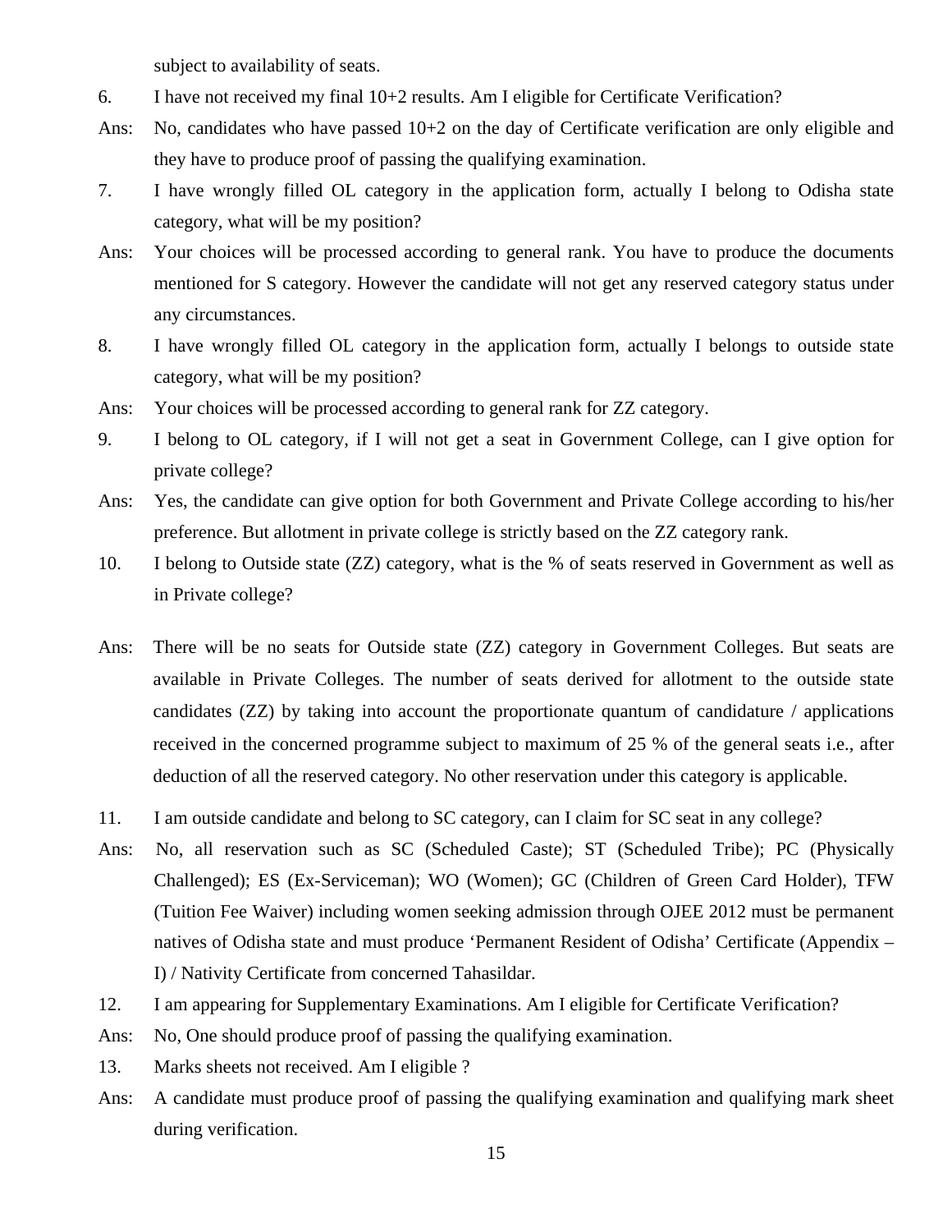subject to availability of seats.

6. I have not received my final 10+2 results. Am I eligible for Certificate Verification?

Ans: No, candidates who have passed 10+2 on the day of Certificate verification are only eligible and they have to produce proof of passing the qualifying examination.

7. I have wrongly filled OL category in the application form, actually I belong to Odisha state category, what will be my position?

Ans: Your choices will be processed according to general rank. You have to produce the documents mentioned for S category. However the candidate will not get any reserved category status under any circumstances.

8. I have wrongly filled OL category in the application form, actually I belongs to outside state category, what will be my position?

Ans: Your choices will be processed according to general rank for ZZ category.

9. I belong to OL category, if I will not get a seat in Government College, can I give option for private college?

Ans: Yes, the candidate can give option for both Government and Private College according to his/her preference. But allotment in private college is strictly based on the ZZ category rank.

10. I belong to Outside state (ZZ) category, what is the % of seats reserved in Government as well as in Private college?

Ans: There will be no seats for Outside state (ZZ) category in Government Colleges. But seats are available in Private Colleges. The number of seats derived for allotment to the outside state candidates (ZZ) by taking into account the proportionate quantum of candidature / applications received in the concerned programme subject to maximum of 25 % of the general seats i.e., after deduction of all the reserved category. No other reservation under this category is applicable.

11. I am outside candidate and belong to SC category, can I claim for SC seat in any college?

Ans: No, all reservation such as SC (Scheduled Caste); ST (Scheduled Tribe); PC (Physically Challenged); ES (Ex-Serviceman); WO (Women); GC (Children of Green Card Holder), TFW (Tuition Fee Waiver) including women seeking admission through OJEE 2012 must be permanent natives of Odisha state and must produce 'Permanent Resident of Odisha' Certificate (Appendix – I) / Nativity Certificate from concerned Tahasildar.

12. I am appearing for Supplementary Examinations. Am I eligible for Certificate Verification?

Ans: No, One should produce proof of passing the qualifying examination.

13. Marks sheets not received. Am I eligible ?

Ans: A candidate must produce proof of passing the qualifying examination and qualifying mark sheet during verification.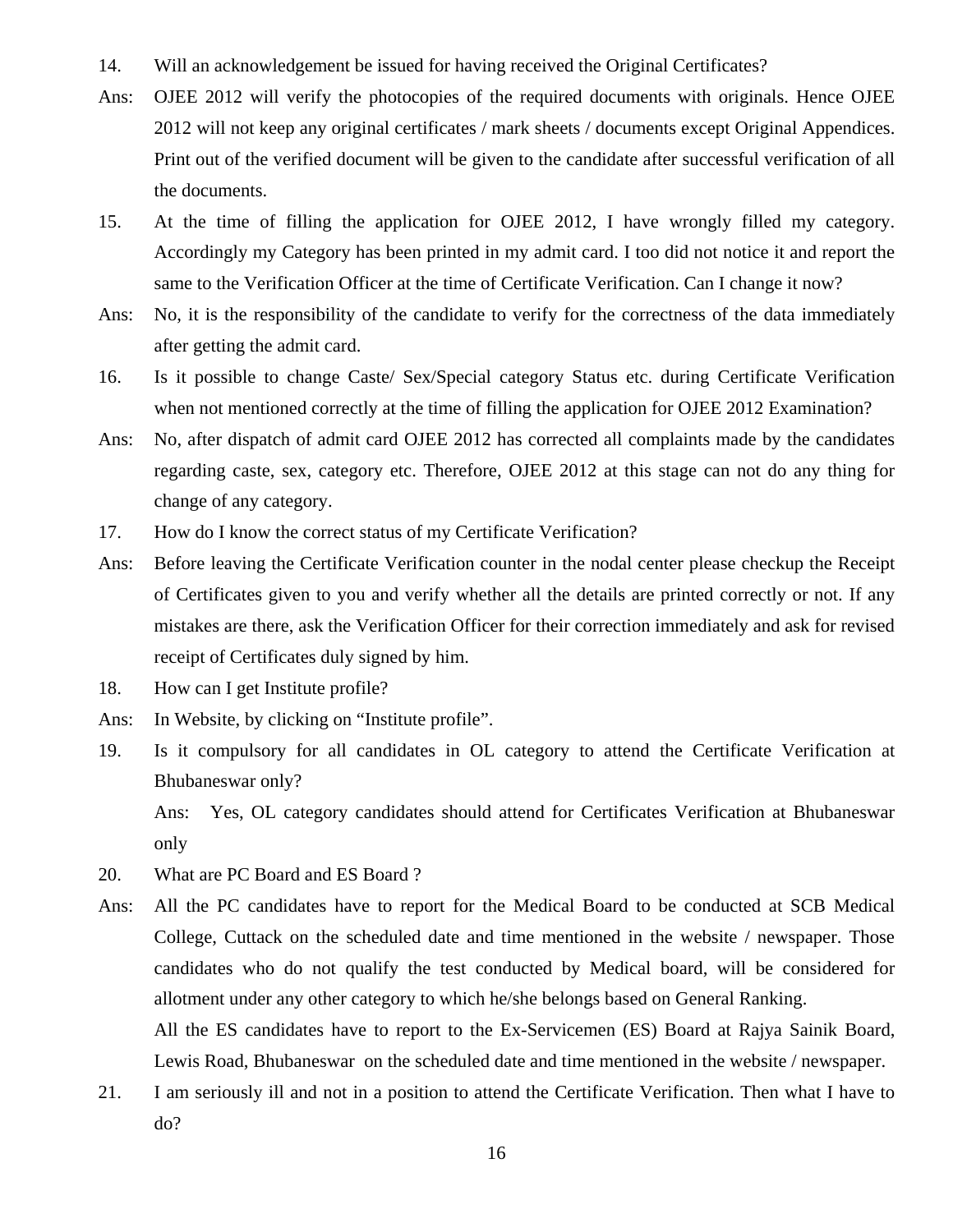14. Will an acknowledgement be issued for having received the Original Certificates?

Ans: OJEE 2012 will verify the photocopies of the required documents with originals. Hence OJEE 2012 will not keep any original certificates / mark sheets / documents except Original Appendices. Print out of the verified document will be given to the candidate after successful verification of all the documents.

15. At the time of filling the application for OJEE 2012, I have wrongly filled my category. Accordingly my Category has been printed in my admit card. I too did not notice it and report the same to the Verification Officer at the time of Certificate Verification. Can I change it now?

Ans: No, it is the responsibility of the candidate to verify for the correctness of the data immediately after getting the admit card.

16. Is it possible to change Caste/ Sex/Special category Status etc. during Certificate Verification when not mentioned correctly at the time of filling the application for OJEE 2012 Examination?

Ans: No, after dispatch of admit card OJEE 2012 has corrected all complaints made by the candidates regarding caste, sex, category etc. Therefore, OJEE 2012 at this stage can not do any thing for change of any category.

17. How do I know the correct status of my Certificate Verification?

Ans: Before leaving the Certificate Verification counter in the nodal center please checkup the Receipt of Certificates given to you and verify whether all the details are printed correctly or not. If any mistakes are there, ask the Verification Officer for their correction immediately and ask for revised receipt of Certificates duly signed by him.

18. How can I get Institute profile?

Ans: In Website, by clicking on "Institute profile".

19. Is it compulsory for all candidates in OL category to attend the Certificate Verification at Bhubaneswar only?

Ans: Yes, OL category candidates should attend for Certificates Verification at Bhubaneswar only

20. What are PC Board and ES Board ?

Ans: All the PC candidates have to report for the Medical Board to be conducted at SCB Medical College, Cuttack on the scheduled date and time mentioned in the website / newspaper. Those candidates who do not qualify the test conducted by Medical board, will be considered for allotment under any other category to which he/she belongs based on General Ranking.

All the ES candidates have to report to the Ex-Servicemen (ES) Board at Rajya Sainik Board, Lewis Road, Bhubaneswar on the scheduled date and time mentioned in the website / newspaper.

21. I am seriously ill and not in a position to attend the Certificate Verification. Then what I have to do?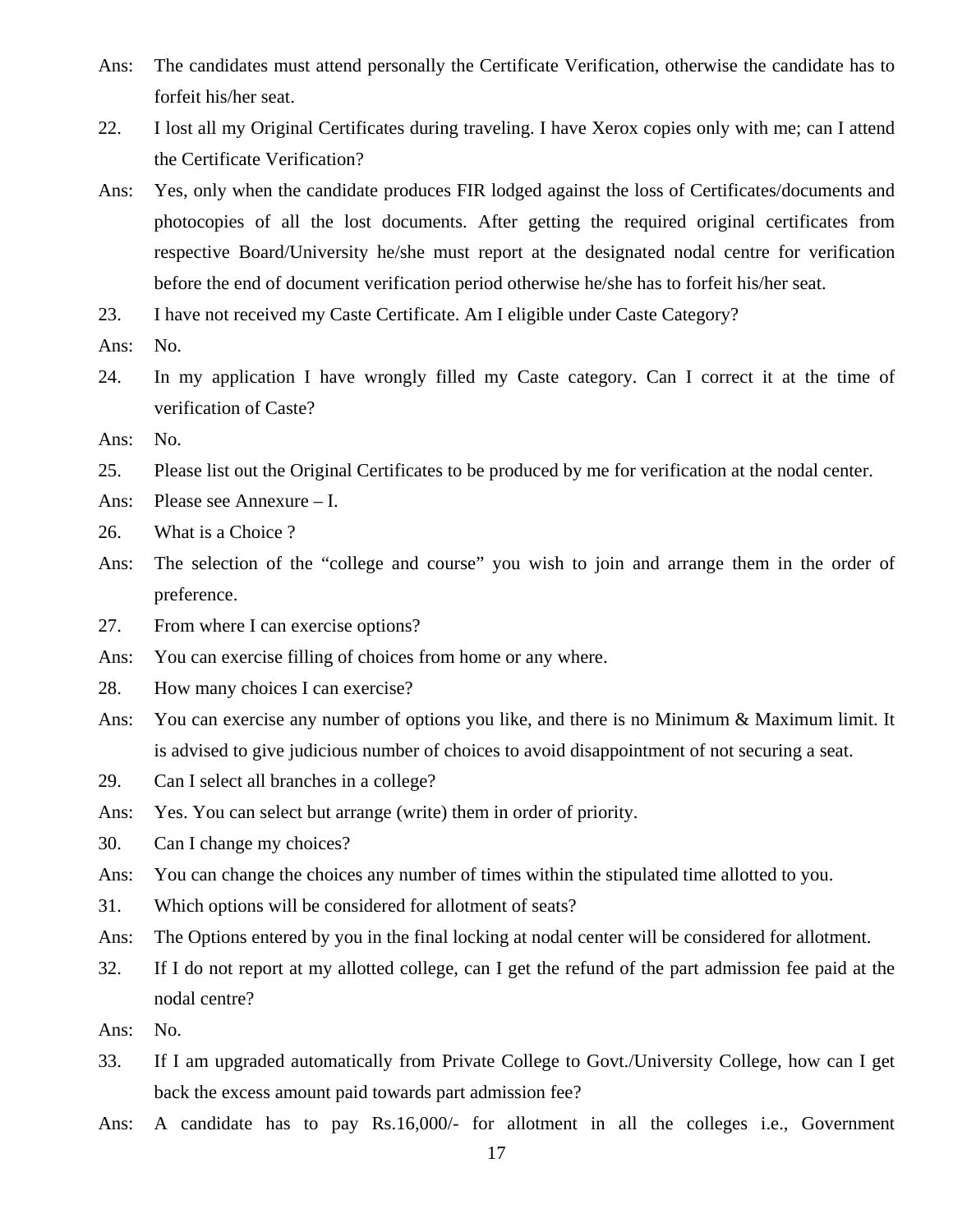Ans: The candidates must attend personally the Certificate Verification, otherwise the candidate has to forfeit his/her seat.

22. I lost all my Original Certificates during traveling. I have Xerox copies only with me; can I attend the Certificate Verification?

Ans: Yes, only when the candidate produces FIR lodged against the loss of Certificates/documents and photocopies of all the lost documents. After getting the required original certificates from respective Board/University he/she must report at the designated nodal centre for verification before the end of document verification period otherwise he/she has to forfeit his/her seat.

23. I have not received my Caste Certificate. Am I eligible under Caste Category?

Ans: No.

24. In my application I have wrongly filled my Caste category. Can I correct it at the time of verification of Caste?

Ans: No.

25. Please list out the Original Certificates to be produced by me for verification at the nodal center.

Ans: Please see Annexure – I.

26. What is a Choice ?

Ans: The selection of the "college and course" you wish to join and arrange them in the order of preference.

27. From where I can exercise options?

Ans: You can exercise filling of choices from home or any where.

28. How many choices I can exercise?

Ans: You can exercise any number of options you like, and there is no Minimum & Maximum limit. It is advised to give judicious number of choices to avoid disappointment of not securing a seat.

29. Can I select all branches in a college?

Ans: Yes. You can select but arrange (write) them in order of priority.

30. Can I change my choices?

Ans: You can change the choices any number of times within the stipulated time allotted to you.

31. Which options will be considered for allotment of seats?

Ans: The Options entered by you in the final locking at nodal center will be considered for allotment.

32. If I do not report at my allotted college, can I get the refund of the part admission fee paid at the nodal centre?

Ans: No.

33. If I am upgraded automatically from Private College to Govt./University College, how can I get back the excess amount paid towards part admission fee?

Ans: A candidate has to pay Rs.16,000/- for allotment in all the colleges i.e., Government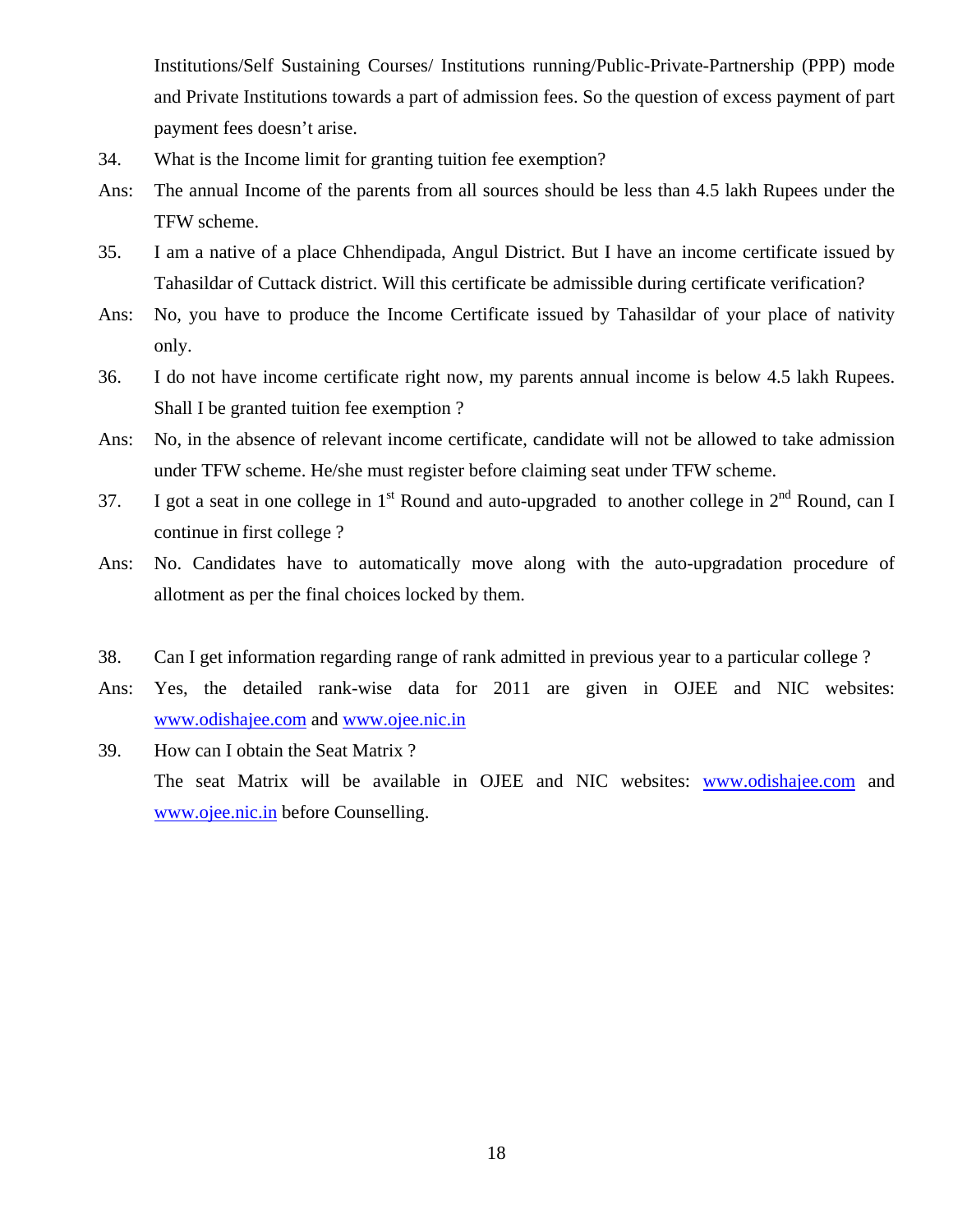Institutions/Self Sustaining Courses/ Institutions running/Public-Private-Partnership (PPP) mode and Private Institutions towards a part of admission fees. So the question of excess payment of part payment fees doesn't arise.

34. What is the Income limit for granting tuition fee exemption?

Ans: The annual Income of the parents from all sources should be less than 4.5 lakh Rupees under the TFW scheme.

35. I am a native of a place Chhendipada, Angul District. But I have an income certificate issued by Tahasildar of Cuttack district. Will this certificate be admissible during certificate verification?

Ans: No, you have to produce the Income Certificate issued by Tahasildar of your place of nativity only.

36. I do not have income certificate right now, my parents annual income is below 4.5 lakh Rupees. Shall I be granted tuition fee exemption ?

Ans: No, in the absence of relevant income certificate, candidate will not be allowed to take admission under TFW scheme. He/she must register before claiming seat under TFW scheme.

37. I got a seat in one college in 1st Round and auto-upgraded to another college in 2nd Round, can I continue in first college ?

Ans: No. Candidates have to automatically move along with the auto-upgradation procedure of allotment as per the final choices locked by them.

38. Can I get information regarding range of rank admitted in previous year to a particular college ?

Ans: Yes, the detailed rank-wise data for 2011 are given in OJEE and NIC websites: www.odishajee.com and www.ojee.nic.in

39. How can I obtain the Seat Matrix ?

The seat Matrix will be available in OJEE and NIC websites: www.odishajee.com and www.ojee.nic.in before Counselling.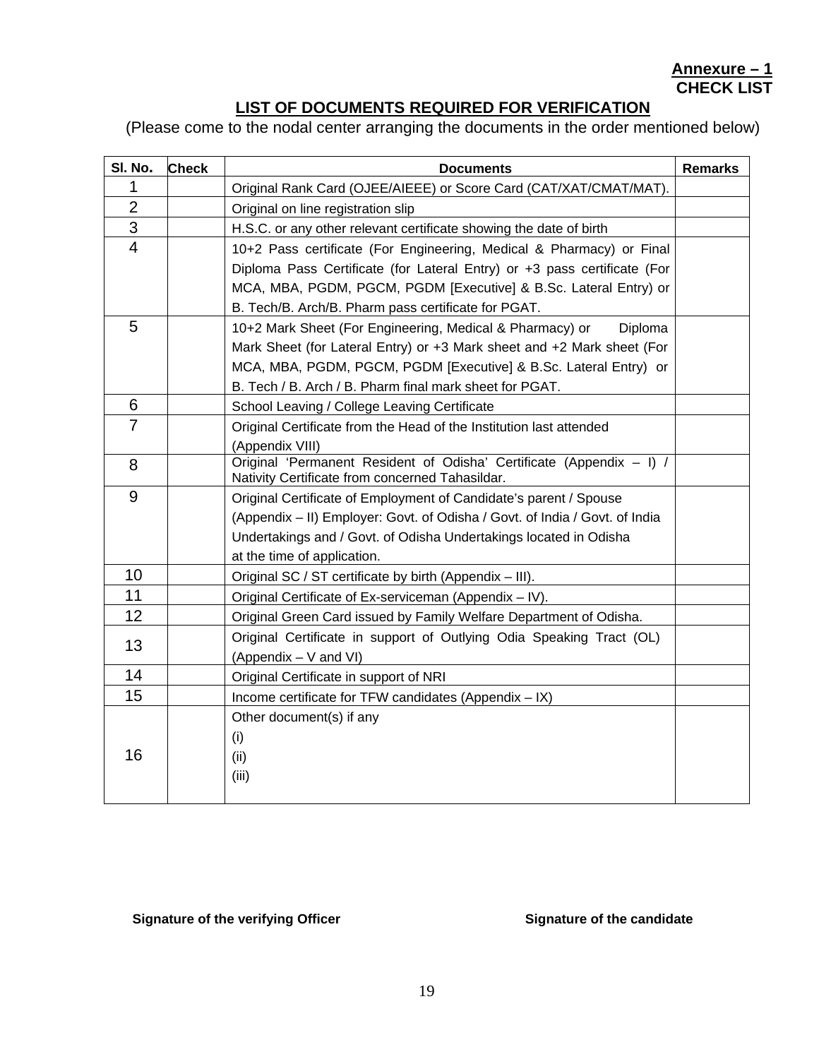**Annexure – 1**
**CHECK LIST**

## LIST OF DOCUMENTS REQUIRED FOR VERIFICATION

(Please come to the nodal center arranging the documents in the order mentioned below)

| Sl. No. | Check | Documents | Remarks |
|---|---|---|---|
| 1 | | Original Rank Card (OJEE/AIEEE) or Score Card (CAT/XAT/CMAT/MAT). | |
| 2 | | Original on line registration slip | |
| 3 | | H.S.C. or any other relevant certificate showing the date of birth | |
| 4 | | 10+2 Pass certificate (For Engineering, Medical & Pharmacy) or Final Diploma Pass Certificate (for Lateral Entry) or +3 pass certificate (For MCA, MBA, PGDM, PGCM, PGDM [Executive] & B.Sc. Lateral Entry) or B. Tech/B. Arch/B. Pharm pass certificate for PGAT. | |
| 5 | | 10+2 Mark Sheet (For Engineering, Medical & Pharmacy) or Diploma Mark Sheet (for Lateral Entry) or +3 Mark sheet and +2 Mark sheet (For MCA, MBA, PGDM, PGCM, PGDM [Executive] & B.Sc. Lateral Entry) or B. Tech / B. Arch / B. Pharm final mark sheet for PGAT. | |
| 6 | | School Leaving / College Leaving Certificate | |
| 7 | | Original Certificate from the Head of the Institution last attended (Appendix VIII) | |
| 8 | | Original 'Permanent Resident of Odisha' Certificate (Appendix – I) / Nativity Certificate from concerned Tahasildar. | |
| 9 | | Original Certificate of Employment of Candidate's parent / Spouse (Appendix – II) Employer: Govt. of Odisha / Govt. of India / Govt. of India Undertakings and / Govt. of Odisha Undertakings located in Odisha at the time of application. | |
| 10 | | Original SC / ST certificate by birth (Appendix – III). | |
| 11 | | Original Certificate of Ex-serviceman (Appendix – IV). | |
| 12 | | Original Green Card issued by Family Welfare Department of Odisha. | |
| 13 | | Original Certificate in support of Outlying Odia Speaking Tract (OL) (Appendix – V and VI) | |
| 14 | | Original Certificate in support of NRI | |
| 15 | | Income certificate for TFW candidates (Appendix – IX) | |
| 16 | | Other document(s) if any<br>(i)<br>(ii)<br>(iii) | |

**Signature of the verifying Officer** **Signature of the candidate**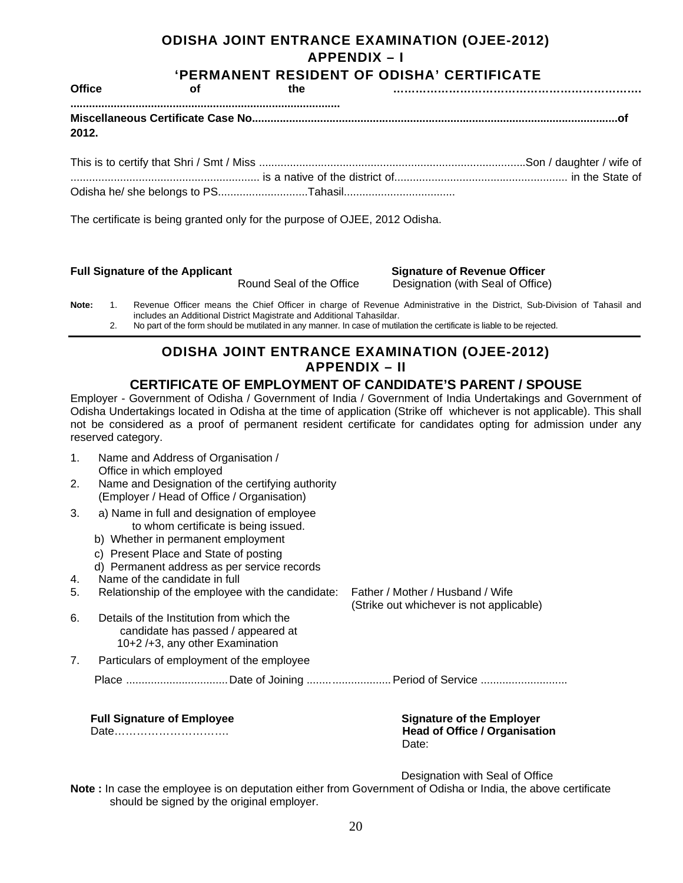## ODISHA JOINT ENTRANCE EXAMINATION (OJEE-2012)
## APPENDIX – I
## 'PERMANENT RESIDENT OF ODISHA' CERTIFICATE

**Office of the ………………………………………………………….. ......................................................................................**

**Miscellaneous Certificate Case No.....................................................................................................................of 2012.**

This is to certify that Shri / Smt / Miss ....................................................................................Son / daughter / wife of ............................................................ is a native of the district of....................................................... in the State of Odisha he/ she belongs to PS............................Tahasil....................................

The certificate is being granted only for the purpose of OJEE, 2012 Odisha.

**Full Signature of the Applicant**

Round Seal of the Office

**Signature of Revenue Officer**
Designation (with Seal of Office)

**Note:**
1. Revenue Officer means the Chief Officer in charge of Revenue Administrative in the District, Sub-Division of Tahasil and includes an Additional District Magistrate and Additional Tahasildar.
2. No part of the form should be mutilated in any manner. In case of mutilation the certificate is liable to be rejected.

---

## ODISHA JOINT ENTRANCE EXAMINATION (OJEE-2012)
## APPENDIX – II
## CERTIFICATE OF EMPLOYMENT OF CANDIDATE'S PARENT / SPOUSE

Employer - Government of Odisha / Government of India / Government of India Undertakings and Government of Odisha Undertakings located in Odisha at the time of application (Strike off whichever is not applicable). This shall not be considered as a proof of permanent resident certificate for candidates opting for admission under any reserved category.

1. Name and Address of Organisation / Office in which employed
2. Name and Designation of the certifying authority (Employer / Head of Office / Organisation)
3. a) Name in full and designation of employee to whom certificate is being issued.
   b) Whether in permanent employment
   c) Present Place and State of posting
   d) Permanent address as per service records
4. Name of the candidate in full
5. Relationship of the employee with the candidate: Father / Mother / Husband / Wife (Strike out whichever is not applicable)
6. Details of the Institution from which the candidate has passed / appeared at 10+2 /+3, any other Examination
7. Particulars of employment of the employee

   Place ................................ Date of Joining .......................... Period of Service ...........................

**Full Signature of Employee**
Date………………………….

**Signature of the Employer**
**Head of Office / Organisation**
Date:

Designation with Seal of Office

**Note :** In case the employee is on deputation either from Government of Odisha or India, the above certificate should be signed by the original employer.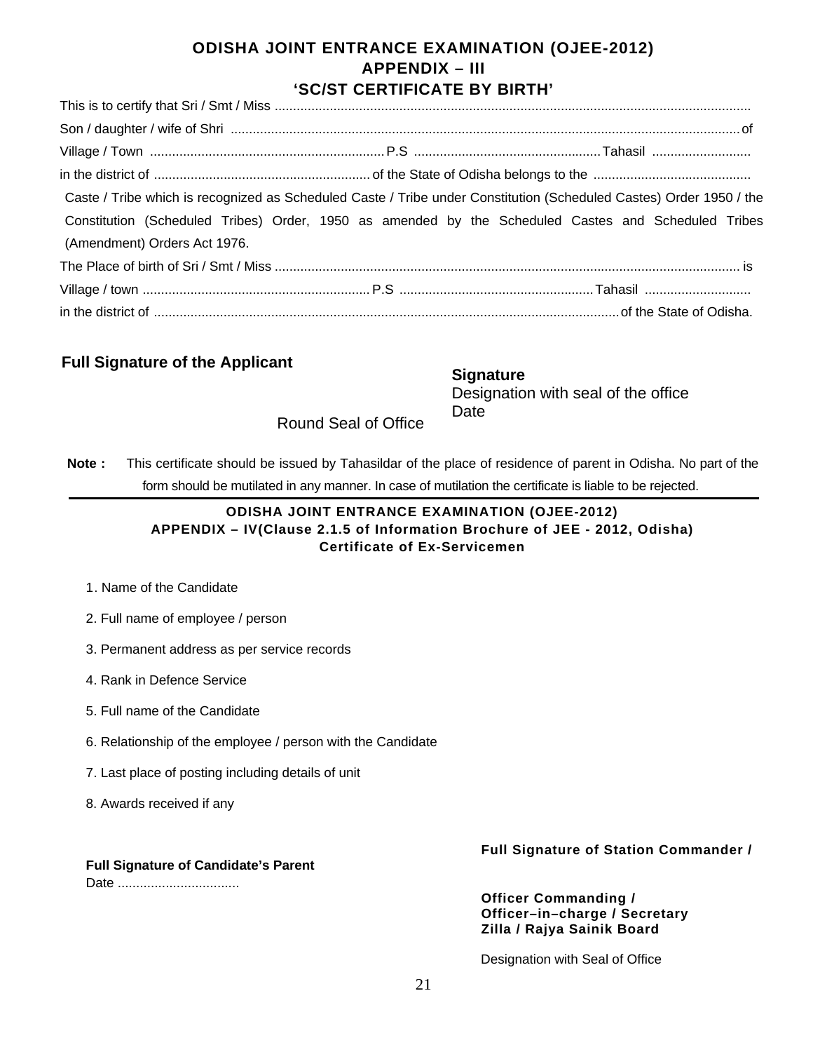## ODISHA JOINT ENTRANCE EXAMINATION (OJEE-2012)
## APPENDIX – III
## 'SC/ST CERTIFICATE BY BIRTH'

This is to certify that Sri / Smt / Miss ................................................................................................................................

Son / daughter / wife of Shri ..........................................................................................................................................of

Village / Town ................................................................P.S ..................................................Tahasil ...........................

in the district of ...........................................................of the State of Odisha belongs to the ..........................................

Caste / Tribe which is recognized as Scheduled Caste / Tribe under Constitution (Scheduled Castes) Order 1950 / the Constitution (Scheduled Tribes) Order, 1950 as amended by the Scheduled Castes and Scheduled Tribes (Amendment) Orders Act 1976.

The Place of birth of Sri / Smt / Miss .............................................................................................................................. is

Village / town .............................................................P.S ....................................................Tahasil .............................

in the district of ..............................................................................................................................of the State of Odisha.

**Full Signature of the Applicant**

Round Seal of Office

**Signature**
Designation with seal of the office
Date

**Note :** This certificate should be issued by Tahasildar of the place of residence of parent in Odisha. No part of the form should be mutilated in any manner. In case of mutilation the certificate is liable to be rejected.

---

## ODISHA JOINT ENTRANCE EXAMINATION (OJEE-2012)
## APPENDIX – IV(Clause 2.1.5 of Information Brochure of JEE - 2012, Odisha)
## Certificate of Ex-Servicemen

1. Name of the Candidate
2. Full name of employee / person
3. Permanent address as per service records
4. Rank in Defence Service
5. Full name of the Candidate
6. Relationship of the employee / person with the Candidate
7. Last place of posting including details of unit
8. Awards received if any

**Full Signature of Candidate's Parent**
Date .................................

**Full Signature of Station Commander /**

**Officer Commanding /**
**Officer–in–charge / Secretary**
**Zilla / Rajya Sainik Board**

Designation with Seal of Office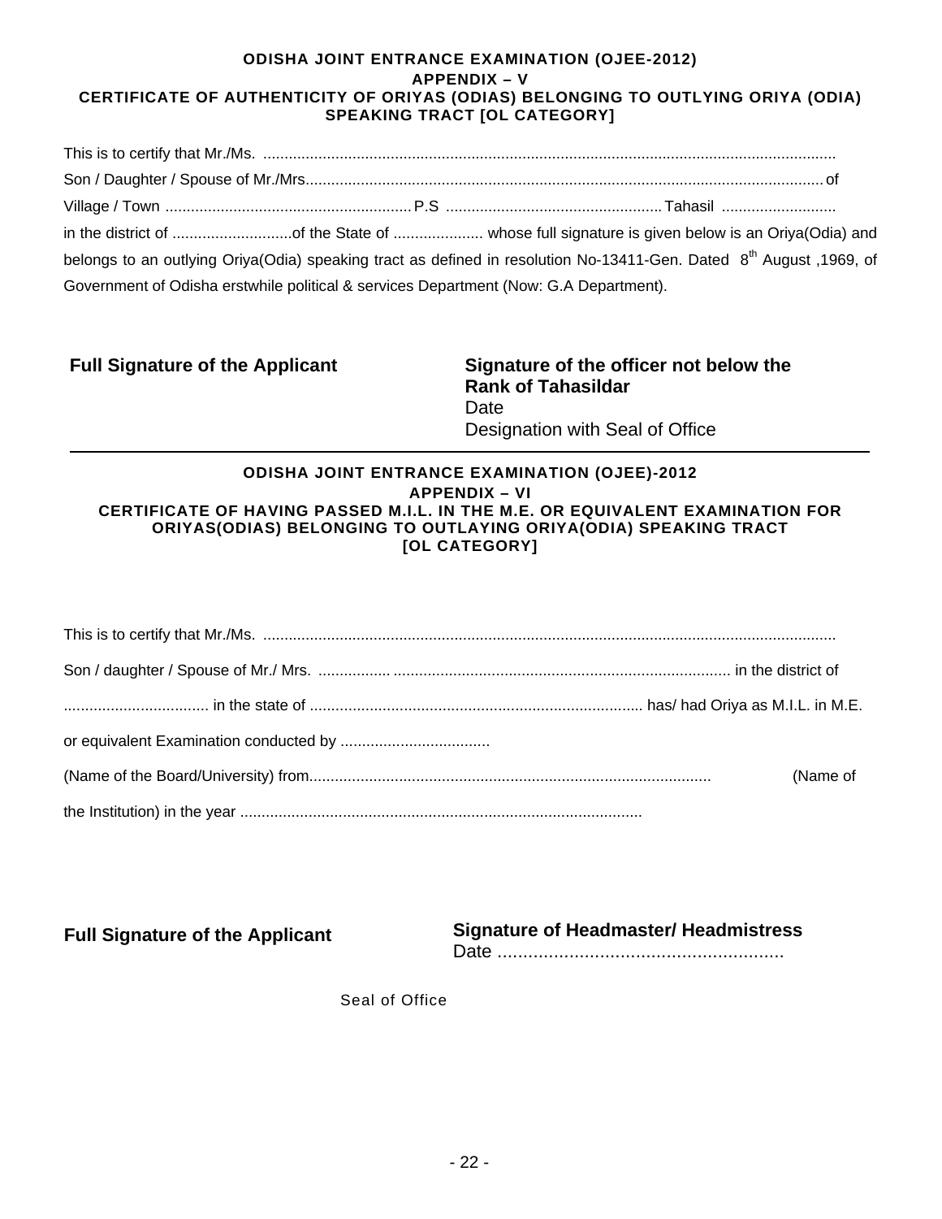**ODISHA JOINT ENTRANCE EXAMINATION (OJEE-2012)**

**APPENDIX – V**

**CERTIFICATE OF AUTHENTICITY OF ORIYAS (ODIAS) BELONGING TO OUTLYING ORIYA (ODIA) SPEAKING TRACT [OL CATEGORY]**

This is to certify that Mr./Ms. ......................................................................................................................................

Son / Daughter / Spouse of Mr./Mrs.......................................................................................................................... of

Village / Town .......................................................... P.S .................................................. Tahasil ...........................

in the district of ............................of the State of ..................... whose full signature is given below is an Oriya(Odia) and belongs to an outlying Oriya(Odia) speaking tract as defined in resolution No-13411-Gen. Dated 8th August ,1969, of Government of Odisha erstwhile political & services Department (Now: G.A Department).

**Full Signature of the Applicant**

**Signature of the officer not below the Rank of Tahasildar**
Date
Designation with Seal of Office

---

**ODISHA JOINT ENTRANCE EXAMINATION (OJEE)-2012**

**APPENDIX – VI**

**CERTIFICATE OF HAVING PASSED M.I.L. IN THE M.E. OR EQUIVALENT EXAMINATION FOR ORIYAS(ODIAS) BELONGING TO OUTLAYING ORIYA(ODIA) SPEAKING TRACT [OL CATEGORY]**

This is to certify that Mr./Ms. ......................................................................................................................................

Son / daughter / Spouse of Mr./ Mrs. ................. ............................................................................... in the district of

.................................. in the state of .............................................................................. has/ had Oriya as M.I.L. in M.E.

or equivalent Examination conducted by ...................................

(Name of the Board/University) from............................................................................................. (Name of

the Institution) in the year ..............................................................................................

**Full Signature of the Applicant**

**Signature of Headmaster/ Headmistress**
Date .........................................................

Seal of Office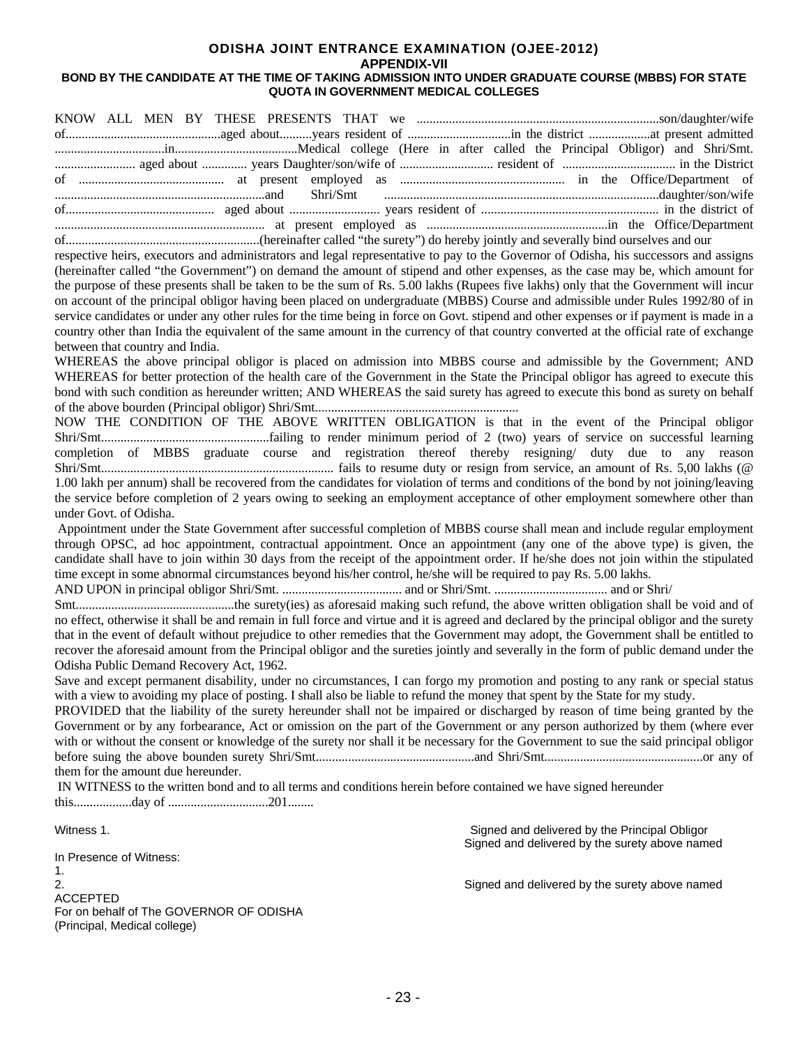# ODISHA JOINT ENTRANCE EXAMINATION (OJEE-2012)

## APPENDIX-VII

### BOND BY THE CANDIDATE AT THE TIME OF TAKING ADMISSION INTO UNDER GRADUATE COURSE (MBBS) FOR STATE QUOTA IN GOVERNMENT MEDICAL COLLEGES

KNOW ALL MEN BY THESE PRESENTS THAT we ..........................................................................son/daughter/wife of................................................aged about..........years resident of ................................in the district ...................at present admitted ..................................in......................................Medical college (Here in after called the Principal Obligor) and Shri/Smt. ......................... aged about .............. years Daughter/son/wife of ............................. resident of .................................. in the District of ............................................ at present employed as .................................................. in the Office/Department of .................................................................and Shri/Smt ....................................................................................daughter/son/wife of............................................. aged about ............................ years resident of ...................................................... in the district of ................................................................ at present employed as ........................................................in the Office/Department of............................................................(hereinafter called "the surety") do hereby jointly and severally bind ourselves and our respective heirs, executors and administrators and legal representative to pay to the Governor of Odisha, his successors and assigns (hereinafter called "the Government") on demand the amount of stipend and other expenses, as the case may be, which amount for the purpose of these presents shall be taken to be the sum of Rs. 5.00 lakhs (Rupees five lakhs) only that the Government will incur on account of the principal obligor having been placed on undergraduate (MBBS) Course and admissible under Rules 1992/80 of in service candidates or under any other rules for the time being in force on Govt. stipend and other expenses or if payment is made in a country other than India the equivalent of the same amount in the currency of that country converted at the official rate of exchange between that country and India.

WHEREAS the above principal obligor is placed on admission into MBBS course and admissible by the Government; AND WHEREAS for better protection of the health care of the Government in the State the Principal obligor has agreed to execute this bond with such condition as hereunder written; AND WHEREAS the said surety has agreed to execute this bond as surety on behalf of the above bourden (Principal obligor) Shri/Smt...............................................................

NOW THE CONDITION OF THE ABOVE WRITTEN OBLIGATION is that in the event of the Principal obligor Shri/Smt....................................................failing to render minimum period of 2 (two) years of service on successful learning completion of MBBS graduate course and registration thereof thereby resigning/ duty due to any reason Shri/Smt....................................................................... fails to resume duty or resign from service, an amount of Rs. 5,00 lakhs (@ 1.00 lakh per annum) shall be recovered from the candidates for violation of terms and conditions of the bond by not joining/leaving the service before completion of 2 years owing to seeking an employment acceptance of other employment somewhere other than under Govt. of Odisha.

Appointment under the State Government after successful completion of MBBS course shall mean and include regular employment through OPSC, ad hoc appointment, contractual appointment. Once an appointment (any one of the above type) is given, the candidate shall have to join within 30 days from the receipt of the appointment order. If he/she does not join within the stipulated time except in some abnormal circumstances beyond his/her control, he/she will be required to pay Rs. 5.00 lakhs.

AND UPON in principal obligor Shri/Smt. ..................................... and or Shri/Smt. .................................. and or Shri/ Smt.................................................the surety(ies) as aforesaid making such refund, the above written obligation shall be void and of no effect, otherwise it shall be and remain in full force and virtue and it is agreed and declared by the principal obligor and the surety that in the event of default without prejudice to other remedies that the Government may adopt, the Government shall be entitled to recover the aforesaid amount from the Principal obligor and the sureties jointly and severally in the form of public demand under the Odisha Public Demand Recovery Act, 1962.

Save and except permanent disability, under no circumstances, I can forgo my promotion and posting to any rank or special status with a view to avoiding my place of posting. I shall also be liable to refund the money that spent by the State for my study.

PROVIDED that the liability of the surety hereunder shall not be impaired or discharged by reason of time being granted by the Government or by any forbearance, Act or omission on the part of the Government or any person authorized by them (where ever with or without the consent or knowledge of the surety nor shall it be necessary for the Government to sue the said principal obligor before suing the above bounden surety Shri/Smt.................................................and Shri/Smt.................................................or any of them for the amount due hereunder.

IN WITNESS to the written bond and to all terms and conditions herein before contained we have signed hereunder this..................day of ..............................201........

Witness 1.

Signed and delivered by the Principal Obligor

Signed and delivered by the surety above named

In Presence of Witness:

1.

2.

Signed and delivered by the surety above named

ACCEPTED

For on behalf of The GOVERNOR OF ODISHA

(Principal, Medical college)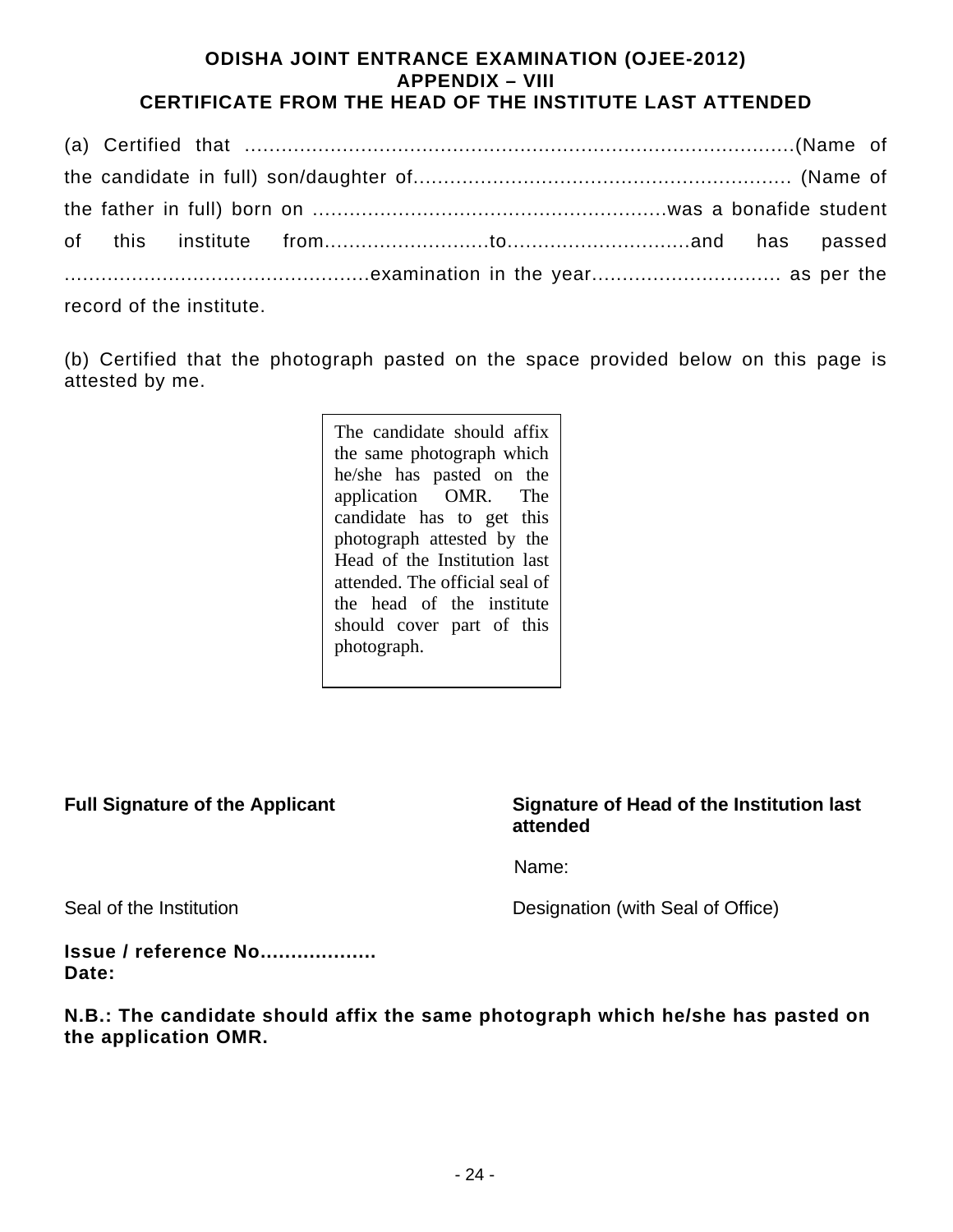**ODISHA JOINT ENTRANCE EXAMINATION (OJEE-2012)**
**APPENDIX – VIII**
**CERTIFICATE FROM THE HEAD OF THE INSTITUTE LAST ATTENDED**

(a) Certified that ..................................................................................(Name of the candidate in full) son/daughter of.............................................................. (Name of the father in full) born on .........................................................was a bonafide student of this institute from..........................to.............................and has passed .................................................examination in the year............................... as per the record of the institute.

(b) Certified that the photograph pasted on the space provided below on this page is attested by me.

The candidate should affix the same photograph which he/she has pasted on the application OMR. The candidate has to get this photograph attested by the Head of the Institution last attended. The official seal of the head of the institute should cover part of this photograph.

**Full Signature of the Applicant**

**Signature of Head of the Institution last attended**

Name:

Seal of the Institution

Designation (with Seal of Office)

**Issue / reference No..................**
**Date:**

**N.B.: The candidate should affix the same photograph which he/she has pasted on the application OMR.**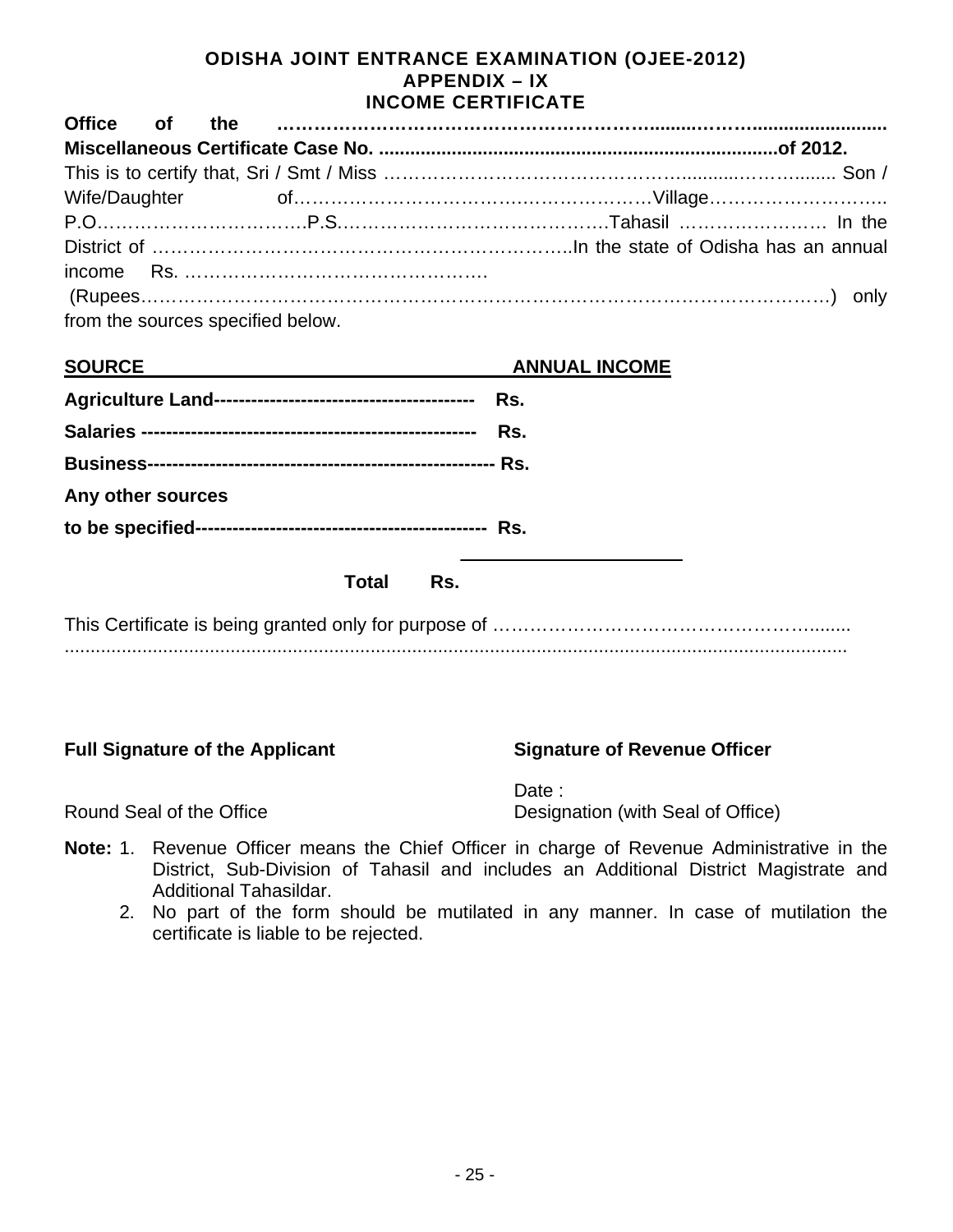# ODISHA JOINT ENTRANCE EXAMINATION (OJEE-2012)
## APPENDIX – IX
## INCOME CERTIFICATE

**Office of the ……………………………………………………........…….........................**

**Miscellaneous Certificate Case No. ...........................................................................of 2012.**

This is to certify that, Sri / Smt / Miss ………………………………………..........………........ Son / Wife/Daughter of…………………………………………………Village……………………….. P.O…………………………….P.S.……………………………………Tahasil …………………… In the District of …………………………………………………………..In the state of Odisha has an annual income Rs. ……………………………………….

(Rupees……………………………………………………………………………………………….) only from the sources specified below.

| SOURCE | ANNUAL INCOME |
|---|---|
| **Agriculture Land-----------------------------------------** | **Rs.** |
| **Salaries ----------------------------------------------------** | **Rs.** |
| **Business-------------------------------------------------------** | **Rs.** |
| **Any other sources to be specified----------------------------------------------** | **Rs.** |
| **Total** | **Rs.** |

This Certificate is being granted only for purpose of ………………………………………………........
.........................................................................................................................................

**Full Signature of the Applicant**

**Signature of Revenue Officer**

Date :

Round Seal of the Office

Designation (with Seal of Office)

**Note:**
1. Revenue Officer means the Chief Officer in charge of Revenue Administrative in the District, Sub-Division of Tahasil and includes an Additional District Magistrate and Additional Tahasildar.
2. No part of the form should be mutilated in any manner. In case of mutilation the certificate is liable to be rejected.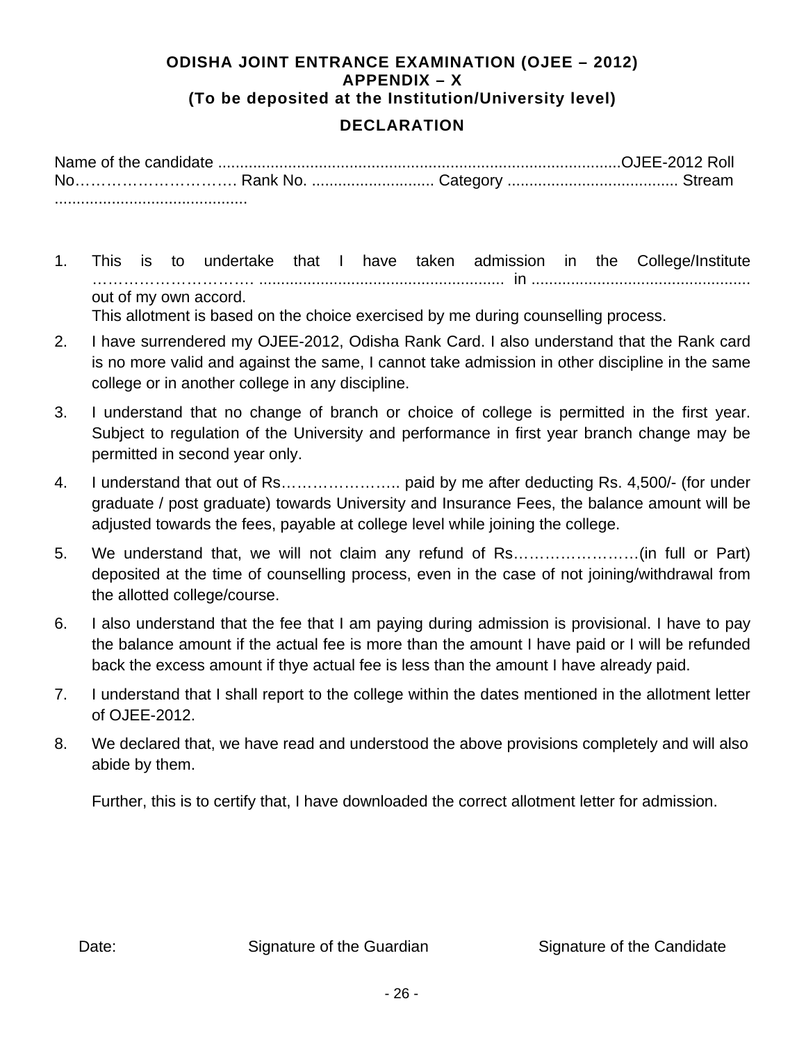**ODISHA JOINT ENTRANCE EXAMINATION (OJEE – 2012)**
**APPENDIX – X**
**(To be deposited at the Institution/University level)**

## DECLARATION

Name of the candidate ............................................................................................OJEE-2012 Roll No…………………………. Rank No. ............................ Category ....................................... Stream ............................................

1. This is to undertake that I have taken admission in the College/Institute …………………………. ....................................................... in .................................................. out of my own accord.
   This allotment is based on the choice exercised by me during counselling process.
2. I have surrendered my OJEE-2012, Odisha Rank Card. I also understand that the Rank card is no more valid and against the same, I cannot take admission in other discipline in the same college or in another college in any discipline.
3. I understand that no change of branch or choice of college is permitted in the first year. Subject to regulation of the University and performance in first year branch change may be permitted in second year only.
4. I understand that out of Rs………………….. paid by me after deducting Rs. 4,500/- (for under graduate / post graduate) towards University and Insurance Fees, the balance amount will be adjusted towards the fees, payable at college level while joining the college.
5. We understand that, we will not claim any refund of Rs……………………(in full or Part) deposited at the time of counselling process, even in the case of not joining/withdrawal from the allotted college/course.
6. I also understand that the fee that I am paying during admission is provisional. I have to pay the balance amount if the actual fee is more than the amount I have paid or I will be refunded back the excess amount if thye actual fee is less than the amount I have already paid.
7. I understand that I shall report to the college within the dates mentioned in the allotment letter of OJEE-2012.
8. We declared that, we have read and understood the above provisions completely and will also abide by them.

   Further, this is to certify that, I have downloaded the correct allotment letter for admission.

Date: Signature of the Guardian Signature of the Candidate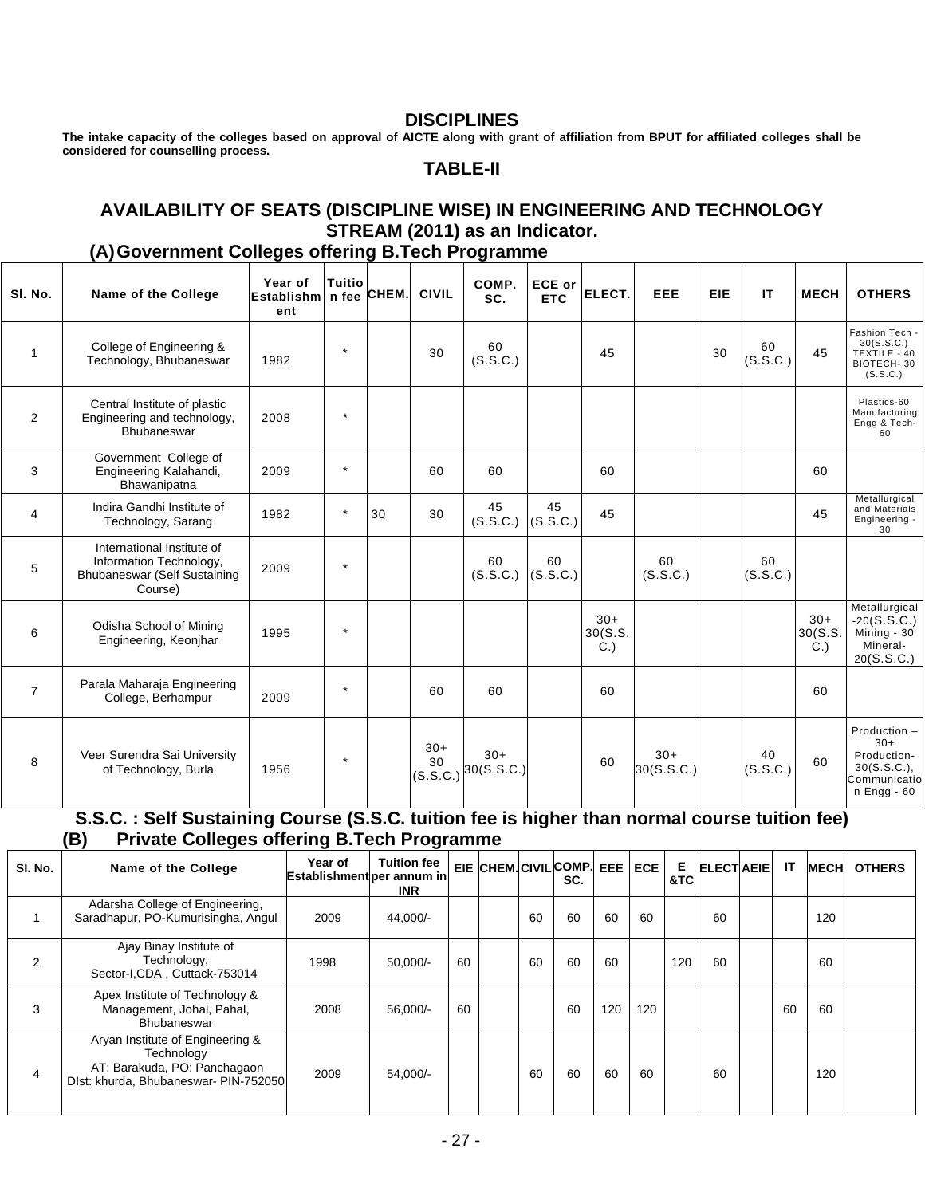## DISCIPLINES

**The intake capacity of the colleges based on approval of AICTE along with grant of affiliation from BPUT for affiliated colleges shall be considered for counselling process.**

### TABLE-II

### AVAILABILITY OF SEATS (DISCIPLINE WISE) IN ENGINEERING AND TECHNOLOGY STREAM (2011) as an Indicator.

### (A) Government Colleges offering B.Tech Programme

| Sl. No. | Name of the College | Year of Establishment | Tuition fee | CHEM. | CIVIL | COMP. SC. | ECE or ETC | ELECT. | EEE | EIE | IT | MECH | OTHERS |
|---|---|---|---|---|---|---|---|---|---|---|---|---|---|
| 1 | College of Engineering & Technology, Bhubaneswar | 1982 | * | | 30 | 60 (S.S.C.) | | 45 | | 30 | 60 (S.S.C.) | 45 | Fashion Tech - 30(S.S.C.) TEXTILE - 40 BIOTECH- 30 (S.S.C.) |
| 2 | Central Institute of plastic Engineering and technology, Bhubaneswar | 2008 | * | | | | | | | | | | Plastics-60 Manufacturing Engg & Tech-60 |
| 3 | Government College of Engineering Kalahandi, Bhawanipatna | 2009 | * | | 60 | 60 | | 60 | | | | 60 | |
| 4 | Indira Gandhi Institute of Technology, Sarang | 1982 | * | 30 | 30 | 45 (S.S.C.) | 45 (S.S.C.) | 45 | | | | 45 | Metallurgical and Materials Engineering - 30 |
| 5 | International Institute of Information Technology, Bhubaneswar (Self Sustaining Course) | 2009 | * | | | 60 (S.S.C.) | 60 (S.S.C.) | | 60 (S.S.C.) | | 60 (S.S.C.) | | |
| 6 | Odisha School of Mining Engineering, Keonjhar | 1995 | * | | | | | 30+ 30(S.S.C.) | | | | 30+ 30(S.S.C.) | Metallurgical -20(S.S.C.) Mining - 30 Mineral-20(S.S.C.) |
| 7 | Parala Maharaja Engineering College, Berhampur | 2009 | * | | 60 | 60 | | 60 | | | | 60 | |
| 8 | Veer Surendra Sai University of Technology, Burla | 1956 | * | | 30+ 30 (S.S.C.) | 30+ 30(S.S.C.) | | 60 | 30+ 30(S.S.C.) | | 40 (S.S.C.) | 60 | Production – 30+ Production-30(S.S.C.), Communication Engg - 60 |

**S.S.C. : Self Sustaining Course (S.S.C. tuition fee is higher than normal course tuition fee)**

### (B) Private Colleges offering B.Tech Programme

| Sl. No. | Name of the College | Year of Establishment | Tuition fee per annum in INR | EIE | CHEM. | CIVIL | COMP. SC. | EEE | ECE | E &TC | ELECT | AEIE | IT | MECH | OTHERS |
|---|---|---|---|---|---|---|---|---|---|---|---|---|---|---|---|
| 1 | Adarsha College of Engineering, Saradhapur, PO-Kumurisingha, Angul | 2009 | 44,000/- | | | 60 | 60 | 60 | 60 | | 60 | | | 120 | |
| 2 | Ajay Binay Institute of Technology, Sector-I,CDA , Cuttack-753014 | 1998 | 50,000/- | 60 | | 60 | 60 | 60 | | 120 | 60 | | | 60 | |
| 3 | Apex Institute of Technology & Management, Johal, Pahal, Bhubaneswar | 2008 | 56,000/- | 60 | | | 60 | 120 | 120 | | | | 60 | 60 | |
| 4 | Aryan Institute of Engineering & Technology AT: Barakuda, PO: Panchagaon DIst: khurda, Bhubaneswar- PIN-752050 | 2009 | 54,000/- | | | 60 | 60 | 60 | 60 | | 60 | | | 120 | |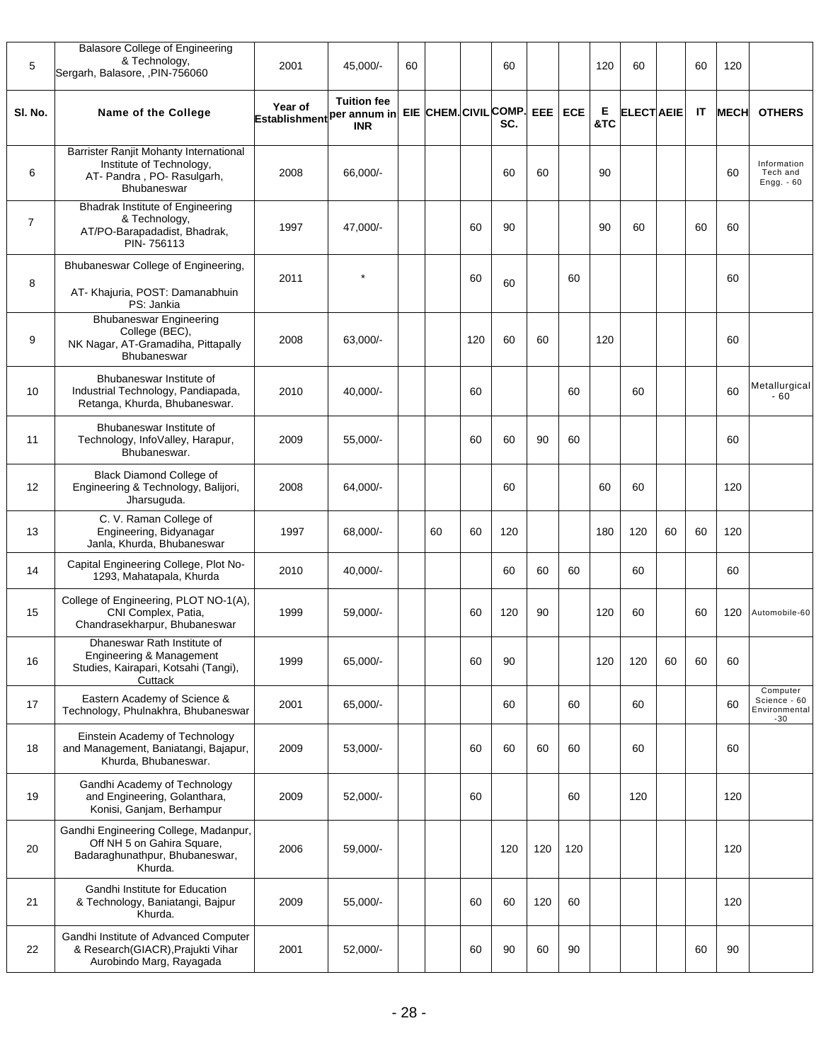| Sl. No. | Name of the College | Year of Establishment | Tuition fee per annum in INR | EIE | CHEM. | CIVIL | COMP. SC. | EEE | ECE | E &TC | ELECT | AEIE | IT | MECH | OTHERS |
|---|---|---|---|---|---|---|---|---|---|---|---|---|---|---|---|
| 5 | Balasore College of Engineering & Technology, Sergarh, Balasore, ,PIN-756060 | 2001 | 45,000/- | 60 | | | 60 | | | 120 | 60 | | 60 | 120 | |
| 6 | Barrister Ranjit Mohanty International Institute of Technology, AT- Pandra , PO- Rasulgarh, Bhubaneswar | 2008 | 66,000/- | | | | 60 | 60 | | 90 | | | | 60 | Information Tech and Engg. - 60 |
| 7 | Bhadrak Institute of Engineering & Technology, AT/PO-Barapadadist, Bhadrak, PIN- 756113 | 1997 | 47,000/- | | | 60 | 90 | | | 90 | 60 | | 60 | 60 | |
| 8 | Bhubaneswar College of Engineering, AT- Khajuria, POST: Damanabhuin PS: Jankia | 2011 | * | | | 60 | 60 | | 60 | | | | | 60 | |
| 9 | Bhubaneswar Engineering College (BEC), NK Nagar, AT-Gramadiha, Pittapally Bhubaneswar | 2008 | 63,000/- | | | 120 | 60 | 60 | | 120 | | | | 60 | |
| 10 | Bhubaneswar Institute of Industrial Technology, Pandiapada, Retanga, Khurda, Bhubaneswar. | 2010 | 40,000/- | | | 60 | | | 60 | | 60 | | | 60 | Metallurgical - 60 |
| 11 | Bhubaneswar Institute of Technology, InfoValley, Harapur, Bhubaneswar. | 2009 | 55,000/- | | | 60 | 60 | 90 | 60 | | | | | 60 | |
| 12 | Black Diamond College of Engineering & Technology, Balijori, Jharsuguda. | 2008 | 64,000/- | | | | 60 | | | 60 | 60 | | | 120 | |
| 13 | C. V. Raman College of Engineering, Bidyanagar Janla, Khurda, Bhubaneswar | 1997 | 68,000/- | | 60 | 60 | 120 | | | 180 | 120 | 60 | 60 | 120 | |
| 14 | Capital Engineering College, Plot No-1293, Mahatapala, Khurda | 2010 | 40,000/- | | | | 60 | 60 | 60 | | 60 | | | 60 | |
| 15 | College of Engineering, PLOT NO-1(A), CNI Complex, Patia, Chandrasekharpur, Bhubaneswar | 1999 | 59,000/- | | | 60 | 120 | 90 | | 120 | 60 | | 60 | 120 | Automobile-60 |
| 16 | Dhaneswar Rath Institute of Engineering & Management Studies, Kairapari, Kotsahi (Tangi), Cuttack | 1999 | 65,000/- | | | 60 | 90 | | | 120 | 120 | 60 | 60 | 60 | |
| 17 | Eastern Academy of Science & Technology, Phulnakhra, Bhubaneswar | 2001 | 65,000/- | | | | 60 | | 60 | | 60 | | | 60 | Computer Science - 60 Environmental -30 |
| 18 | Einstein Academy of Technology and Management, Baniatangi, Bajapur, Khurda, Bhubaneswar. | 2009 | 53,000/- | | | 60 | 60 | 60 | 60 | | 60 | | | 60 | |
| 19 | Gandhi Academy of Technology and Engineering, Golanthara, Konisi, Ganjam, Berhampur | 2009 | 52,000/- | | | 60 | | | 60 | | 120 | | | 120 | |
| 20 | Gandhi Engineering College, Madanpur, Off NH 5 on Gahira Square, Badaraghunathpur, Bhubaneswar, Khurda. | 2006 | 59,000/- | | | | 120 | 120 | 120 | | | | | 120 | |
| 21 | Gandhi Institute for Education & Technology, Baniatangi, Bajpur Khurda. | 2009 | 55,000/- | | | 60 | 60 | 120 | 60 | | | | | 120 | |
| 22 | Gandhi Institute of Advanced Computer & Research(GIACR),Prajukti Vihar Aurobindo Marg, Rayagada | 2001 | 52,000/- | | | 60 | 90 | 60 | 90 | | | | 60 | 90 | |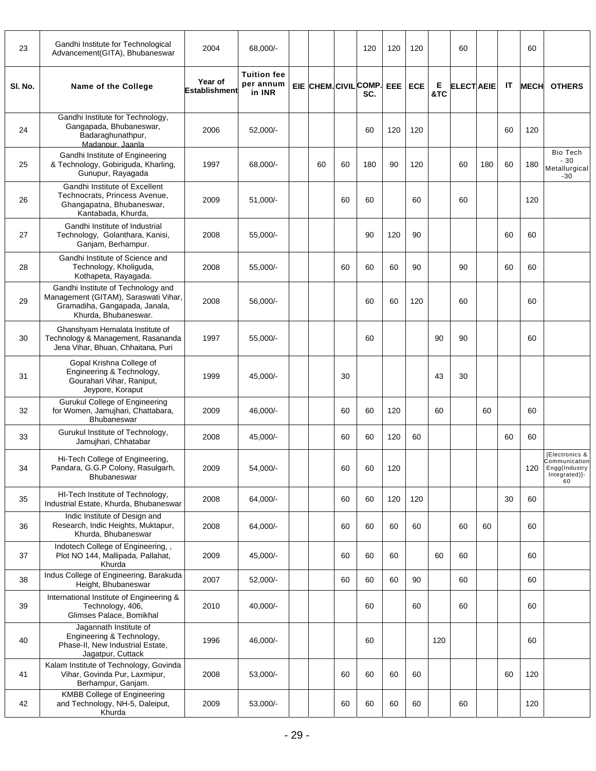| Sl. No. | Name of the College | Year of Establishment | Tuition fee per annum in INR | EIE | CHEM. | CIVIL | COMP. SC. | EEE | ECE | E &TC | ELECT | AEIE | IT | MECH | OTHERS |
|---|---|---|---|---|---|---|---|---|---|---|---|---|---|---|---|
| 23 | Gandhi Institute for Technological Advancement(GITA), Bhubaneswar | 2004 | 68,000/- | | | | 120 | 120 | 120 | | 60 | | | 60 | |
| 24 | Gandhi Institute for Technology, Gangapada, Bhubaneswar, Badaraghunathpur, Madanpur, Jaanla | 2006 | 52,000/- | | | | 60 | 120 | 120 | | | | 60 | 120 | |
| 25 | Gandhi Institute of Engineering & Technology, Gobiriguda, Kharling, Gunupur, Rayagada | 1997 | 68,000/- | | 60 | 60 | 180 | 90 | 120 | | 60 | 180 | 60 | 180 | Bio Tech - 30 Metallurgical -30 |
| 26 | Gandhi Institute of Excellent Technocrats, Princess Avenue, Ghangapatna, Bhubaneswar, Kantabada, Khurda, | 2009 | 51,000/- | | | 60 | 60 | | 60 | | 60 | | | 120 | |
| 27 | Gandhi Institute of Industrial Technology, Golanthara, Kanisi, Ganjam, Berhampur. | 2008 | 55,000/- | | | | 90 | 120 | 90 | | | | 60 | 60 | |
| 28 | Gandhi Institute of Science and Technology, Kholiguda, Kothapeta, Rayagada. | 2008 | 55,000/- | | | 60 | 60 | 60 | 90 | | 90 | | 60 | 60 | |
| 29 | Gandhi Institute of Technology and Management (GITAM), Saraswati Vihar, Gramadiha, Gangapada, Janala, Khurda, Bhubaneswar. | 2008 | 56,000/- | | | | 60 | 60 | 120 | | 60 | | | 60 | |
| 30 | Ghanshyam Hemalata Institute of Technology & Management, Rasananda Jena Vihar, Bhuan, Chhaitana, Puri | 1997 | 55,000/- | | | | 60 | | | 90 | 90 | | | 60 | |
| 31 | Gopal Krishna College of Engineering & Technology, Gourahari Vihar, Raniput, Jeypore, Koraput | 1999 | 45,000/- | | | 30 | | | | 43 | 30 | | | | |
| 32 | Gurukul College of Engineering for Women, Jamujhari, Chattabara, Bhubaneswar | 2009 | 46,000/- | | | 60 | 60 | 120 | | 60 | | 60 | | 60 | |
| 33 | Gurukul Institute of Technology, Jamujhari, Chhatabar | 2008 | 45,000/- | | | 60 | 60 | 120 | 60 | | | | 60 | 60 | |
| 34 | Hi-Tech College of Engineering, Pandara, G.G.P Colony, Rasulgarh, Bhubaneswar | 2009 | 54,000/- | | | 60 | 60 | 120 | | | | | | 120 | [Electronics & Communication Engg(Industry Integrated)]- 60 |
| 35 | HI-Tech Institute of Technology, Industrial Estate, Khurda, Bhubaneswar | 2008 | 64,000/- | | | 60 | 60 | 120 | 120 | | | | 30 | 60 | |
| 36 | Indic Institute of Design and Research, Indic Heights, Muktapur, Khurda, Bhubaneswar | 2008 | 64,000/- | | | 60 | 60 | 60 | 60 | | 60 | 60 | | 60 | |
| 37 | Indotech College of Engineering, , Plot NO 144, Mallipada, Pallahat, Khurda | 2009 | 45,000/- | | | 60 | 60 | 60 | | 60 | 60 | | | 60 | |
| 38 | Indus College of Engineering, Barakuda Height, Bhubaneswar | 2007 | 52,000/- | | | 60 | 60 | 60 | 90 | | 60 | | | 60 | |
| 39 | International Institute of Engineering & Technology, 406, Glimses Palace, Bomikhal | 2010 | 40,000/- | | | | 60 | | 60 | | 60 | | | 60 | |
| 40 | Jagannath Institute of Engineering & Technology, Phase-II, New Industrial Estate, Jagatpur, Cuttack | 1996 | 46,000/- | | | | 60 | | | 120 | | | | 60 | |
| 41 | Kalam Institute of Technology, Govinda Vihar, Govinda Pur, Laxmipur, Berhampur, Ganjam. | 2008 | 53,000/- | | | 60 | 60 | 60 | 60 | | | | 60 | 120 | |
| 42 | KMBB College of Engineering and Technology, NH-5, Daleiput, Khurda | 2009 | 53,000/- | | | 60 | 60 | 60 | 60 | | 60 | | | 120 | |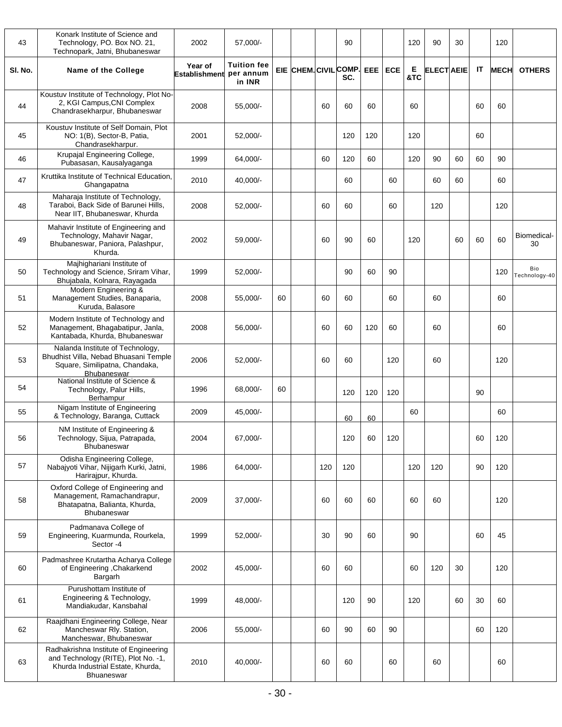| Sl. No. | Name of the College | Year of Establishment | Tuition fee per annum in INR | EIE | CHEM. | CIVIL | COMP. SC. | EEE | ECE | E &TC | ELECT | AEIE | IT | MECH | OTHERS |
|---|---|---|---|---|---|---|---|---|---|---|---|---|---|---|---|
| 43 | Konark Institute of Science and Technology, PO. Box NO. 21, Technopark, Jatni, Bhubaneswar | 2002 | 57,000/- | | | | 90 | | | 120 | 90 | 30 | | 120 | |
| 44 | Koustuv Institute of Technology, Plot No-2, KGI Campus,CNI Complex Chandrasekharpur, Bhubaneswar | 2008 | 55,000/- | | | 60 | 60 | 60 | | 60 | | | 60 | 60 | |
| 45 | Koustuv Institute of Self Domain, Plot NO: 1(B), Sector-B, Patia, Chandrasekharpur. | 2001 | 52,000/- | | | | 120 | 120 | | 120 | | | 60 | | |
| 46 | Krupajal Engineering College, Pubasasan, Kausalyaganga | 1999 | 64,000/- | | | 60 | 120 | 60 | | 120 | 90 | 60 | 60 | 90 | |
| 47 | Kruttika Institute of Technical Education, Ghangapatna | 2010 | 40,000/- | | | | 60 | | 60 | | 60 | 60 | | 60 | |
| 48 | Maharaja Institute of Technology, Taraboi, Back Side of Barunei Hills, Near IIT, Bhubaneswar, Khurda | 2008 | 52,000/- | | | 60 | 60 | | 60 | | 120 | | | 120 | |
| 49 | Mahavir Institute of Engineering and Technology, Mahavir Nagar, Bhubaneswar, Paniora, Palashpur, Khurda. | 2002 | 59,000/- | | | 60 | 90 | 60 | | 120 | | 60 | 60 | 60 | Biomedical-30 |
| 50 | Majhighariani Institute of Technology and Science, Sriram Vihar, Bhujabala, Kolnara, Rayagada | 1999 | 52,000/- | | | | 90 | 60 | 90 | | | | | 120 | Bio Technology-40 |
| 51 | Modern Engineering & Management Studies, Banaparia, Kuruda, Balasore | 2008 | 55,000/- | 60 | | 60 | 60 | | 60 | | 60 | | | 60 | |
| 52 | Modern Institute of Technology and Management, Bhagabatipur, Janla, Kantabada, Khurda, Bhubaneswar | 2008 | 56,000/- | | | 60 | 60 | 120 | 60 | | 60 | | | 60 | |
| 53 | Nalanda Institute of Technology, Bhudhist Villa, Nebad Bhuasani Temple Square, Similipatna, Chandaka, Bhubaneswar | 2006 | 52,000/- | | | 60 | 60 | | 120 | | 60 | | | 120 | |
| 54 | National Institute of Science & Technology, Palur Hills, Berhampur | 1996 | 68,000/- | 60 | | | 120 | 120 | 120 | | | | 90 | | |
| 55 | Nigam Institute of Engineering & Technology, Baranga, Cuttack | 2009 | 45,000/- | | | | 60 | 60 | | 60 | | | | 60 | |
| 56 | NM Institute of Engineering & Technology, Sijua, Patrapada, Bhubaneswar | 2004 | 67,000/- | | | | 120 | 60 | 120 | | | | 60 | 120 | |
| 57 | Odisha Engineering College, Nabajyoti Vihar, Nijigarh Kurki, Jatni, Harirajpur, Khurda. | 1986 | 64,000/- | | | 120 | 120 | | | 120 | 120 | | 90 | 120 | |
| 58 | Oxford College of Engineering and Management, Ramachandrapur, Bhatapatna, Balianta, Khurda, Bhubaneswar | 2009 | 37,000/- | | | 60 | 60 | 60 | | 60 | 60 | | | 120 | |
| 59 | Padmanava College of Engineering, Kuarmunda, Rourkela, Sector -4 | 1999 | 52,000/- | | | 30 | 90 | 60 | | 90 | | | 60 | 45 | |
| 60 | Padmashree Krutartha Acharya College of Engineering ,Chakarkend Bargarh | 2002 | 45,000/- | | | 60 | 60 | | | 60 | 120 | 30 | | 120 | |
| 61 | Purushottam Institute of Engineering & Technology, Mandiakudar, Kansbahal | 1999 | 48,000/- | | | | 120 | 90 | | 120 | | 60 | 30 | 60 | |
| 62 | Raajdhani Engineering College, Near Mancheswar Rly. Station, Mancheswar, Bhubaneswar | 2006 | 55,000/- | | | 60 | 90 | 60 | 90 | | | | 60 | 120 | |
| 63 | Radhakrishna Institute of Engineering and Technology (RITE), Plot No. -1, Khurda Industrial Estate, Khurda, Bhuaneswar | 2010 | 40,000/- | | | 60 | 60 | | 60 | | 60 | | | 60 | |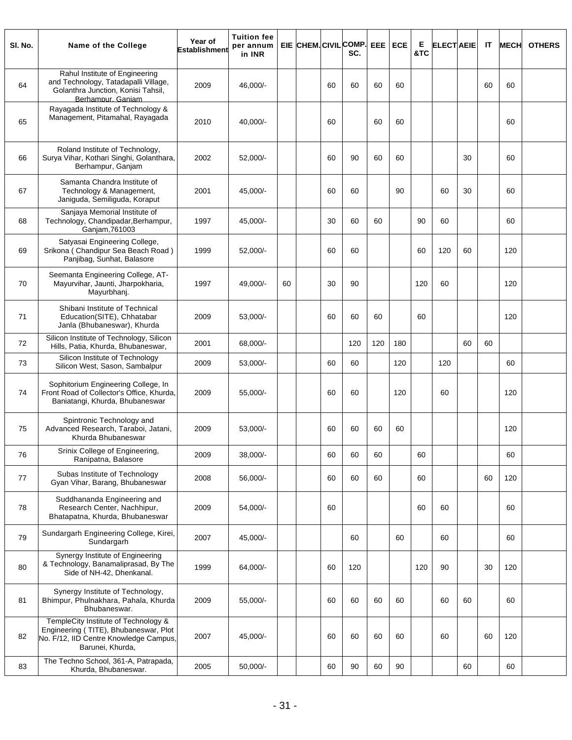| Sl. No. | Name of the College | Year of Establishment | Tuition fee per annum in INR | EIE | CHEM. | CIVIL | COMP. SC. | EEE | ECE | E &TC | ELECT | AEIE | IT | MECH | OTHERS |
|---|---|---|---|---|---|---|---|---|---|---|---|---|---|---|---|
| 64 | Rahul Institute of Engineering and Technology, Tatadapalli Village, Golanthra Junction, Konisi Tahsil, Berhampur, Ganjam | 2009 | 46,000/- | | | 60 | 60 | 60 | 60 | | | | 60 | 60 | |
| 65 | Rayagada Institute of Technology & Management, Pitamahal, Rayagada | 2010 | 40,000/- | | | 60 | | 60 | 60 | | | | | 60 | |
| 66 | Roland Institute of Technology, Surya Vihar, Kothari Singhi, Golanthara, Berhampur, Ganjam | 2002 | 52,000/- | | | 60 | 90 | 60 | 60 | | | 30 | | 60 | |
| 67 | Samanta Chandra Institute of Technology & Management, Janiguda, Semiliguda, Koraput | 2001 | 45,000/- | | | 60 | 60 | | 90 | | 60 | 30 | | 60 | |
| 68 | Sanjaya Memorial Institute of Technology, Chandipadar,Berhampur, Ganjam,761003 | 1997 | 45,000/- | | | 30 | 60 | 60 | | 90 | 60 | | | 60 | |
| 69 | Satyasai Engineering College, Srikona ( Chandipur Sea Beach Road ) Panjibag, Sunhat, Balasore | 1999 | 52,000/- | | | 60 | 60 | | | 60 | 120 | 60 | | 120 | |
| 70 | Seemanta Engineering College, AT-Mayurvihar, Jaunti, Jharpokharia, Mayurbhanj. | 1997 | 49,000/- | 60 | | 30 | 90 | | | 120 | 60 | | | 120 | |
| 71 | Shibani Institute of Technical Education(SITE), Chhatabar Janla (Bhubaneswar), Khurda | 2009 | 53,000/- | | | 60 | 60 | 60 | | 60 | | | | 120 | |
| 72 | Silicon Institute of Technology, Silicon Hills, Patia, Khurda, Bhubaneswar, | 2001 | 68,000/- | | | | 120 | 120 | 180 | | | 60 | 60 | | |
| 73 | Silicon Institute of Technology Silicon West, Sason, Sambalpur | 2009 | 53,000/- | | | 60 | 60 | | 120 | | 120 | | | 60 | |
| 74 | Sophitorium Engineering College, In Front Road of Collector's Office, Khurda, Baniatangi, Khurda, Bhubaneswar | 2009 | 55,000/- | | | 60 | 60 | | 120 | | 60 | | | 120 | |
| 75 | Spintronic Technology and Advanced Research, Taraboi, Jatani, Khurda Bhubaneswar | 2009 | 53,000/- | | | 60 | 60 | 60 | 60 | | | | | 120 | |
| 76 | Srinix College of Engineering, Ranipatna, Balasore | 2009 | 38,000/- | | | 60 | 60 | 60 | | 60 | | | | 60 | |
| 77 | Subas Institute of Technology Gyan Vihar, Barang, Bhubaneswar | 2008 | 56,000/- | | | 60 | 60 | 60 | | 60 | | | 60 | 120 | |
| 78 | Suddhananda Engineering and Research Center, Nachhipur, Bhatapatna, Khurda, Bhubaneswar | 2009 | 54,000/- | | | 60 | | | | 60 | 60 | | | 60 | |
| 79 | Sundargarh Engineering College, Kirei, Sundargarh | 2007 | 45,000/- | | | | 60 | | 60 | | 60 | | | 60 | |
| 80 | Synergy Institute of Engineering & Technology, Banamaliprasad, By The Side of NH-42, Dhenkanal. | 1999 | 64,000/- | | | 60 | 120 | | | 120 | 90 | | 30 | 120 | |
| 81 | Synergy Institute of Technology, Bhimpur, Phulnakhara, Pahala, Khurda Bhubaneswar. | 2009 | 55,000/- | | | 60 | 60 | 60 | 60 | | 60 | 60 | | 60 | |
| 82 | TempleCity Institute of Technology & Engineering ( TITE), Bhubaneswar, Plot No. F/12, IID Centre Knowledge Campus, Barunei, Khurda, | 2007 | 45,000/- | | | 60 | 60 | 60 | 60 | | 60 | | 60 | 120 | |
| 83 | The Techno School, 361-A, Patrapada, Khurda, Bhubaneswar. | 2005 | 50,000/- | | | 60 | 90 | 60 | 90 | | | 60 | | 60 | |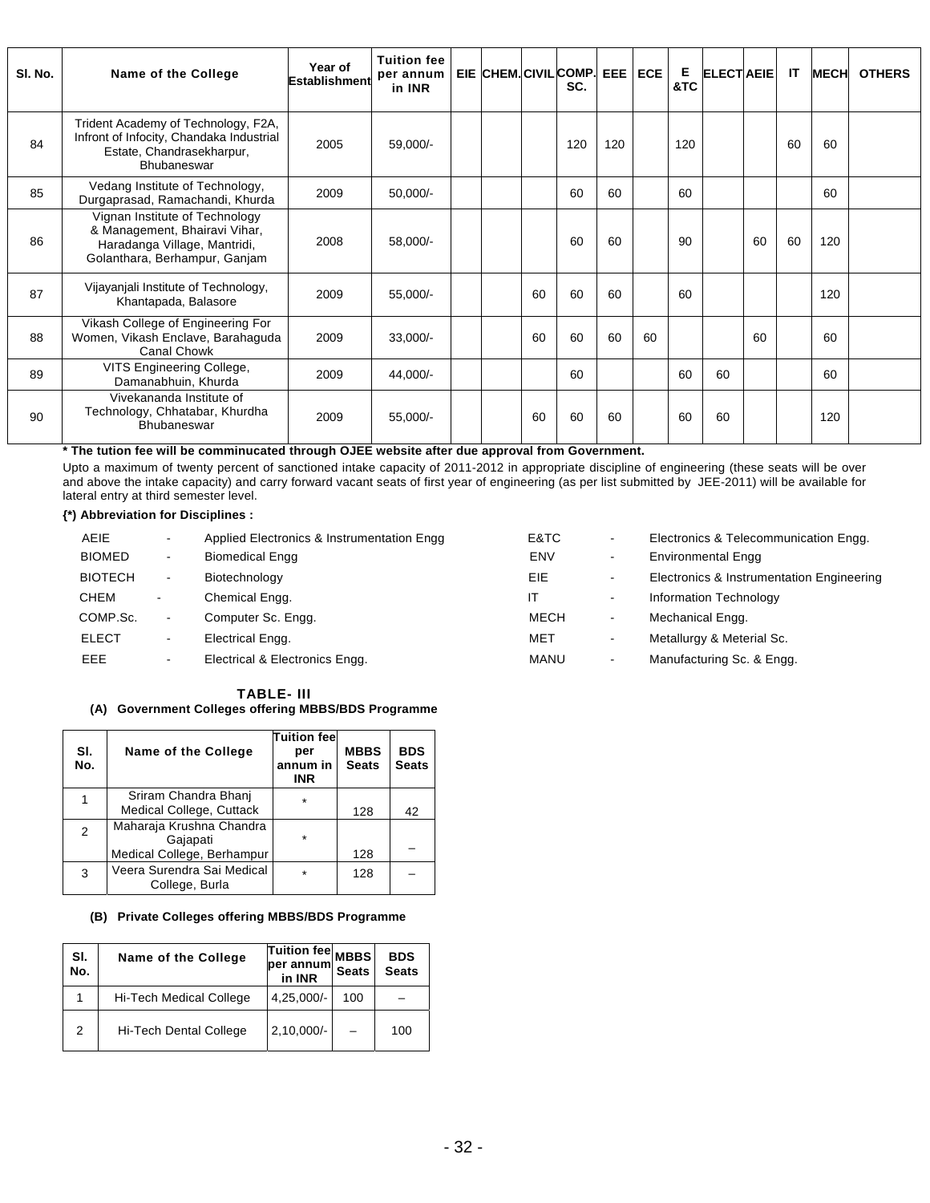| Sl. No. | Name of the College | Year of Establishment | Tuition fee per annum in INR | EIE | CHEM. | CIVIL | COMP. SC. | EEE | ECE | E &TC | ELECT | AEIE | IT | MECH | OTHERS |
|---|---|---|---|---|---|---|---|---|---|---|---|---|---|---|---|
| 84 | Trident Academy of Technology, F2A, Infront of Infocity, Chandaka Industrial Estate, Chandrasekharpur, Bhubaneswar | 2005 | 59,000/- | | | | 120 | 120 | | 120 | | | 60 | 60 | |
| 85 | Vedang Institute of Technology, Durgaprasad, Ramachandi, Khurda | 2009 | 50,000/- | | | | 60 | 60 | | 60 | | | | 60 | |
| 86 | Vignan Institute of Technology & Management, Bhairavi Vihar, Haradanga Village, Mantridi, Golanthara, Berhampur, Ganjam | 2008 | 58,000/- | | | | 60 | 60 | | 90 | | 60 | 60 | 120 | |
| 87 | Vijayanjali Institute of Technology, Khantapada, Balasore | 2009 | 55,000/- | | | 60 | 60 | 60 | | 60 | | | | 120 | |
| 88 | Vikash College of Engineering For Women, Vikash Enclave, Barahaguda Canal Chowk | 2009 | 33,000/- | | | 60 | 60 | 60 | 60 | | | 60 | | 60 | |
| 89 | VITS Engineering College, Damanabhuin, Khurda | 2009 | 44,000/- | | | | 60 | | | 60 | 60 | | | 60 | |
| 90 | Vivekananda Institute of Technology, Chhatabar, Khurdha Bhubaneswar | 2009 | 55,000/- | | | 60 | 60 | 60 | | 60 | 60 | | | 120 | |

**\* The tution fee will be comminucated through OJEE website after due approval from Government.**

Upto a maximum of twenty percent of sanctioned intake capacity of 2011-2012 in appropriate discipline of engineering (these seats will be over and above the intake capacity) and carry forward vacant seats of first year of engineering (as per list submitted by JEE-2011) will be available for lateral entry at third semester level.

**{(*) Abbreviation for Disciplines :**

| | | | | | |
|---|---|---|---|---|---|
| AEIE | - | Applied Electronics & Instrumentation Engg | E&TC | - | Electronics & Telecommunication Engg. |
| BIOMED | - | Biomedical Engg | ENV | - | Environmental Engg |
| BIOTECH | - | Biotechnology | EIE | - | Electronics & Instrumentation Engineering |
| CHEM | - | Chemical Engg. | IT | - | Information Technology |
| COMP.Sc. | - | Computer Sc. Engg. | MECH | - | Mechanical Engg. |
| ELECT | - | Electrical Engg. | MET | - | Metallurgy & Meterial Sc. |
| EEE | - | Electrical & Electronics Engg. | MANU | - | Manufacturing Sc. & Engg. |

## TABLE- III

### (A) Government Colleges offering MBBS/BDS Programme

| Sl. No. | Name of the College | Tuition fee per annum in INR | MBBS Seats | BDS Seats |
|---|---|---|---|---|
| 1 | Sriram Chandra Bhanj Medical College, Cuttack | * | 128 | 42 |
| 2 | Maharaja Krushna Chandra Gajapati Medical College, Berhampur | * | 128 | – |
| 3 | Veera Surendra Sai Medical College, Burla | * | 128 | – |

### (B) Private Colleges offering MBBS/BDS Programme

| Sl. No. | Name of the College | Tuition fee per annum in INR | MBBS Seats | BDS Seats |
|---|---|---|---|---|
| 1 | Hi-Tech Medical College | 4,25,000/- | 100 | – |
| 2 | Hi-Tech Dental College | 2,10,000/- | – | 100 |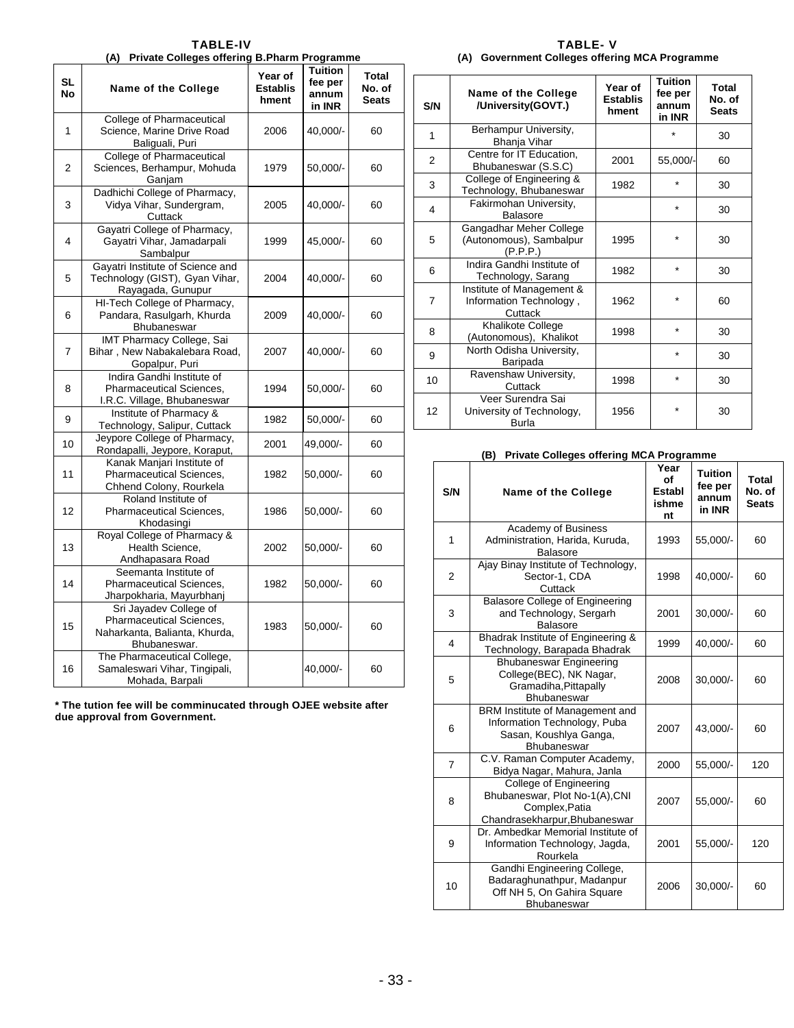## TABLE-IV

### (A) Private Colleges offering B.Pharm Programme

| SL No | Name of the College | Year of Establishment | Tuition fee per annum in INR | Total No. of Seats |
|---|---|---|---|---|
| 1 | College of Pharmaceutical Science, Marine Drive Road Baliguali, Puri | 2006 | 40,000/- | 60 |
| 2 | College of Pharmaceutical Sciences, Berhampur, Mohuda Ganjam | 1979 | 50,000/- | 60 |
| 3 | Dadhichi College of Pharmacy, Vidya Vihar, Sundergram, Cuttack | 2005 | 40,000/- | 60 |
| 4 | Gayatri College of Pharmacy, Gayatri Vihar, Jamadarpali Sambalpur | 1999 | 45,000/- | 60 |
| 5 | Gayatri Institute of Science and Technology (GIST), Gyan Vihar, Rayagada, Gunupur | 2004 | 40,000/- | 60 |
| 6 | HI-Tech College of Pharmacy, Pandara, Rasulgarh, Khurda Bhubaneswar | 2009 | 40,000/- | 60 |
| 7 | IMT Pharmacy College, Sai Bihar , New Nabakalebara Road, Gopalpur, Puri | 2007 | 40,000/- | 60 |
| 8 | Indira Gandhi Institute of Pharmaceutical Sciences, I.R.C. Village, Bhubaneswar | 1994 | 50,000/- | 60 |
| 9 | Institute of Pharmacy & Technology, Salipur, Cuttack | 1982 | 50,000/- | 60 |
| 10 | Jeypore College of Pharmacy, Rondapalli, Jeypore, Koraput, | 2001 | 49,000/- | 60 |
| 11 | Kanak Manjari Institute of Pharmaceutical Sciences, Chhend Colony, Rourkela | 1982 | 50,000/- | 60 |
| 12 | Roland Institute of Pharmaceutical Sciences, Khodasingi | 1986 | 50,000/- | 60 |
| 13 | Royal College of Pharmacy & Health Science, Andhapasara Road | 2002 | 50,000/- | 60 |
| 14 | Seemanta Institute of Pharmaceutical Sciences, Jharpokharia, Mayurbhanj | 1982 | 50,000/- | 60 |
| 15 | Sri Jayadev College of Pharmaceutical Sciences, Naharkanta, Balianta, Khurda, Bhubaneswar. | 1983 | 50,000/- | 60 |
| 16 | The Pharmaceutical College, Samaleswari Vihar, Tingipali, Mohada, Barpali | | 40,000/- | 60 |

**\* The tution fee will be comminucated through OJEE website after due approval from Government.**

## TABLE- V

### (A) Government Colleges offering MCA Programme

| S/N | Name of the College /University(GOVT.) | Year of Establishment | Tuition fee per annum in INR | Total No. of Seats |
|---|---|---|---|---|
| 1 | Berhampur University, Bhanja Vihar | | * | 30 |
| 2 | Centre for IT Education, Bhubaneswar (S.S.C) | 2001 | 55,000/- | 60 |
| 3 | College of Engineering & Technology, Bhubaneswar | 1982 | * | 30 |
| 4 | Fakirmohan University, Balasore | | * | 30 |
| 5 | Gangadhar Meher College (Autonomous), Sambalpur (P.P.P.) | 1995 | * | 30 |
| 6 | Indira Gandhi Institute of Technology, Sarang | 1982 | * | 30 |
| 7 | Institute of Management & Information Technology , Cuttack | 1962 | * | 60 |
| 8 | Khalikote College (Autonomous), Khalikot | 1998 | * | 30 |
| 9 | North Odisha University, Baripada | | * | 30 |
| 10 | Ravenshaw University, Cuttack | 1998 | * | 30 |
| 12 | Veer Surendra Sai University of Technology, Burla | 1956 | * | 30 |

### (B) Private Colleges offering MCA Programme

| S/N | Name of the College | Year of Establishment | Tuition fee per annum in INR | Total No. of Seats |
|---|---|---|---|---|
| 1 | Academy of Business Administration, Harida, Kuruda, Balasore | 1993 | 55,000/- | 60 |
| 2 | Ajay Binay Institute of Technology, Sector-1, CDA Cuttack | 1998 | 40,000/- | 60 |
| 3 | Balasore College of Engineering and Technology, Sergarh Balasore | 2001 | 30,000/- | 60 |
| 4 | Bhadrak Institute of Engineering & Technology, Barapada Bhadrak | 1999 | 40,000/- | 60 |
| 5 | Bhubaneswar Engineering College(BEC), NK Nagar, Gramadiha,Pittapally Bhubaneswar | 2008 | 30,000/- | 60 |
| 6 | BRM Institute of Management and Information Technology, Puba Sasan, Koushlya Ganga, Bhubaneswar | 2007 | 43,000/- | 60 |
| 7 | C.V. Raman Computer Academy, Bidya Nagar, Mahura, Janla | 2000 | 55,000/- | 120 |
| 8 | College of Engineering Bhubaneswar, Plot No-1(A),CNI Complex,Patia Chandrasekharpur,Bhubaneswar | 2007 | 55,000/- | 60 |
| 9 | Dr. Ambedkar Memorial Institute of Information Technology, Jagda, Rourkela | 2001 | 55,000/- | 120 |
| 10 | Gandhi Engineering College, Badaraghunathpur, Madanpur Off NH 5, On Gahira Square Bhubaneswar | 2006 | 30,000/- | 60 |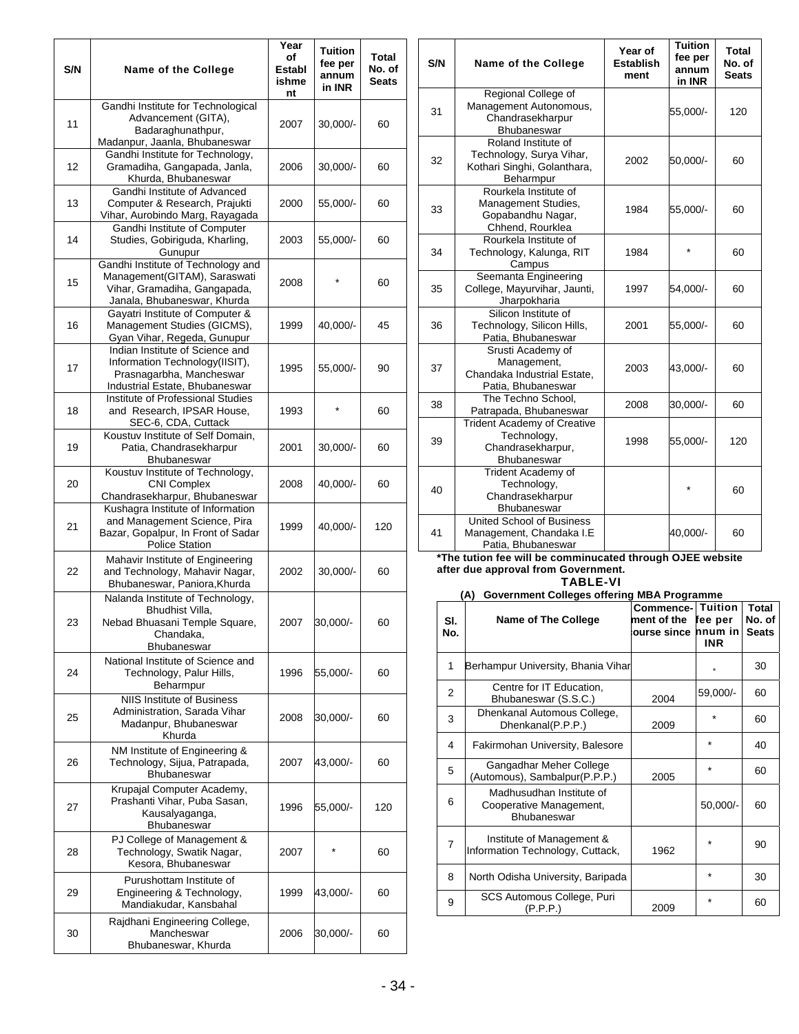| S/N | Name of the College | Year of Establishment | Tuition fee per annum in INR | Total No. of Seats |
|---|---|---|---|---|
| 11 | Gandhi Institute for Technological Advancement (GITA), Badaraghunathpur, Madanpur, Jaanla, Bhubaneswar | 2007 | 30,000/- | 60 |
| 12 | Gandhi Institute for Technology, Gramadiha, Gangapada, Janla, Khurda, Bhubaneswar | 2006 | 30,000/- | 60 |
| 13 | Gandhi Institute of Advanced Computer & Research, Prajukti Vihar, Aurobindo Marg, Rayagada | 2000 | 55,000/- | 60 |
| 14 | Gandhi Institute of Computer Studies, Gobiriguda, Kharling, Gunupur | 2003 | 55,000/- | 60 |
| 15 | Gandhi Institute of Technology and Management(GITAM), Saraswati Vihar, Gramadiha, Gangapada, Janala, Bhubaneswar, Khurda | 2008 | * | 60 |
| 16 | Gayatri Institute of Computer & Management Studies (GICMS), Gyan Vihar, Regeda, Gunupur | 1999 | 40,000/- | 45 |
| 17 | Indian Institute of Science and Information Technology(IISIT), Prasnagarbha, Mancheswar Industrial Estate, Bhubaneswar | 1995 | 55,000/- | 90 |
| 18 | Institute of Professional Studies and Research, IPSAR House, SEC-6, CDA, Cuttack | 1993 | * | 60 |
| 19 | Koustuv Institute of Self Domain, Patia, Chandrasekharpur Bhubaneswar | 2001 | 30,000/- | 60 |
| 20 | Koustuv Institute of Technology, CNI Complex Chandrasekharpur, Bhubaneswar | 2008 | 40,000/- | 60 |
| 21 | Kushagra Institute of Information and Management Science, Pira Bazar, Gopalpur, In Front of Sadar Police Station | 1999 | 40,000/- | 120 |
| 22 | Mahavir Institute of Engineering and Technology, Mahavir Nagar, Bhubaneswar, Paniora,Khurda | 2002 | 30,000/- | 60 |
| 23 | Nalanda Institute of Technology, Bhudhist Villa, Nebad Bhuasani Temple Square, Chandaka, Bhubaneswar | 2007 | 30,000/- | 60 |
| 24 | National Institute of Science and Technology, Palur Hills, Beharmpur | 1996 | 55,000/- | 60 |
| 25 | NIIS Institute of Business Administration, Sarada Vihar Madanpur, Bhubaneswar Khurda | 2008 | 30,000/- | 60 |
| 26 | NM Institute of Engineering & Technology, Sijua, Patrapada, Bhubaneswar | 2007 | 43,000/- | 60 |
| 27 | Krupajal Computer Academy, Prashanti Vihar, Puba Sasan, Kausalyaganga, Bhubaneswar | 1996 | 55,000/- | 120 |
| 28 | PJ College of Management & Technology, Swatik Nagar, Kesora, Bhubaneswar | 2007 | * | 60 |
| 29 | Purushottam Institute of Engineering & Technology, Mandiakudar, Kansbahal | 1999 | 43,000/- | 60 |
| 30 | Rajdhani Engineering College, Mancheswar Bhubaneswar, Khurda | 2006 | 30,000/- | 60 |
| 31 | Regional College of Management Autonomous, Chandrasekharpur Bhubaneswar | | 55,000/- | 120 |
| 32 | Roland Institute of Technology, Surya Vihar, Kothari Singhi, Golanthara, Beharmpur | 2002 | 50,000/- | 60 |
| 33 | Rourkela Institute of Management Studies, Gopabandhu Nagar, Chhend, Rourklea | 1984 | 55,000/- | 60 |
| 34 | Rourkela Institute of Technology, Kalunga, RIT Campus | 1984 | * | 60 |
| 35 | Seemanta Engineering College, Mayurvihar, Jaunti, Jharpokharia | 1997 | 54,000/- | 60 |
| 36 | Silicon Institute of Technology, Silicon Hills, Patia, Bhubaneswar | 2001 | 55,000/- | 60 |
| 37 | Srusti Academy of Management, Chandaka Industrial Estate, Patia, Bhubaneswar | 2003 | 43,000/- | 60 |
| 38 | The Techno School, Patrapada, Bhubaneswar | 2008 | 30,000/- | 60 |
| 39 | Trident Academy of Creative Technology, Chandrasekharpur, Bhubaneswar | 1998 | 55,000/- | 120 |
| 40 | Trident Academy of Technology, Chandrasekharpur Bhubaneswar | | * | 60 |
| 41 | United School of Business Management, Chandaka I.E Patia, Bhubaneswar | | 40,000/- | 60 |

**\*The tution fee will be comminucated through OJEE website after due approval from Government.**

## TABLE-VI

**(A) Government Colleges offering MBA Programme**

| Sl. No. | Name of The College | Commencement of the course since | Tuition fee per annum in INR | Total No. of Seats |
|---|---|---|---|---|
| 1 | Berhampur University, Bhania Vihar | | * | 30 |
| 2 | Centre for IT Education, Bhubaneswar (S.S.C.) | 2004 | 59,000/- | 60 |
| 3 | Dhenkanal Automous College, Dhenkanal(P.P.P.) | 2009 | * | 60 |
| 4 | Fakirmohan University, Balesore | | * | 40 |
| 5 | Gangadhar Meher College (Automous), Sambalpur(P.P.P.) | 2005 | * | 60 |
| 6 | Madhusudhan Institute of Cooperative Management, Bhubaneswar | | 50,000/- | 60 |
| 7 | Institute of Management & Information Technology, Cuttack, | 1962 | * | 90 |
| 8 | North Odisha University, Baripada | | * | 30 |
| 9 | SCS Automous College, Puri (P.P.P.) | 2009 | * | 60 |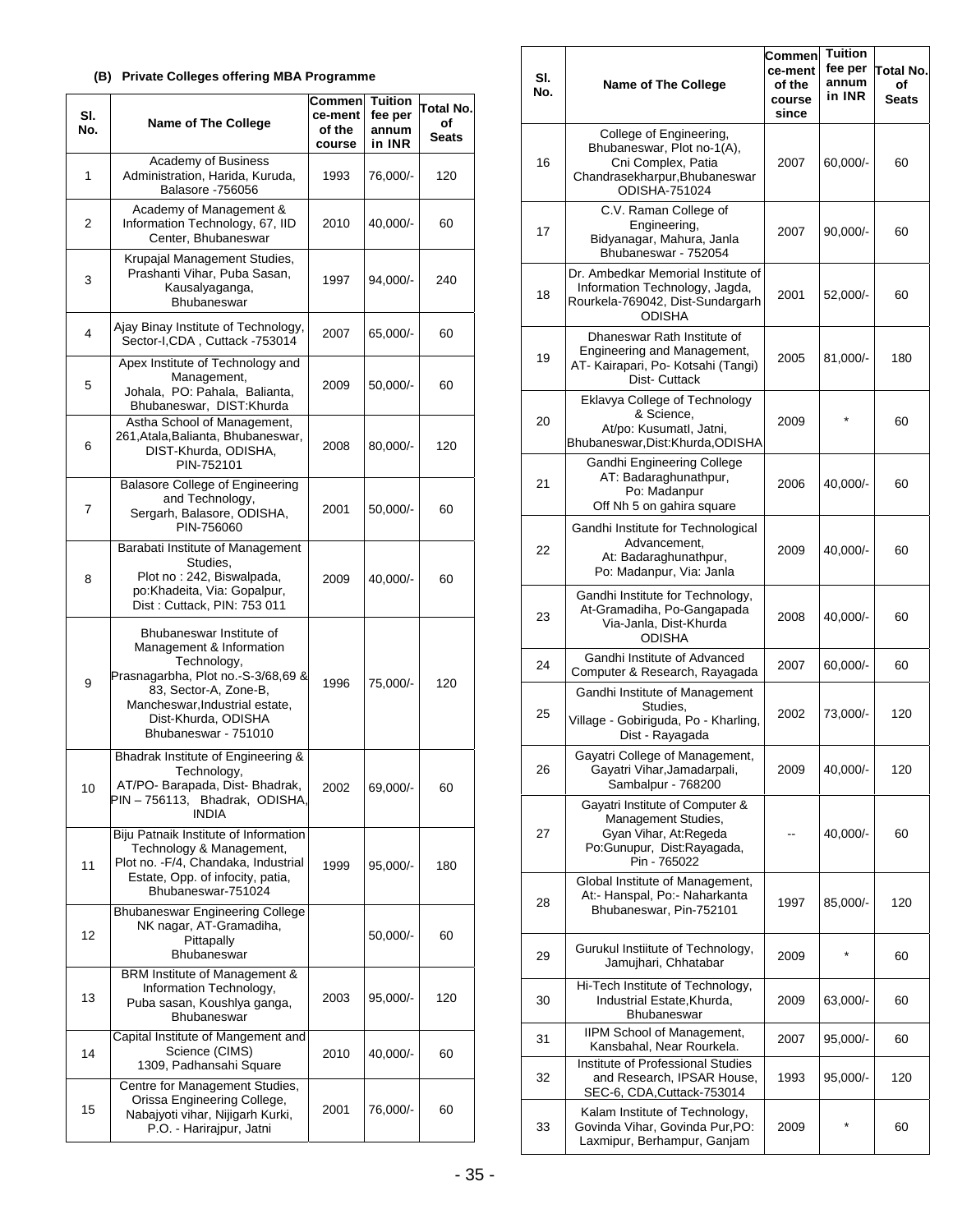**(B) Private Colleges offering MBA Programme**

| Sl. No. | Name of The College | Commence-ment of the course | Tuition fee per annum in INR | Total No. of Seats |
|---|---|---|---|---|
| 1 | Academy of Business Administration, Harida, Kuruda, Balasore -756056 | 1993 | 76,000/- | 120 |
| 2 | Academy of Management & Information Technology, 67, IID Center, Bhubaneswar | 2010 | 40,000/- | 60 |
| 3 | Krupajal Management Studies, Prashanti Vihar, Puba Sasan, Kausalyaganga, Bhubaneswar | 1997 | 94,000/- | 240 |
| 4 | Ajay Binay Institute of Technology, Sector-I,CDA , Cuttack -753014 | 2007 | 65,000/- | 60 |
| 5 | Apex Institute of Technology and Management, Johala, PO: Pahala, Balianta, Bhubaneswar, DIST:Khurda | 2009 | 50,000/- | 60 |
| 6 | Astha School of Management, 261,Atala,Balianta, Bhubaneswar, DIST-Khurda, ODISHA, PIN-752101 | 2008 | 80,000/- | 120 |
| 7 | Balasore College of Engineering and Technology, Sergarh, Balasore, ODISHA, PIN-756060 | 2001 | 50,000/- | 60 |
| 8 | Barabati Institute of Management Studies, Plot no : 242, Biswalpada, po:Khadeita, Via: Gopalpur, Dist : Cuttack, PIN: 753 011 | 2009 | 40,000/- | 60 |
| 9 | Bhubaneswar Institute of Management & Information Technology, Prasnagarbha, Plot no.-S-3/68,69 & 83, Sector-A, Zone-B, Mancheswar,Industrial estate, Dist-Khurda, ODISHA Bhubaneswar - 751010 | 1996 | 75,000/- | 120 |
| 10 | Bhadrak Institute of Engineering & Technology, AT/PO- Barapada, Dist- Bhadrak, PIN – 756113, Bhadrak, ODISHA, INDIA | 2002 | 69,000/- | 60 |
| 11 | Biju Patnaik Institute of Information Technology & Management, Plot no. -F/4, Chandaka, Industrial Estate, Opp. of infocity, patia, Bhubaneswar-751024 | 1999 | 95,000/- | 180 |
| 12 | Bhubaneswar Engineering College NK nagar, AT-Gramadiha, Pittapally Bhubaneswar | | 50,000/- | 60 |
| 13 | BRM Institute of Management & Information Technology, Puba sasan, Koushlya ganga, Bhubaneswar | 2003 | 95,000/- | 120 |
| 14 | Capital Institute of Mangement and Science (CIMS) 1309, Padhansahi Square | 2010 | 40,000/- | 60 |
| 15 | Centre for Management Studies, Orissa Engineering College, Nabajyoti vihar, Nijigarh Kurki, P.O. - Harirajpur, Jatni | 2001 | 76,000/- | 60 |
| 16 | College of Engineering, Bhubaneswar, Plot no-1(A), Cni Complex, Patia Chandrasekharpur,Bhubaneswar ODISHA-751024 | 2007 | 60,000/- | 60 |
| 17 | C.V. Raman College of Engineering, Bidyanagar, Mahura, Janla Bhubaneswar - 752054 | 2007 | 90,000/- | 60 |
| 18 | Dr. Ambedkar Memorial Institute of Information Technology, Jagda, Rourkela-769042, Dist-Sundargarh ODISHA | 2001 | 52,000/- | 60 |
| 19 | Dhaneswar Rath Institute of Engineering and Management, AT- Kairapari, Po- Kotsahi (Tangi) Dist- Cuttack | 2005 | 81,000/- | 180 |
| 20 | Eklavya College of Technology & Science, At/po: KusumatI, Jatni, Bhubaneswar,Dist:Khurda,ODISHA | 2009 | * | 60 |
| 21 | Gandhi Engineering College AT: Badaraghunathpur, Po: Madanpur Off Nh 5 on gahira square | 2006 | 40,000/- | 60 |
| 22 | Gandhi Institute for Technological Advancement, At: Badaraghunathpur, Po: Madanpur, Via: Janla | 2009 | 40,000/- | 60 |
| 23 | Gandhi Institute for Technology, At-Gramadiha, Po-Gangapada Via-Janla, Dist-Khurda ODISHA | 2008 | 40,000/- | 60 |
| 24 | Gandhi Institute of Advanced Computer & Research, Rayagada | 2007 | 60,000/- | 60 |
| 25 | Gandhi Institute of Management Studies, Village - Gobiriguda, Po - Kharling, Dist - Rayagada | 2002 | 73,000/- | 120 |
| 26 | Gayatri College of Management, Gayatri Vihar,Jamadarpali, Sambalpur - 768200 | 2009 | 40,000/- | 120 |
| 27 | Gayatri Institute of Computer & Management Studies, Gyan Vihar, At:Regeda Po:Gunupur, Dist:Rayagada, Pin - 765022 | -- | 40,000/- | 60 |
| 28 | Global Institute of Management, At:- Hanspal, Po:- Naharkanta Bhubaneswar, Pin-752101 | 1997 | 85,000/- | 120 |
| 29 | Gurukul Instiitute of Technology, Jamujhari, Chhatabar | 2009 | * | 60 |
| 30 | Hi-Tech Institute of Technology, Industrial Estate,Khurda, Bhubaneswar | 2009 | 63,000/- | 60 |
| 31 | IIPM School of Management, Kansbahal, Near Rourkela. | 2007 | 95,000/- | 60 |
| 32 | Institute of Professional Studies and Research, IPSAR House, SEC-6, CDA,Cuttack-753014 | 1993 | 95,000/- | 120 |
| 33 | Kalam Institute of Technology, Govinda Vihar, Govinda Pur,PO: Laxmipur, Berhampur, Ganjam | 2009 | * | 60 |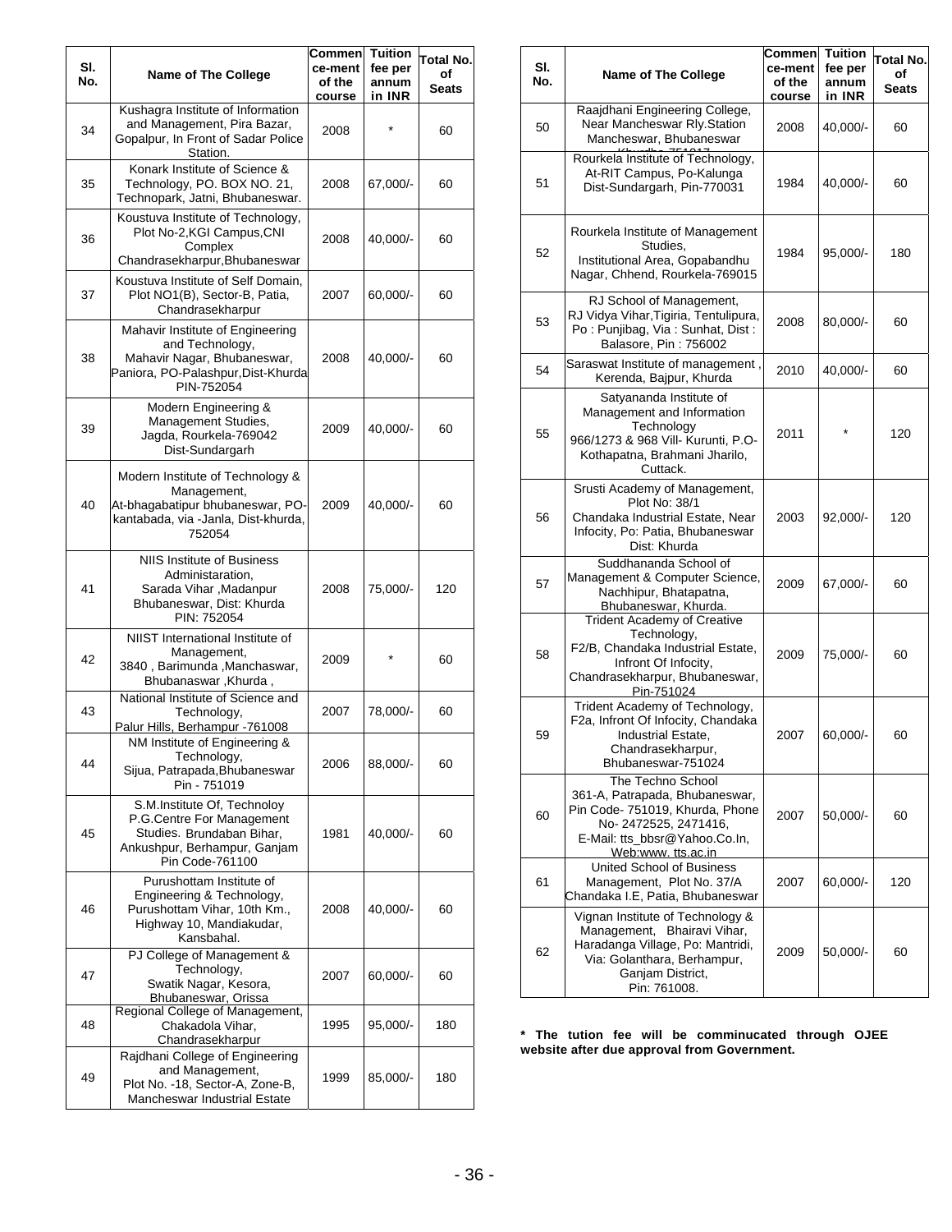| Sl. No. | Name of The College | Commencement of the course | Tuition fee per annum in INR | Total No. of Seats |
|---|---|---|---|---|
| 34 | Kushagra Institute of Information and Management, Pira Bazar, Gopalpur, In Front of Sadar Police Station. | 2008 | * | 60 |
| 35 | Konark Institute of Science & Technology, PO. BOX NO. 21, Technopark, Jatni, Bhubaneswar. | 2008 | 67,000/- | 60 |
| 36 | Koustuva Institute of Technology, Plot No-2,KGI Campus,CNI Complex Chandrasekharpur,Bhubaneswar | 2008 | 40,000/- | 60 |
| 37 | Koustuva Institute of Self Domain, Plot NO1(B), Sector-B, Patia, Chandrasekharpur | 2007 | 60,000/- | 60 |
| 38 | Mahavir Institute of Engineering and Technology, Mahavir Nagar, Bhubaneswar, Paniora, PO-Palashpur,Dist-Khurda PIN-752054 | 2008 | 40,000/- | 60 |
| 39 | Modern Engineering & Management Studies, Jagda, Rourkela-769042 Dist-Sundargarh | 2009 | 40,000/- | 60 |
| 40 | Modern Institute of Technology & Management, At-bhagabatipur bhubaneswar, PO-kantabada, via -Janla, Dist-khurda, 752054 | 2009 | 40,000/- | 60 |
| 41 | NIIS Institute of Business Administaration, Sarada Vihar ,Madanpur Bhubaneswar, Dist: Khurda PIN: 752054 | 2008 | 75,000/- | 120 |
| 42 | NIIST International Institute of Management, 3840 , Barimunda ,Manchaswar, Bhubanaswar ,Khurda , | 2009 | * | 60 |
| 43 | National Institute of Science and Technology, Palur Hills, Berhampur -761008 | 2007 | 78,000/- | 60 |
| 44 | NM Institute of Engineering & Technology, Sijua, Patrapada,Bhubaneswar Pin - 751019 | 2006 | 88,000/- | 60 |
| 45 | S.M.Institute Of, Technoloy P.G.Centre For Management Studies. Brundaban Bihar, Ankushpur, Berhampur, Ganjam Pin Code-761100 | 1981 | 40,000/- | 60 |
| 46 | Purushottam Institute of Engineering & Technology, Purushottam Vihar, 10th Km., Highway 10, Mandiakudar, Kansbahal. | 2008 | 40,000/- | 60 |
| 47 | PJ College of Management & Technology, Swatik Nagar, Kesora, Bhubaneswar, Orissa | 2007 | 60,000/- | 60 |
| 48 | Regional College of Management, Chakadola Vihar, Chandrasekharpur | 1995 | 95,000/- | 180 |
| 49 | Rajdhani College of Engineering and Management, Plot No. -18, Sector-A, Zone-B, Mancheswar Industrial Estate | 1999 | 85,000/- | 180 |
| 50 | Raajdhani Engineering College, Near Mancheswar Rly.Station Mancheswar, Bhubaneswar Khurda-751017 | 2008 | 40,000/- | 60 |
| 51 | Rourkela Institute of Technology, At-RIT Campus, Po-Kalunga Dist-Sundargarh, Pin-770031 | 1984 | 40,000/- | 60 |
| 52 | Rourkela Institute of Management Studies, Institutional Area, Gopabandhu Nagar, Chhend, Rourkela-769015 | 1984 | 95,000/- | 180 |
| 53 | RJ School of Management, RJ Vidya Vihar,Tigiria, Tentulipura, Po : Punjibag, Via : Sunhat, Dist : Balasore, Pin : 756002 | 2008 | 80,000/- | 60 |
| 54 | Saraswat Institute of management , Kerenda, Bajpur, Khurda | 2010 | 40,000/- | 60 |
| 55 | Satyananda Institute of Management and Information Technology 966/1273 & 968 Vill- Kurunti, P.O-Kothapatna, Brahmani Jharilo, Cuttack. | 2011 | * | 120 |
| 56 | Srusti Academy of Management, Plot No: 38/1 Chandaka Industrial Estate, Near Infocity, Po: Patia, Bhubaneswar Dist: Khurda | 2003 | 92,000/- | 120 |
| 57 | Suddhananda School of Management & Computer Science, Nachhipur, Bhatapatna, Bhubaneswar, Khurda. | 2009 | 67,000/- | 60 |
| 58 | Trident Academy of Creative Technology, F2/B, Chandaka Industrial Estate, Infront Of Infocity, Chandrasekharpur, Bhubaneswar, Pin-751024 | 2009 | 75,000/- | 60 |
| 59 | Trident Academy of Technology, F2a, Infront Of Infocity, Chandaka Industrial Estate, Chandrasekharpur, Bhubaneswar-751024 | 2007 | 60,000/- | 60 |
| 60 | The Techno School 361-A, Patrapada, Bhubaneswar, Pin Code- 751019, Khurda, Phone No- 2472525, 2471416, E-Mail: tts_bbsr@Yahoo.Co.In, Web:www. tts.ac.in | 2007 | 50,000/- | 60 |
| 61 | United School of Business Management, Plot No. 37/A Chandaka I.E, Patia, Bhubaneswar | 2007 | 60,000/- | 120 |
| 62 | Vignan Institute of Technology & Management, Bhairavi Vihar, Haradanga Village, Po: Mantridi, Via: Golanthara, Berhampur, Ganjam District, Pin: 761008. | 2009 | 50,000/- | 60 |

**\* The tution fee will be comminucated through OJEE website after due approval from Government.**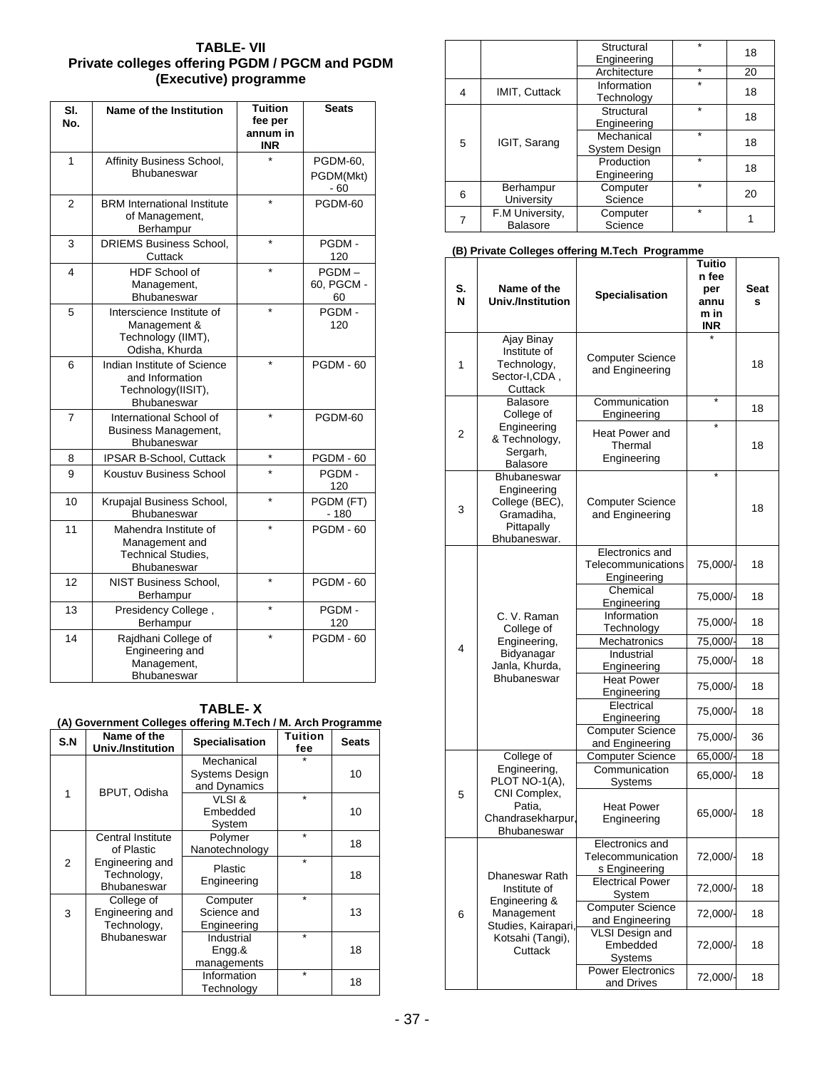## TABLE- VII

### Private colleges offering PGDM / PGCM and PGDM (Executive) programme

| Sl. No. | Name of the Institution | Tuition fee per annum in INR | Seats |
|---|---|---|---|
| 1 | Affinity Business School, Bhubaneswar | * | PGDM-60, PGDM(Mkt) - 60 |
| 2 | BRM International Institute of Management, Berhampur | * | PGDM-60 |
| 3 | DRIEMS Business School, Cuttack | * | PGDM - 120 |
| 4 | HDF School of Management, Bhubaneswar | * | PGDM – 60, PGCM - 60 |
| 5 | Interscience Institute of Management & Technology (IIMT), Odisha, Khurda | * | PGDM - 120 |
| 6 | Indian Institute of Science and Information Technology(IISIT), Bhubaneswar | * | PGDM - 60 |
| 7 | International School of Business Management, Bhubaneswar | * | PGDM-60 |
| 8 | IPSAR B-School, Cuttack | * | PGDM - 60 |
| 9 | Koustuv Business School | * | PGDM - 120 |
| 10 | Krupajal Business School, Bhubaneswar | * | PGDM (FT) - 180 |
| 11 | Mahendra Institute of Management and Technical Studies, Bhubaneswar | * | PGDM - 60 |
| 12 | NIST Business School, Berhampur | * | PGDM - 60 |
| 13 | Presidency College , Berhampur | * | PGDM - 120 |
| 14 | Rajdhani College of Engineering and Management, Bhubaneswar | * | PGDM - 60 |

## TABLE- X

### (A) Government Colleges offering M.Tech / M. Arch Programme

| S.N | Name of the Univ./Institution | Specialisation | Tuition fee | Seats |
|---|---|---|---|---|
| 1 | BPUT, Odisha | Mechanical Systems Design and Dynamics | * | 10 |
| | | VLSI & Embedded System | * | 10 |
| 2 | Central Institute of Plastic Engineering and Technology, Bhubaneswar | Polymer Nanotechnology | * | 18 |
| | | Plastic Engineering | * | 18 |
| 3 | College of Engineering and Technology, Bhubaneswar | Computer Science and Engineering | * | 13 |
| | | Industrial Engg.& managements | * | 18 |
| | | Information Technology | * | 18 |
| | | Structural Engineering | * | 18 |
| | | Architecture | * | 20 |
| 4 | IMIT, Cuttack | Information Technology | * | 18 |
| 5 | IGIT, Sarang | Structural Engineering | * | 18 |
| | | Mechanical System Design | * | 18 |
| | | Production Engineering | * | 18 |
| 6 | Berhampur University | Computer Science | * | 20 |
| 7 | F.M University, Balasore | Computer Science | * | 1 |

### (B) Private Colleges offering M.Tech Programme

| S. N | Name of the Univ./Institution | Specialisation | Tuition fee per annum in INR | Seats |
|---|---|---|---|---|
| 1 | Ajay Binay Institute of Technology, Sector-I,CDA , Cuttack | Computer Science and Engineering | * | 18 |
| 2 | Balasore College of Engineering & Technology, Sergarh, Balasore | Communication Engineering | * | 18 |
| | | Heat Power and Thermal Engineering | * | 18 |
| 3 | Bhubaneswar Engineering College (BEC), Gramadiha, Pittapally Bhubaneswar. | Computer Science and Engineering | * | 18 |
| 4 | C. V. Raman College of Engineering, Bidyanagar Janla, Khurda, Bhubaneswar | Electronics and Telecommunications Engineering | 75,000/- | 18 |
| | | Chemical Engineering | 75,000/- | 18 |
| | | Information Technology | 75,000/- | 18 |
| | | Mechatronics | 75,000/- | 18 |
| | | Industrial Engineering | 75,000/- | 18 |
| | | Heat Power Engineering | 75,000/- | 18 |
| | | Electrical Engineering | 75,000/- | 18 |
| | | Computer Science and Engineering | 75,000/- | 36 |
| 5 | College of Engineering, PLOT NO-1(A), CNI Complex, Patia, Chandrasekharpur, Bhubaneswar | Computer Science | 65,000/- | 18 |
| | | Communication Systems | 65,000/- | 18 |
| | | Heat Power Engineering | 65,000/- | 18 |
| 6 | Dhaneswar Rath Institute of Engineering & Management Studies, Kairapari, Kotsahi (Tangi), Cuttack | Electronics and Telecommunications Engineering | 72,000/- | 18 |
| | | Electrical Power System | 72,000/- | 18 |
| | | Computer Science and Engineering | 72,000/- | 18 |
| | | VLSI Design and Embedded Systems | 72,000/- | 18 |
| | | Power Electronics and Drives | 72,000/- | 18 |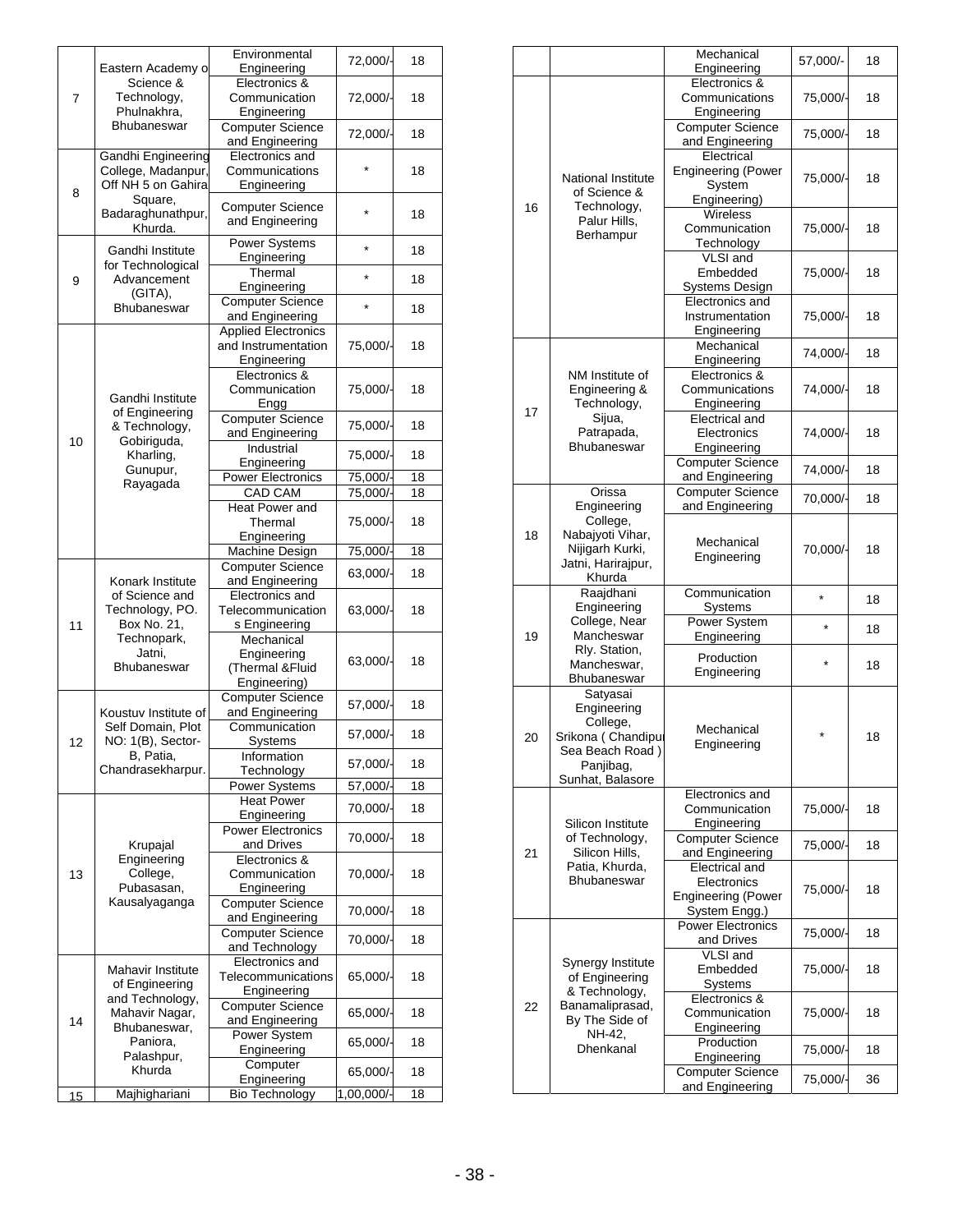| | | | | |
|---|---|---|---|---|
| 7 | Eastern Academy of Science & Technology, Phulnakhra, Bhubaneswar | Environmental Engineering | 72,000/- | 18 |
| | | Electronics & Communication Engineering | 72,000/- | 18 |
| | | Computer Science and Engineering | 72,000/- | 18 |
| 8 | Gandhi Engineering College, Madanpur, Off NH 5 on Gahira Square, Badaraghunathpur, Khurda. | Electronics and Communications Engineering | * | 18 |
| | | Computer Science and Engineering | * | 18 |
| 9 | Gandhi Institute for Technological Advancement (GITA), Bhubaneswar | Power Systems Engineering | * | 18 |
| | | Thermal Engineering | * | 18 |
| | | Computer Science and Engineering | * | 18 |
| 10 | Gandhi Institute of Engineering & Technology, Gobiriguda, Kharling, Gunupur, Rayagada | Applied Electronics and Instrumentation Engineering | 75,000/- | 18 |
| | | Electronics & Communication Engg | 75,000/- | 18 |
| | | Computer Science and Engineering | 75,000/- | 18 |
| | | Industrial Engineering | 75,000/- | 18 |
| | | Power Electronics | 75,000/- | 18 |
| | | CAD CAM | 75,000/- | 18 |
| | | Heat Power and Thermal Engineering | 75,000/- | 18 |
| | | Machine Design | 75,000/- | 18 |
| 11 | Konark Institute of Science and Technology, PO. Box No. 21, Technopark, Jatni, Bhubaneswar | Computer Science and Engineering | 63,000/- | 18 |
| | | Electronics and Telecommunications Engineering | 63,000/- | 18 |
| | | Mechanical Engineering (Thermal &Fluid Engineering) | 63,000/- | 18 |
| 12 | Koustuv Institute of Self Domain, Plot NO: 1(B), Sector-B, Patia, Chandrasekharpur. | Computer Science and Engineering | 57,000/- | 18 |
| | | Communication Systems | 57,000/- | 18 |
| | | Information Technology | 57,000/- | 18 |
| | | Power Systems | 57,000/- | 18 |
| 13 | Krupajal Engineering College, Pubasasan, Kausalyaganga | Heat Power Engineering | 70,000/- | 18 |
| | | Power Electronics and Drives | 70,000/- | 18 |
| | | Electronics & Communication Engineering | 70,000/- | 18 |
| | | Computer Science and Engineering | 70,000/- | 18 |
| | | Computer Science and Technology | 70,000/- | 18 |
| 14 | Mahavir Institute of Engineering and Technology, Mahavir Nagar, Bhubaneswar, Paniora, Palashpur, Khurda | Electronics and Telecommunications Engineering | 65,000/- | 18 |
| | | Computer Science and Engineering | 65,000/- | 18 |
| | | Power System Engineering | 65,000/- | 18 |
| | | Computer Engineering | 65,000/- | 18 |
| 15 | Majhighariani | Bio Technology | 1,00,000/- | 18 |
| | | Mechanical Engineering | 57,000/- | 18 |
| 16 | National Institute of Science & Technology, Palur Hills, Berhampur | Electronics & Communications Engineering | 75,000/- | 18 |
| | | Computer Science and Engineering | 75,000/- | 18 |
| | | Electrical Engineering (Power System Engineering) | 75,000/- | 18 |
| | | Wireless Communication Technology | 75,000/- | 18 |
| | | VLSI and Embedded Systems Design | 75,000/- | 18 |
| | | Electronics and Instrumentation Engineering | 75,000/- | 18 |
| 17 | NM Institute of Engineering & Technology, Sijua, Patrapada, Bhubaneswar | Mechanical Engineering | 74,000/- | 18 |
| | | Electronics & Communications Engineering | 74,000/- | 18 |
| | | Electrical and Electronics Engineering | 74,000/- | 18 |
| | | Computer Science and Engineering | 74,000/- | 18 |
| 18 | Orissa Engineering College, Nabajyoti Vihar, Nijigarh Kurki, Jatni, Harirajpur, Khurda | Computer Science and Engineering | 70,000/- | 18 |
| | | Mechanical Engineering | 70,000/- | 18 |
| 19 | Raajdhani Engineering College, Near Mancheswar Rly. Station, Mancheswar, Bhubaneswar | Communication Systems | * | 18 |
| | | Power System Engineering | * | 18 |
| | | Production Engineering | * | 18 |
| 20 | Satyasai Engineering College, Srikona ( Chandipur Sea Beach Road ) Panjibag, Sunhat, Balasore | Mechanical Engineering | * | 18 |
| 21 | Silicon Institute of Technology, Silicon Hills, Patia, Khurda, Bhubaneswar | Electronics and Communication Engineering | 75,000/- | 18 |
| | | Computer Science and Engineering | 75,000/- | 18 |
| | | Electrical and Electronics Engineering (Power System Engg.) | 75,000/- | 18 |
| 22 | Synergy Institute of Engineering & Technology, Banamaliprasad, By The Side of NH-42, Dhenkanal | Power Electronics and Drives | 75,000/- | 18 |
| | | VLSI and Embedded Systems | 75,000/- | 18 |
| | | Electronics & Communication Engineering | 75,000/- | 18 |
| | | Production Engineering | 75,000/- | 18 |
| | | Computer Science and Engineering | 75,000/- | 36 |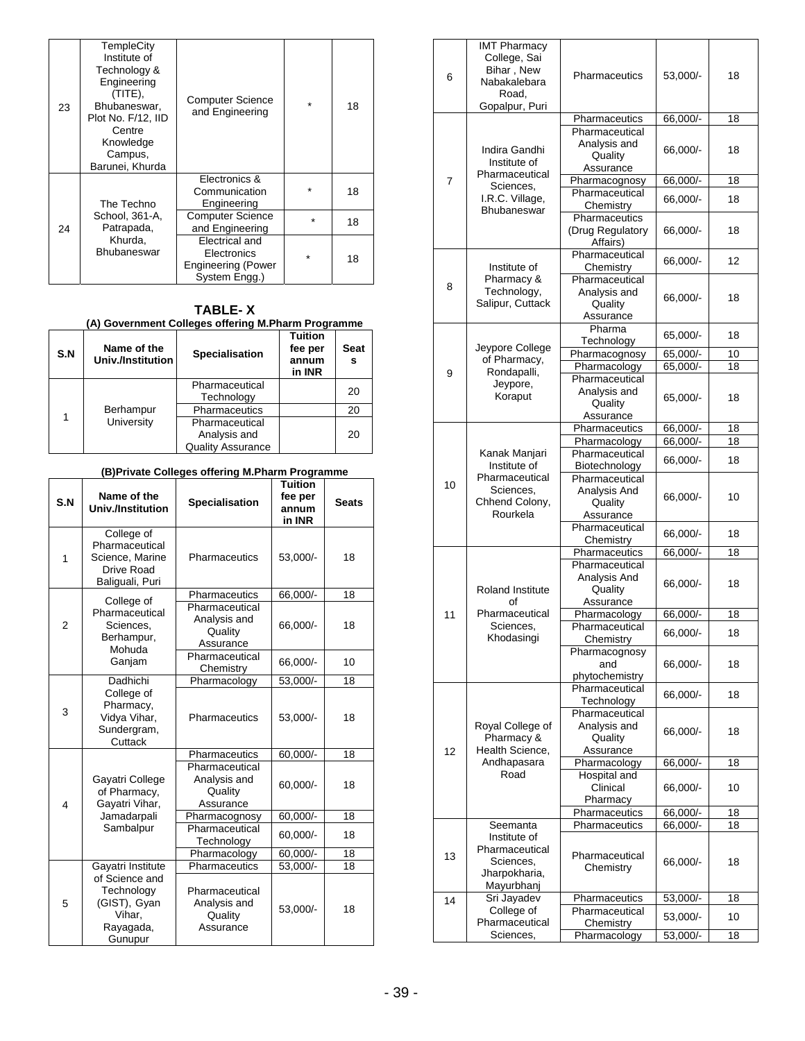| 23 | TempleCity Institute of Technology & Engineering (TITE), Bhubaneswar, Plot No. F/12, IID Centre Knowledge Campus, Barunei, Khurda | Computer Science and Engineering | * | 18 |
|---|---|---|---|---|
| 24 | The Techno School, 361-A, Patrapada, Khurda, Bhubaneswar | Electronics & Communication Engineering | * | 18 |
| | | Computer Science and Engineering | * | 18 |
| | | Electrical and Electronics Engineering (Power System Engg.) | * | 18 |

## TABLE- X

### (A) Government Colleges offering M.Pharm Programme

| S.N | Name of the Univ./Institution | Specialisation | Tuition fee per annum in INR | Seats |
|---|---|---|---|---|
| 1 | Berhampur University | Pharmaceutical Technology | | 20 |
| | | Pharmaceutics | | 20 |
| | | Pharmaceutical Analysis and Quality Assurance | | 20 |

### (B)Private Colleges offering M.Pharm Programme

| S.N | Name of the Univ./Institution | Specialisation | Tuition fee per annum in INR | Seats |
|---|---|---|---|---|
| 1 | College of Pharmaceutical Science, Marine Drive Road Baliguali, Puri | Pharmaceutics | 53,000/- | 18 |
| 2 | College of Pharmaceutical Sciences, Berhampur, Mohuda Ganjam | Pharmaceutics | 66,000/- | 18 |
| | | Pharmaceutical Analysis and Quality Assurance | 66,000/- | 18 |
| | | Pharmaceutical Chemistry | 66,000/- | 10 |
| 3 | Dadhichi College of Pharmacy, Vidya Vihar, Sundergram, Cuttack | Pharmacology | 53,000/- | 18 |
| | | Pharmaceutics | 53,000/- | 18 |
| 4 | Gayatri College of Pharmacy, Gayatri Vihar, Jamadarpali Sambalpur | Pharmaceutics | 60,000/- | 18 |
| | | Pharmaceutical Analysis and Quality Assurance | 60,000/- | 18 |
| | | Pharmacognosy | 60,000/- | 18 |
| | | Pharmaceutical Technology | 60,000/- | 18 |
| | | Pharmacology | 60,000/- | 18 |
| 5 | Gayatri Institute of Science and Technology (GIST), Gyan Vihar, Rayagada, Gunupur | Pharmaceutics | 53,000/- | 18 |
| | | Pharmaceutical Analysis and Quality Assurance | 53,000/- | 18 |
| 6 | IMT Pharmacy College, Sai Bihar , New Nabakalebara Road, Gopalpur, Puri | Pharmaceutics | 53,000/- | 18 |
| 7 | Indira Gandhi Institute of Pharmaceutical Sciences, I.R.C. Village, Bhubaneswar | Pharmaceutics | 66,000/- | 18 |
| | | Pharmaceutical Analysis and Quality Assurance | 66,000/- | 18 |
| | | Pharmacognosy | 66,000/- | 18 |
| | | Pharmaceutical Chemistry | 66,000/- | 18 |
| | | Pharmaceutics (Drug Regulatory Affairs) | 66,000/- | 18 |
| 8 | Institute of Pharmacy & Technology, Salipur, Cuttack | Pharmaceutical Chemistry | 66,000/- | 12 |
| | | Pharmaceutical Analysis and Quality Assurance | 66,000/- | 18 |
| 9 | Jeypore College of Pharmacy, Rondapalli, Jeypore, Koraput | Pharma Technology | 65,000/- | 18 |
| | | Pharmacognosy | 65,000/- | 10 |
| | | Pharmacology | 65,000/- | 18 |
| | | Pharmaceutical Analysis and Quality Assurance | 65,000/- | 18 |
| 10 | Kanak Manjari Institute of Pharmaceutical Sciences, Chhend Colony, Rourkela | Pharmaceutics | 66,000/- | 18 |
| | | Pharmacology | 66,000/- | 18 |
| | | Pharmaceutical Biotechnology | 66,000/- | 18 |
| | | Pharmaceutical Analysis And Quality Assurance | 66,000/- | 10 |
| | | Pharmaceutical Chemistry | 66,000/- | 18 |
| 11 | Roland Institute of Pharmaceutical Sciences, Khodasingi | Pharmaceutics | 66,000/- | 18 |
| | | Pharmaceutical Analysis And Quality Assurance | 66,000/- | 18 |
| | | Pharmacology | 66,000/- | 18 |
| | | Pharmaceutical Chemistry | 66,000/- | 18 |
| | | Pharmacognosy and phytochemistry | 66,000/- | 18 |
| 12 | Royal College of Pharmacy & Health Science, Andhapasara Road | Pharmaceutical Technology | 66,000/- | 18 |
| | | Pharmaceutical Analysis and Quality Assurance | 66,000/- | 18 |
| | | Pharmacology | 66,000/- | 18 |
| | | Hospital and Clinical Pharmacy | 66,000/- | 10 |
| | | Pharmaceutics | 66,000/- | 18 |
| 13 | Seemanta Institute of Pharmaceutical Sciences, Jharpokharia, Mayurbhanj | Pharmaceutics | 66,000/- | 18 |
| | | Pharmaceutical Chemistry | 66,000/- | 18 |
| 14 | Sri Jayadev College of Pharmaceutical Sciences, | Pharmaceutics | 53,000/- | 18 |
| | | Pharmaceutical Chemistry | 53,000/- | 10 |
| | | Pharmacology | 53,000/- | 18 |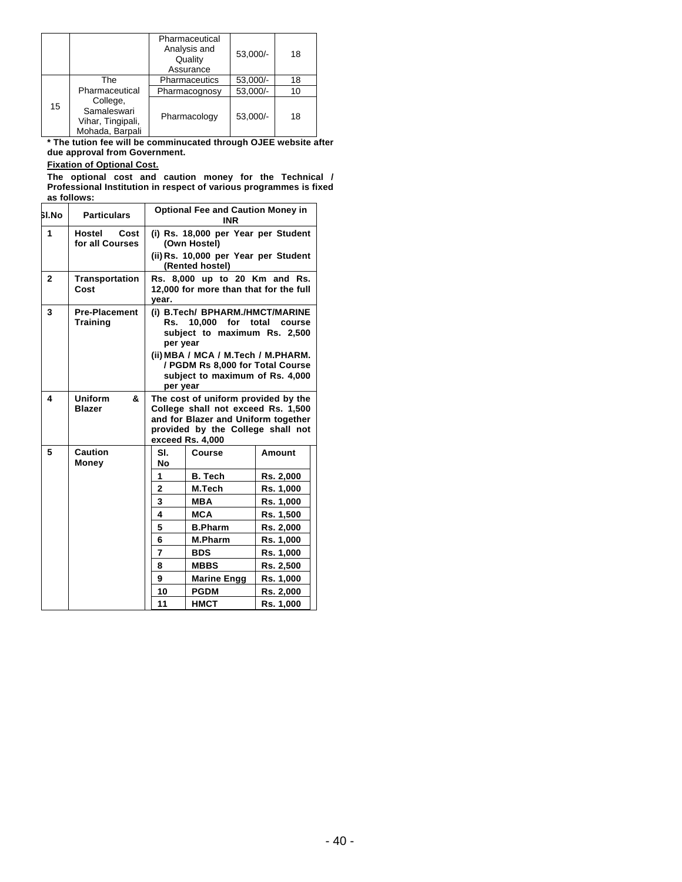| | | | | |
|---|---|---|---|---|
| | | Pharmaceutical Analysis and Quality Assurance | 53,000/- | 18 |
| 15 | The Pharmaceutical College, Samaleswari Vihar, Tingipali, Mohada, Barpali | Pharmaceutics | 53,000/- | 18 |
| | | Pharmacognosy | 53,000/- | 10 |
| | | Pharmacology | 53,000/- | 18 |

**\* The tution fee will be comminucated through OJEE website after due approval from Government.**

**Fixation of Optional Cost.**

**The optional cost and caution money for the Technical / Professional Institution in respect of various programmes is fixed as follows:**

| Sl.No | Particulars | Optional Fee and Caution Money in INR |
|---|---|---|
| 1 | Hostel Cost for all Courses | (i) Rs. 18,000 per Year per Student (Own Hostel)<br>(ii) Rs. 10,000 per Year per Student (Rented hostel) |
| 2 | Transportation Cost | Rs. 8,000 up to 20 Km and Rs. 12,000 for more than that for the full year. |
| 3 | Pre-Placement Training | (i) B.Tech/ BPHARM./HMCT/MARINE Rs. 10,000 for total course subject to maximum Rs. 2,500 per year<br>(ii) MBA / MCA / M.Tech / M.PHARM. / PGDM Rs 8,000 for Total Course subject to maximum of Rs. 4,000 per year |
| 4 | Uniform & Blazer | The cost of uniform provided by the College shall not exceed Rs. 1,500 and for Blazer and Uniform together provided by the College shall not exceed Rs. 4,000 |
| 5 | Caution Money | See table below |

**Caution Money**

| Sl. No | Course | Amount |
|---|---|---|
| 1 | B. Tech | Rs. 2,000 |
| 2 | M.Tech | Rs. 1,000 |
| 3 | MBA | Rs. 1,000 |
| 4 | MCA | Rs. 1,500 |
| 5 | B.Pharm | Rs. 2,000 |
| 6 | M.Pharm | Rs. 1,000 |
| 7 | BDS | Rs. 1,000 |
| 8 | MBBS | Rs. 2,500 |
| 9 | Marine Engg | Rs. 1,000 |
| 10 | PGDM | Rs. 2,000 |
| 11 | HMCT | Rs. 1,000 |